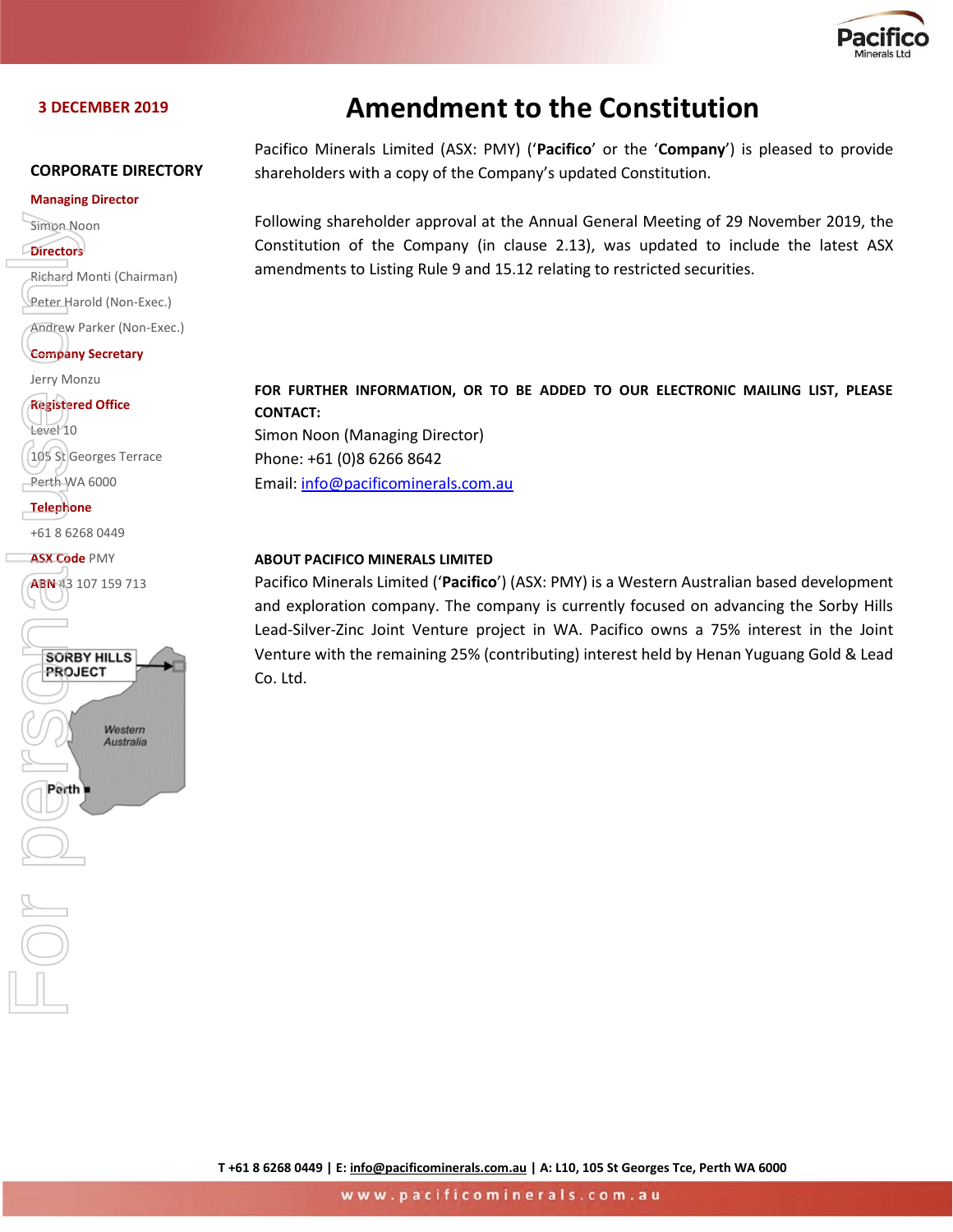**3 DECEMBER 2019**

# Amendment to the Constitution

**CORPORATE DIRECTORY**

**Managing Director**

Simon Noon

**Directors**

Richard Monti (Chairman)

Peter Harold (Non-Exec.)

Andrew Parker (Non-Exec.)

**Company Secretary**

Jerry Monzu

**Registered Office**

Level 10

105 St Georges Terrace

Perth WA 6000

**Telephone**

+61 8 6268 0449

**ASX Code** PMY

**ABN** 43 107 159 713

SORBY HILLS PROJECT

Western Australia

Perth

Pacifico Minerals Limited (ASX: PMY) ('**Pacifico**' or the '**Company**') is pleased to provide shareholders with a copy of the Company's updated Constitution.

Following shareholder approval at the Annual General Meeting of 29 November 2019, the Constitution of the Company (in clause 2.13), was updated to include the latest ASX amendments to Listing Rule 9 and 15.12 relating to restricted securities.

**FOR FURTHER INFORMATION, OR TO BE ADDED TO OUR ELECTRONIC MAILING LIST, PLEASE CONTACT:**

Simon Noon (Managing Director)

Phone: +61 (0)8 6266 8642

Email: info@pacificominerals.com.au

**ABOUT PACIFICO MINERALS LIMITED**

Pacifico Minerals Limited ('**Pacifico**') (ASX: PMY) is a Western Australian based development and exploration company. The company is currently focused on advancing the Sorby Hills Lead-Silver-Zinc Joint Venture project in WA. Pacifico owns a 75% interest in the Joint Venture with the remaining 25% (contributing) interest held by Henan Yuguang Gold & Lead Co. Ltd.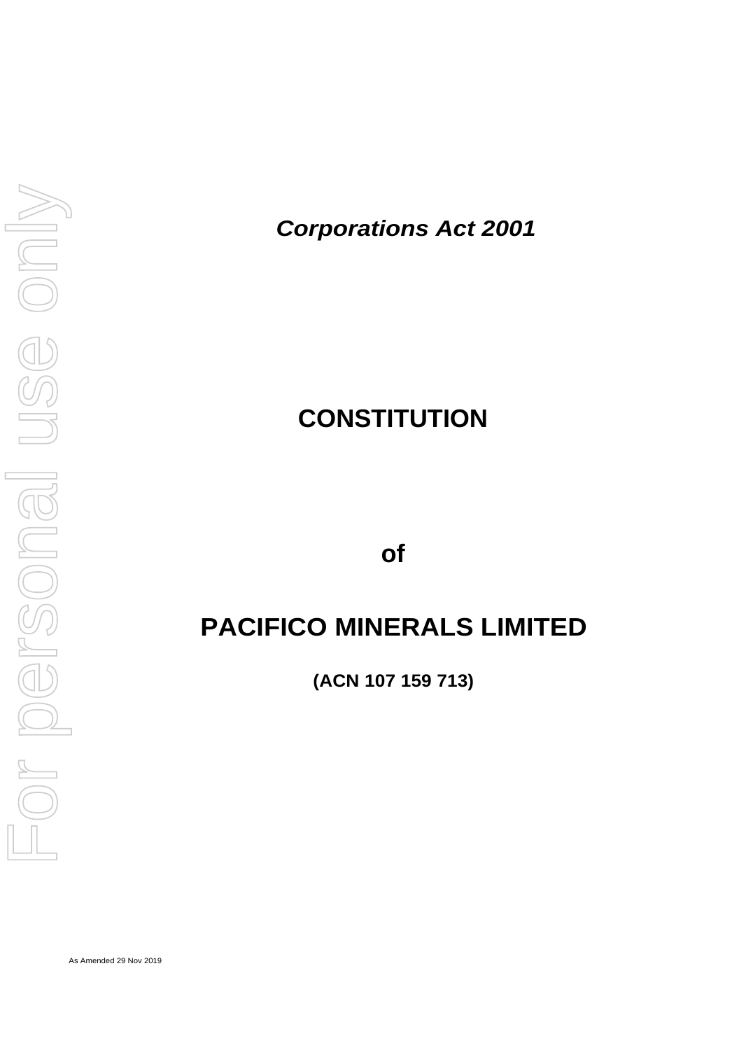***Corporations Act 2001***

# CONSTITUTION

**of**

# PACIFICO MINERALS LIMITED

**(ACN 107 159 713)**

As Amended 29 Nov 2019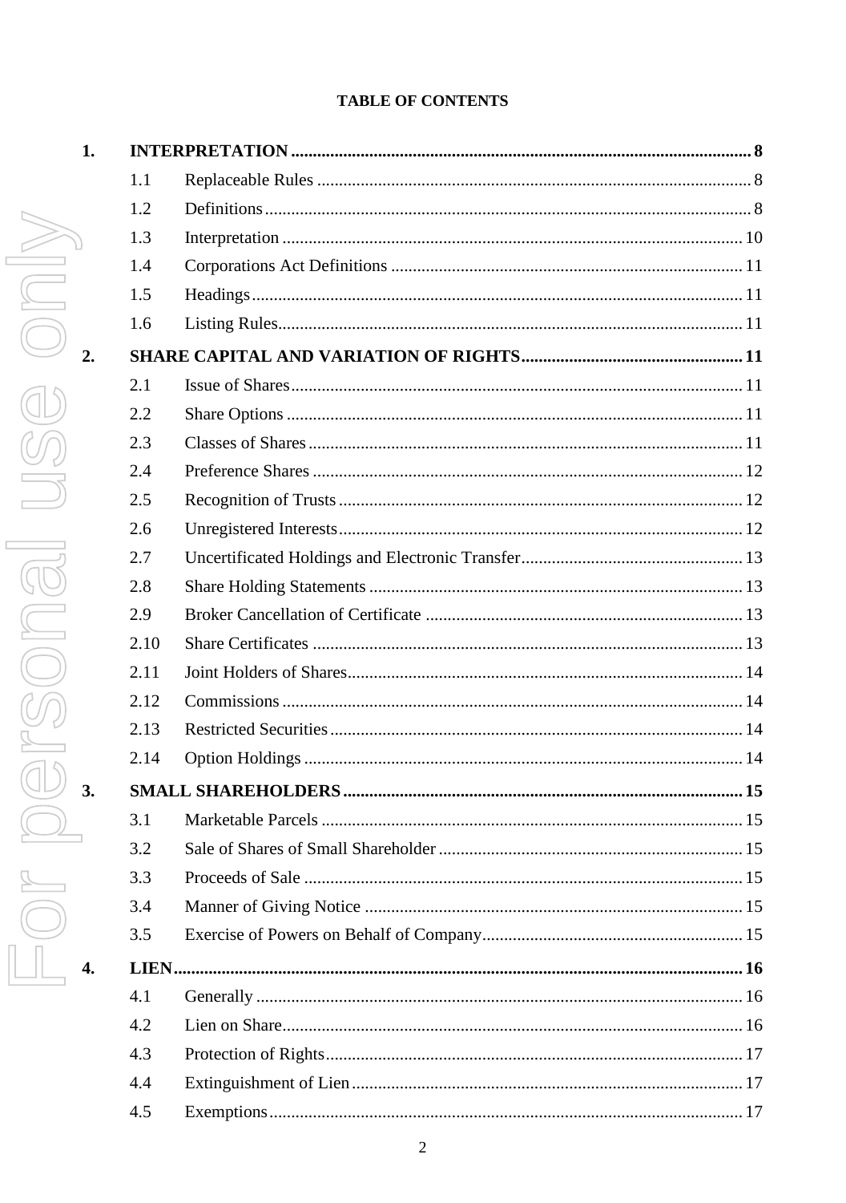**TABLE OF CONTENTS**

| | | | |
|---|---|---|---|
| **1.** | **INTERPRETATION** | | **8** |
| | 1.1 | Replaceable Rules | 8 |
| | 1.2 | Definitions | 8 |
| | 1.3 | Interpretation | 10 |
| | 1.4 | Corporations Act Definitions | 11 |
| | 1.5 | Headings | 11 |
| | 1.6 | Listing Rules | 11 |
| **2.** | **SHARE CAPITAL AND VARIATION OF RIGHTS** | | **11** |
| | 2.1 | Issue of Shares | 11 |
| | 2.2 | Share Options | 11 |
| | 2.3 | Classes of Shares | 11 |
| | 2.4 | Preference Shares | 12 |
| | 2.5 | Recognition of Trusts | 12 |
| | 2.6 | Unregistered Interests | 12 |
| | 2.7 | Uncertificated Holdings and Electronic Transfer | 13 |
| | 2.8 | Share Holding Statements | 13 |
| | 2.9 | Broker Cancellation of Certificate | 13 |
| | 2.10 | Share Certificates | 13 |
| | 2.11 | Joint Holders of Shares | 14 |
| | 2.12 | Commissions | 14 |
| | 2.13 | Restricted Securities | 14 |
| | 2.14 | Option Holdings | 14 |
| **3.** | **SMALL SHAREHOLDERS** | | **15** |
| | 3.1 | Marketable Parcels | 15 |
| | 3.2 | Sale of Shares of Small Shareholder | 15 |
| | 3.3 | Proceeds of Sale | 15 |
| | 3.4 | Manner of Giving Notice | 15 |
| | 3.5 | Exercise of Powers on Behalf of Company | 15 |
| **4.** | **LIEN** | | **16** |
| | 4.1 | Generally | 16 |
| | 4.2 | Lien on Share | 16 |
| | 4.3 | Protection of Rights | 17 |
| | 4.4 | Extinguishment of Lien | 17 |
| | 4.5 | Exemptions | 17 |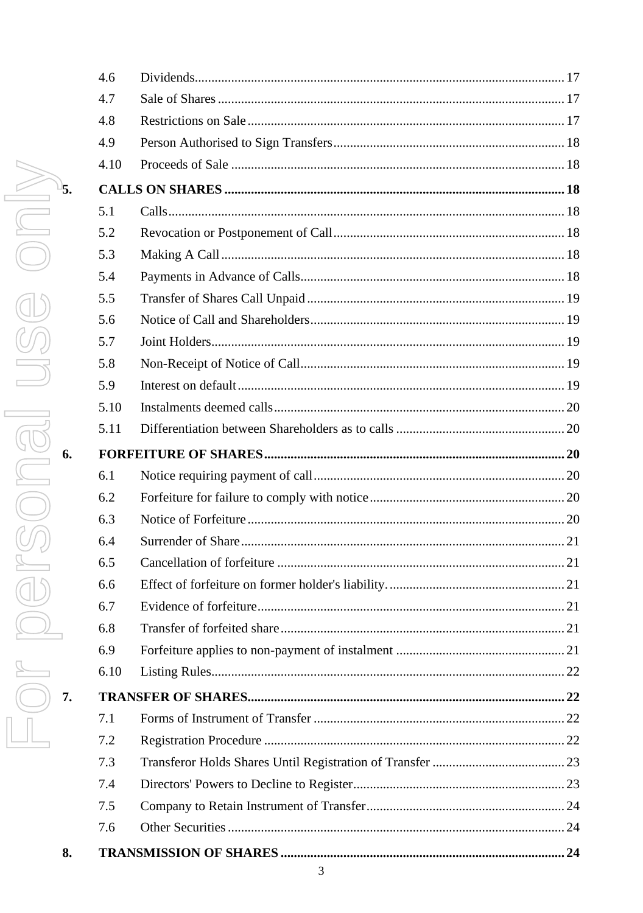| | | |
|---|---|---|
| 4.6 | Dividends | 17 |
| 4.7 | Sale of Shares | 17 |
| 4.8 | Restrictions on Sale | 17 |
| 4.9 | Person Authorised to Sign Transfers | 18 |
| 4.10 | Proceeds of Sale | 18 |
| **5.** | **CALLS ON SHARES** | **18** |
| 5.1 | Calls | 18 |
| 5.2 | Revocation or Postponement of Call | 18 |
| 5.3 | Making A Call | 18 |
| 5.4 | Payments in Advance of Calls | 18 |
| 5.5 | Transfer of Shares Call Unpaid | 19 |
| 5.6 | Notice of Call and Shareholders | 19 |
| 5.7 | Joint Holders | 19 |
| 5.8 | Non-Receipt of Notice of Call | 19 |
| 5.9 | Interest on default | 19 |
| 5.10 | Instalments deemed calls | 20 |
| 5.11 | Differentiation between Shareholders as to calls | 20 |
| **6.** | **FORFEITURE OF SHARES** | **20** |
| 6.1 | Notice requiring payment of call | 20 |
| 6.2 | Forfeiture for failure to comply with notice | 20 |
| 6.3 | Notice of Forfeiture | 20 |
| 6.4 | Surrender of Share | 21 |
| 6.5 | Cancellation of forfeiture | 21 |
| 6.6 | Effect of forfeiture on former holder's liability. | 21 |
| 6.7 | Evidence of forfeiture | 21 |
| 6.8 | Transfer of forfeited share | 21 |
| 6.9 | Forfeiture applies to non-payment of instalment | 21 |
| 6.10 | Listing Rules | 22 |
| **7.** | **TRANSFER OF SHARES** | **22** |
| 7.1 | Forms of Instrument of Transfer | 22 |
| 7.2 | Registration Procedure | 22 |
| 7.3 | Transferor Holds Shares Until Registration of Transfer | 23 |
| 7.4 | Directors' Powers to Decline to Register | 23 |
| 7.5 | Company to Retain Instrument of Transfer | 24 |
| 7.6 | Other Securities | 24 |
| **8.** | **TRANSMISSION OF SHARES** | **24** |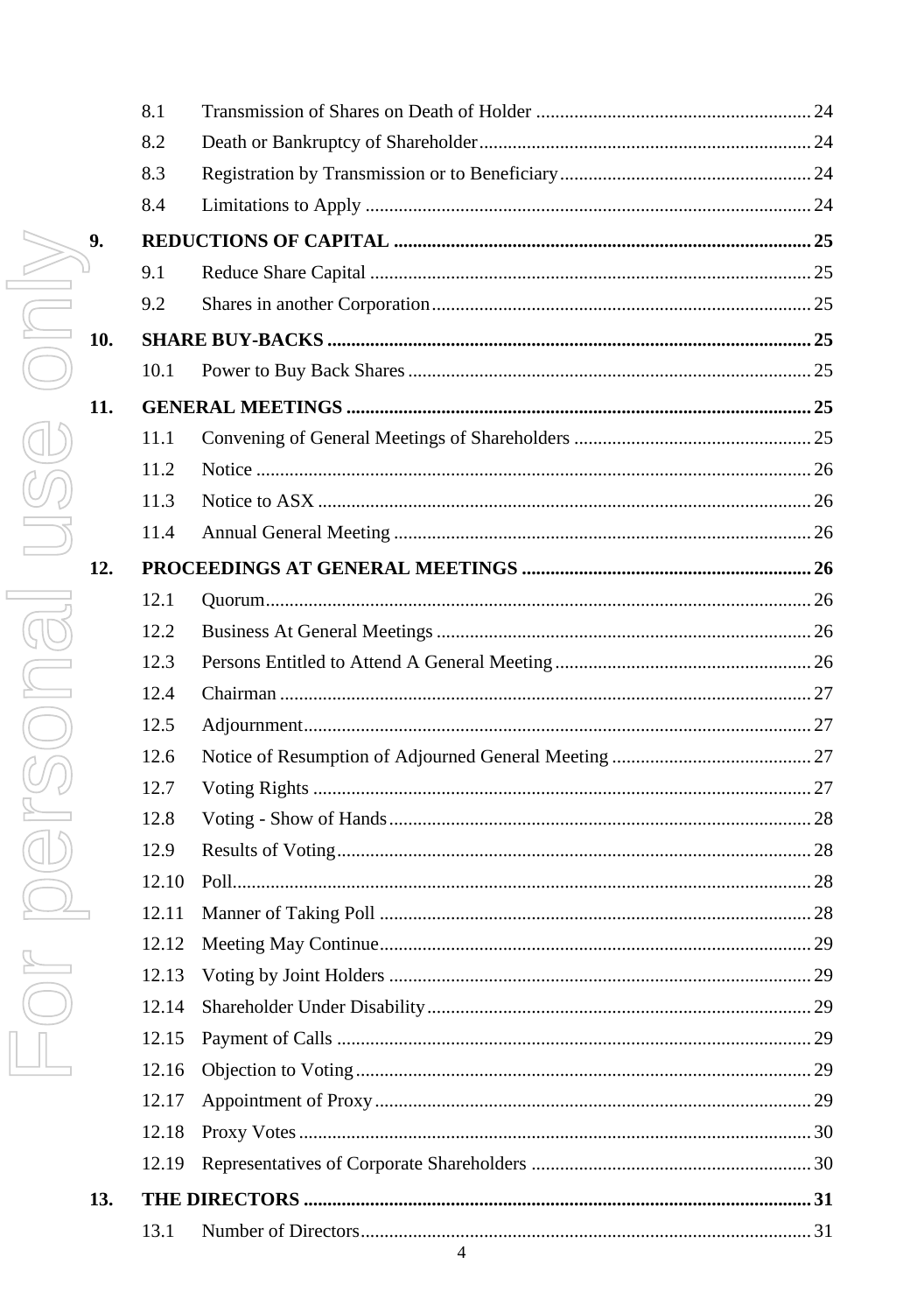| | | |
|---|---|---|
| 8.1 | Transmission of Shares on Death of Holder | 24 |
| 8.2 | Death or Bankruptcy of Shareholder | 24 |
| 8.3 | Registration by Transmission or to Beneficiary | 24 |
| 8.4 | Limitations to Apply | 24 |
| **9.** | **REDUCTIONS OF CAPITAL** | **25** |
| 9.1 | Reduce Share Capital | 25 |
| 9.2 | Shares in another Corporation | 25 |
| **10.** | **SHARE BUY-BACKS** | **25** |
| 10.1 | Power to Buy Back Shares | 25 |
| **11.** | **GENERAL MEETINGS** | **25** |
| 11.1 | Convening of General Meetings of Shareholders | 25 |
| 11.2 | Notice | 26 |
| 11.3 | Notice to ASX | 26 |
| 11.4 | Annual General Meeting | 26 |
| **12.** | **PROCEEDINGS AT GENERAL MEETINGS** | **26** |
| 12.1 | Quorum | 26 |
| 12.2 | Business At General Meetings | 26 |
| 12.3 | Persons Entitled to Attend A General Meeting | 26 |
| 12.4 | Chairman | 27 |
| 12.5 | Adjournment | 27 |
| 12.6 | Notice of Resumption of Adjourned General Meeting | 27 |
| 12.7 | Voting Rights | 27 |
| 12.8 | Voting - Show of Hands | 28 |
| 12.9 | Results of Voting | 28 |
| 12.10 | Poll | 28 |
| 12.11 | Manner of Taking Poll | 28 |
| 12.12 | Meeting May Continue | 29 |
| 12.13 | Voting by Joint Holders | 29 |
| 12.14 | Shareholder Under Disability | 29 |
| 12.15 | Payment of Calls | 29 |
| 12.16 | Objection to Voting | 29 |
| 12.17 | Appointment of Proxy | 29 |
| 12.18 | Proxy Votes | 30 |
| 12.19 | Representatives of Corporate Shareholders | 30 |
| **13.** | **THE DIRECTORS** | **31** |
| 13.1 | Number of Directors | 31 |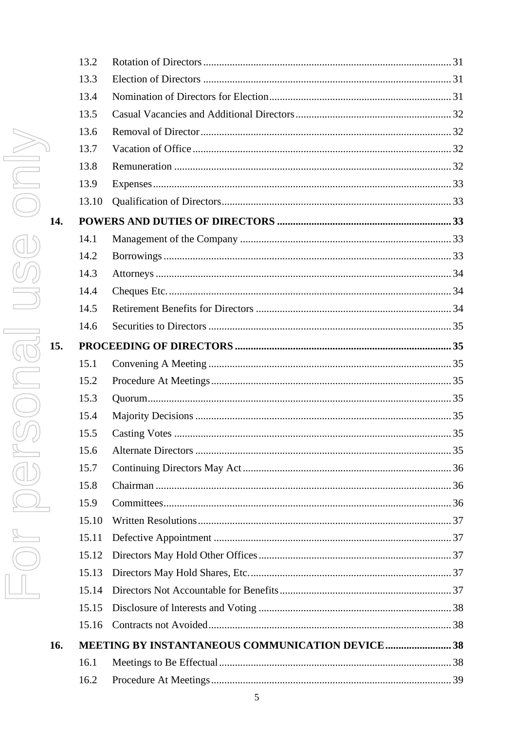| | | |
|---|---|---|
| | 13.2 Rotation of Directors | 31 |
| | 13.3 Election of Directors | 31 |
| | 13.4 Nomination of Directors for Election | 31 |
| | 13.5 Casual Vacancies and Additional Directors | 32 |
| | 13.6 Removal of Director | 32 |
| | 13.7 Vacation of Office | 32 |
| | 13.8 Remuneration | 32 |
| | 13.9 Expenses | 33 |
| | 13.10 Qualification of Directors | 33 |
| **14.** | **POWERS AND DUTIES OF DIRECTORS** | **33** |
| | 14.1 Management of the Company | 33 |
| | 14.2 Borrowings | 33 |
| | 14.3 Attorneys | 34 |
| | 14.4 Cheques Etc. | 34 |
| | 14.5 Retirement Benefits for Directors | 34 |
| | 14.6 Securities to Directors | 35 |
| **15.** | **PROCEEDING OF DIRECTORS** | **35** |
| | 15.1 Convening A Meeting | 35 |
| | 15.2 Procedure At Meetings | 35 |
| | 15.3 Quorum | 35 |
| | 15.4 Majority Decisions | 35 |
| | 15.5 Casting Votes | 35 |
| | 15.6 Alternate Directors | 35 |
| | 15.7 Continuing Directors May Act | 36 |
| | 15.8 Chairman | 36 |
| | 15.9 Committees | 36 |
| | 15.10 Written Resolutions | 37 |
| | 15.11 Defective Appointment | 37 |
| | 15.12 Directors May Hold Other Offices | 37 |
| | 15.13 Directors May Hold Shares, Etc. | 37 |
| | 15.14 Directors Not Accountable for Benefits | 37 |
| | 15.15 Disclosure of lnterests and Voting | 38 |
| | 15.16 Contracts not Avoided | 38 |
| **16.** | **MEETING BY INSTANTANEOUS COMMUNICATION DEVICE** | **38** |
| | 16.1 Meetings to Be Effectual | 38 |
| | 16.2 Procedure At Meetings | 39 |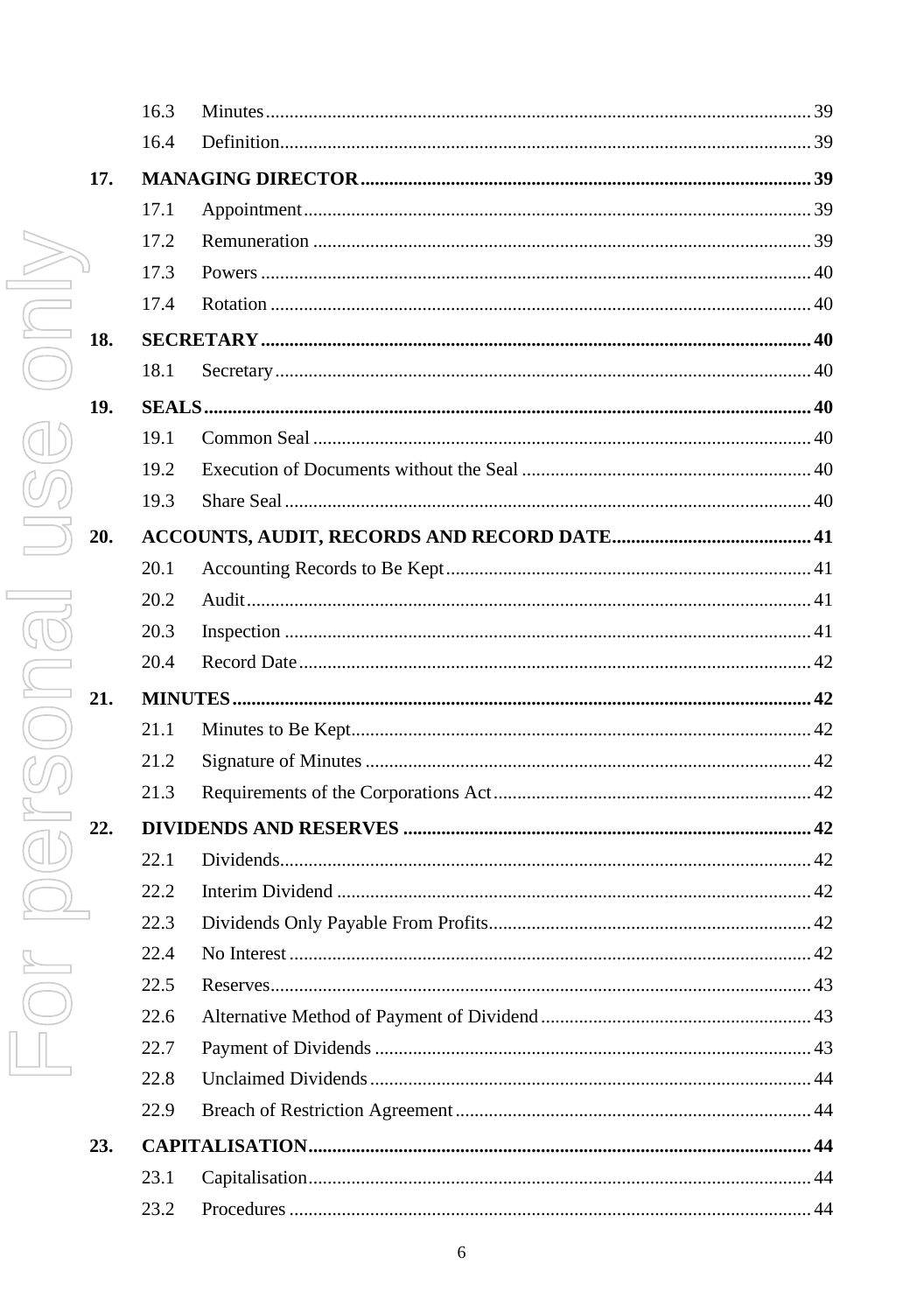| | | |
|---|---|---|
| 16.3 | Minutes | 39 |
| 16.4 | Definition | 39 |
| **17.** | **MANAGING DIRECTOR** | **39** |
| 17.1 | Appointment | 39 |
| 17.2 | Remuneration | 39 |
| 17.3 | Powers | 40 |
| 17.4 | Rotation | 40 |
| **18.** | **SECRETARY** | **40** |
| 18.1 | Secretary | 40 |
| **19.** | **SEALS** | **40** |
| 19.1 | Common Seal | 40 |
| 19.2 | Execution of Documents without the Seal | 40 |
| 19.3 | Share Seal | 40 |
| **20.** | **ACCOUNTS, AUDIT, RECORDS AND RECORD DATE** | **41** |
| 20.1 | Accounting Records to Be Kept | 41 |
| 20.2 | Audit | 41 |
| 20.3 | Inspection | 41 |
| 20.4 | Record Date | 42 |
| **21.** | **MINUTES** | **42** |
| 21.1 | Minutes to Be Kept | 42 |
| 21.2 | Signature of Minutes | 42 |
| 21.3 | Requirements of the Corporations Act | 42 |
| **22.** | **DIVIDENDS AND RESERVES** | **42** |
| 22.1 | Dividends | 42 |
| 22.2 | Interim Dividend | 42 |
| 22.3 | Dividends Only Payable From Profits | 42 |
| 22.4 | No Interest | 42 |
| 22.5 | Reserves | 43 |
| 22.6 | Alternative Method of Payment of Dividend | 43 |
| 22.7 | Payment of Dividends | 43 |
| 22.8 | Unclaimed Dividends | 44 |
| 22.9 | Breach of Restriction Agreement | 44 |
| **23.** | **CAPITALISATION** | **44** |
| 23.1 | Capitalisation | 44 |
| 23.2 | Procedures | 44 |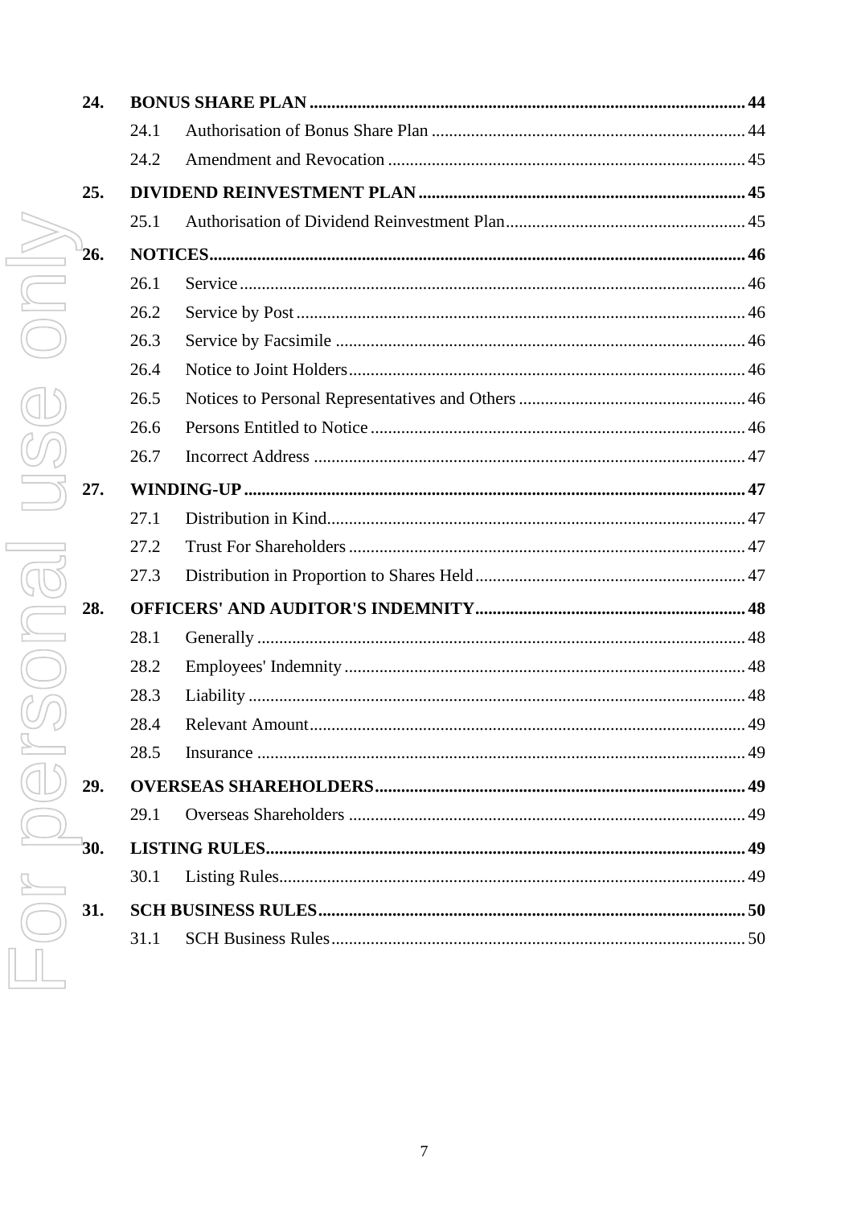| | | |
|---|---|---|
| **24.** | **BONUS SHARE PLAN** | **44** |
| 24.1 | Authorisation of Bonus Share Plan | 44 |
| 24.2 | Amendment and Revocation | 45 |
| **25.** | **DIVIDEND REINVESTMENT PLAN** | **45** |
| 25.1 | Authorisation of Dividend Reinvestment Plan | 45 |
| **26.** | **NOTICES** | **46** |
| 26.1 | Service | 46 |
| 26.2 | Service by Post | 46 |
| 26.3 | Service by Facsimile | 46 |
| 26.4 | Notice to Joint Holders | 46 |
| 26.5 | Notices to Personal Representatives and Others | 46 |
| 26.6 | Persons Entitled to Notice | 46 |
| 26.7 | Incorrect Address | 47 |
| **27.** | **WINDING-UP** | **47** |
| 27.1 | Distribution in Kind | 47 |
| 27.2 | Trust For Shareholders | 47 |
| 27.3 | Distribution in Proportion to Shares Held | 47 |
| **28.** | **OFFICERS' AND AUDITOR'S INDEMNITY** | **48** |
| 28.1 | Generally | 48 |
| 28.2 | Employees' Indemnity | 48 |
| 28.3 | Liability | 48 |
| 28.4 | Relevant Amount | 49 |
| 28.5 | Insurance | 49 |
| **29.** | **OVERSEAS SHAREHOLDERS** | **49** |
| 29.1 | Overseas Shareholders | 49 |
| **30.** | **LISTING RULES** | **49** |
| 30.1 | Listing Rules | 49 |
| **31.** | **SCH BUSINESS RULES** | **50** |
| 31.1 | SCH Business Rules | 50 |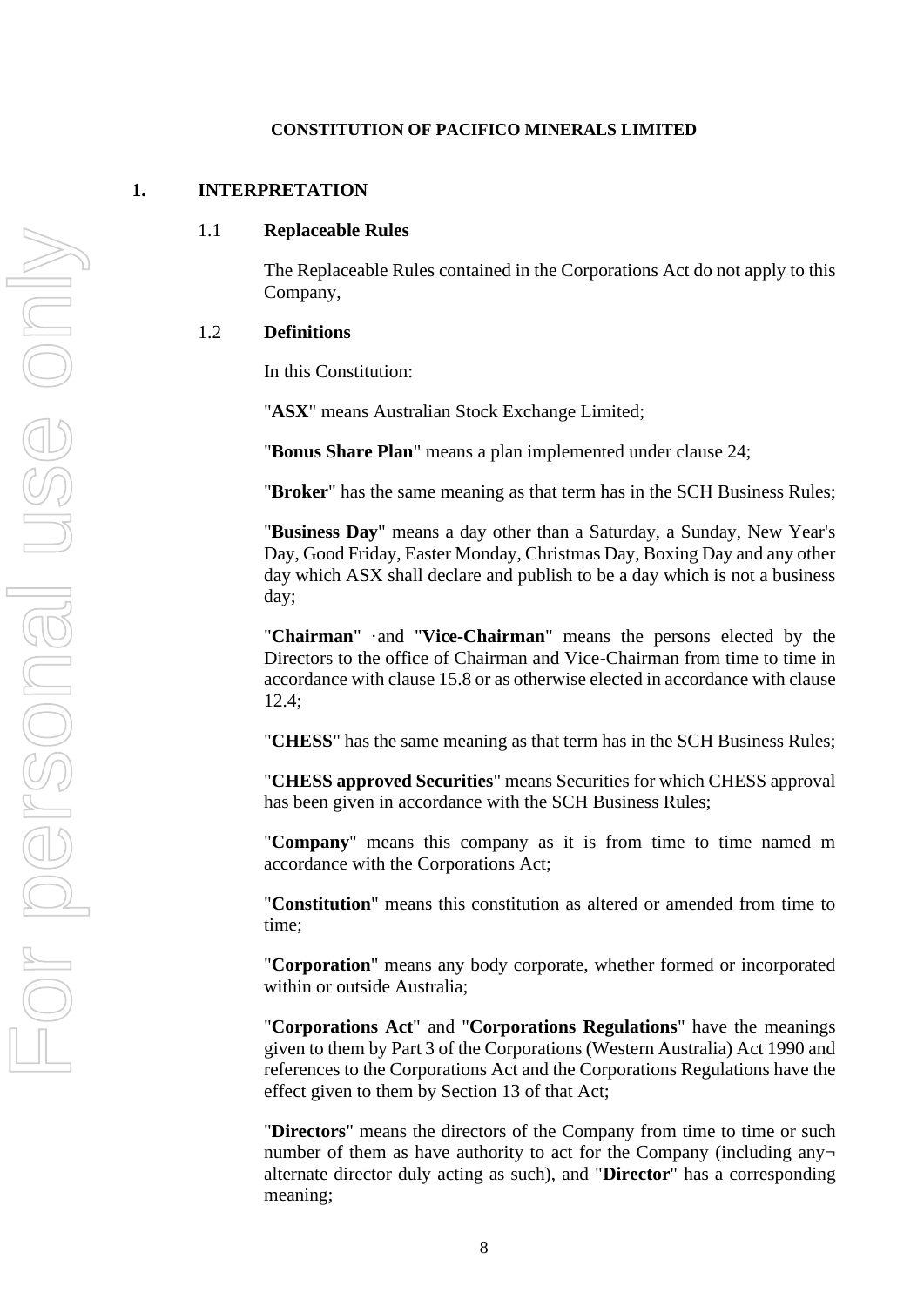**CONSTITUTION OF PACIFICO MINERALS LIMITED**

# 1. INTERPRETATION

## 1.1 Replaceable Rules

The Replaceable Rules contained in the Corporations Act do not apply to this Company,

## 1.2 Definitions

In this Constitution:

"**ASX**" means Australian Stock Exchange Limited;

"**Bonus Share Plan**" means a plan implemented under clause 24;

"**Broker**" has the same meaning as that term has in the SCH Business Rules;

"**Business Day**" means a day other than a Saturday, a Sunday, New Year's Day, Good Friday, Easter Monday, Christmas Day, Boxing Day and any other day which ASX shall declare and publish to be a day which is not a business day;

"**Chairman**" ·and "**Vice-Chairman**" means the persons elected by the Directors to the office of Chairman and Vice-Chairman from time to time in accordance with clause 15.8 or as otherwise elected in accordance with clause 12.4;

"**CHESS**" has the same meaning as that term has in the SCH Business Rules;

"**CHESS approved Securities**" means Securities for which CHESS approval has been given in accordance with the SCH Business Rules;

"**Company**" means this company as it is from time to time named m accordance with the Corporations Act;

"**Constitution**" means this constitution as altered or amended from time to time;

"**Corporation**" means any body corporate, whether formed or incorporated within or outside Australia;

"**Corporations Act**" and "**Corporations Regulations**" have the meanings given to them by Part 3 of the Corporations (Western Australia) Act 1990 and references to the Corporations Act and the Corporations Regulations have the effect given to them by Section 13 of that Act;

"**Directors**" means the directors of the Company from time to time or such number of them as have authority to act for the Company (including any¬ alternate director duly acting as such), and "**Director**" has a corresponding meaning;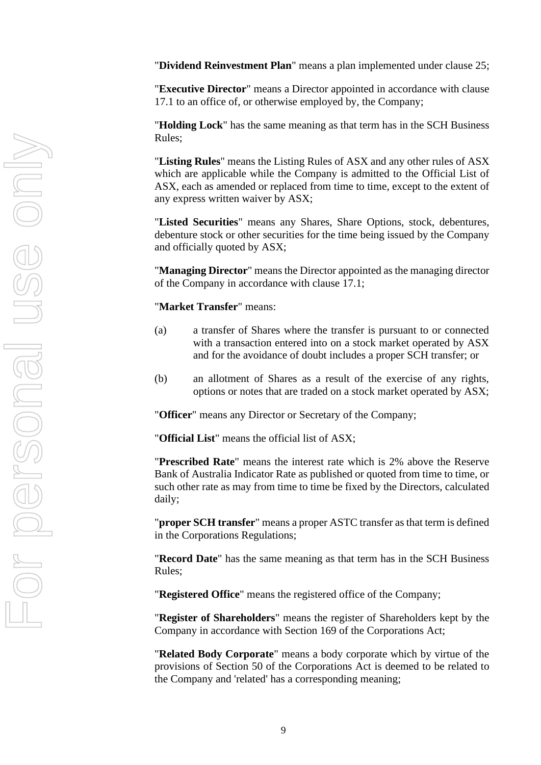"**Dividend Reinvestment Plan**" means a plan implemented under clause 25;

"**Executive Director**" means a Director appointed in accordance with clause 17.1 to an office of, or otherwise employed by, the Company;

"**Holding Lock**" has the same meaning as that term has in the SCH Business Rules;

"**Listing Rules**" means the Listing Rules of ASX and any other rules of ASX which are applicable while the Company is admitted to the Official List of ASX, each as amended or replaced from time to time, except to the extent of any express written waiver by ASX;

"**Listed Securities**" means any Shares, Share Options, stock, debentures, debenture stock or other securities for the time being issued by the Company and officially quoted by ASX;

"**Managing Director**" means the Director appointed as the managing director of the Company in accordance with clause 17.1;

"**Market Transfer**" means:

(a) a transfer of Shares where the transfer is pursuant to or connected with a transaction entered into on a stock market operated by ASX and for the avoidance of doubt includes a proper SCH transfer; or

(b) an allotment of Shares as a result of the exercise of any rights, options or notes that are traded on a stock market operated by ASX;

"**Officer**" means any Director or Secretary of the Company;

"**Official List**" means the official list of ASX;

"**Prescribed Rate**" means the interest rate which is 2% above the Reserve Bank of Australia Indicator Rate as published or quoted from time to time, or such other rate as may from time to time be fixed by the Directors, calculated daily;

"**proper SCH transfer**" means a proper ASTC transfer as that term is defined in the Corporations Regulations;

"**Record Date**" has the same meaning as that term has in the SCH Business Rules;

"**Registered Office**" means the registered office of the Company;

"**Register of Shareholders**" means the register of Shareholders kept by the Company in accordance with Section 169 of the Corporations Act;

"**Related Body Corporate**" means a body corporate which by virtue of the provisions of Section 50 of the Corporations Act is deemed to be related to the Company and 'related' has a corresponding meaning;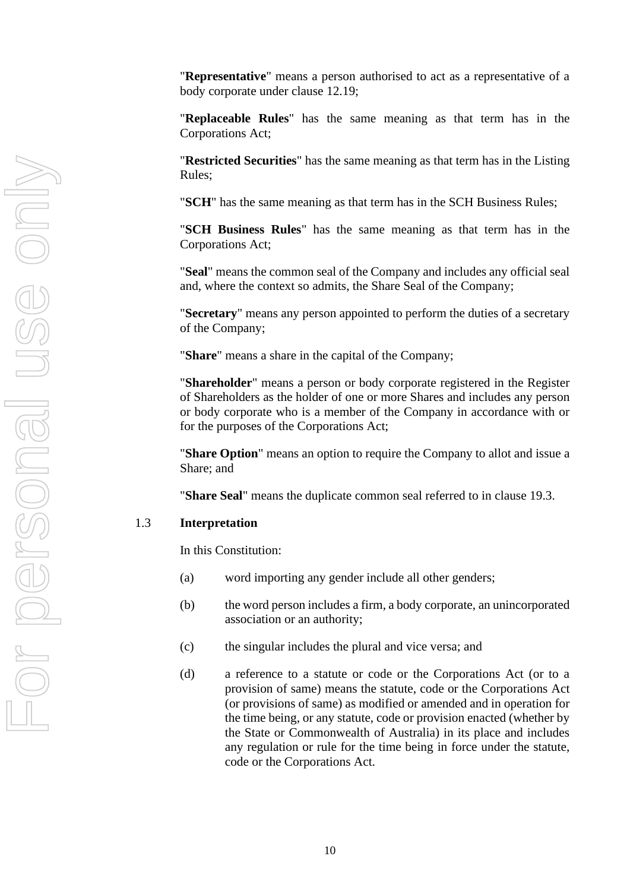"**Representative**" means a person authorised to act as a representative of a body corporate under clause 12.19;

"**Replaceable Rules**" has the same meaning as that term has in the Corporations Act;

"**Restricted Securities**" has the same meaning as that term has in the Listing Rules;

"**SCH**" has the same meaning as that term has in the SCH Business Rules;

"**SCH Business Rules**" has the same meaning as that term has in the Corporations Act;

"**Seal**" means the common seal of the Company and includes any official seal and, where the context so admits, the Share Seal of the Company;

"**Secretary**" means any person appointed to perform the duties of a secretary of the Company;

"**Share**" means a share in the capital of the Company;

"**Shareholder**" means a person or body corporate registered in the Register of Shareholders as the holder of one or more Shares and includes any person or body corporate who is a member of the Company in accordance with or for the purposes of the Corporations Act;

"**Share Option**" means an option to require the Company to allot and issue a Share; and

"**Share Seal**" means the duplicate common seal referred to in clause 19.3.

### 1.3 Interpretation

In this Constitution:

(a) word importing any gender include all other genders;

(b) the word person includes a firm, a body corporate, an unincorporated association or an authority;

(c) the singular includes the plural and vice versa; and

(d) a reference to a statute or code or the Corporations Act (or to a provision of same) means the statute, code or the Corporations Act (or provisions of same) as modified or amended and in operation for the time being, or any statute, code or provision enacted (whether by the State or Commonwealth of Australia) in its place and includes any regulation or rule for the time being in force under the statute, code or the Corporations Act.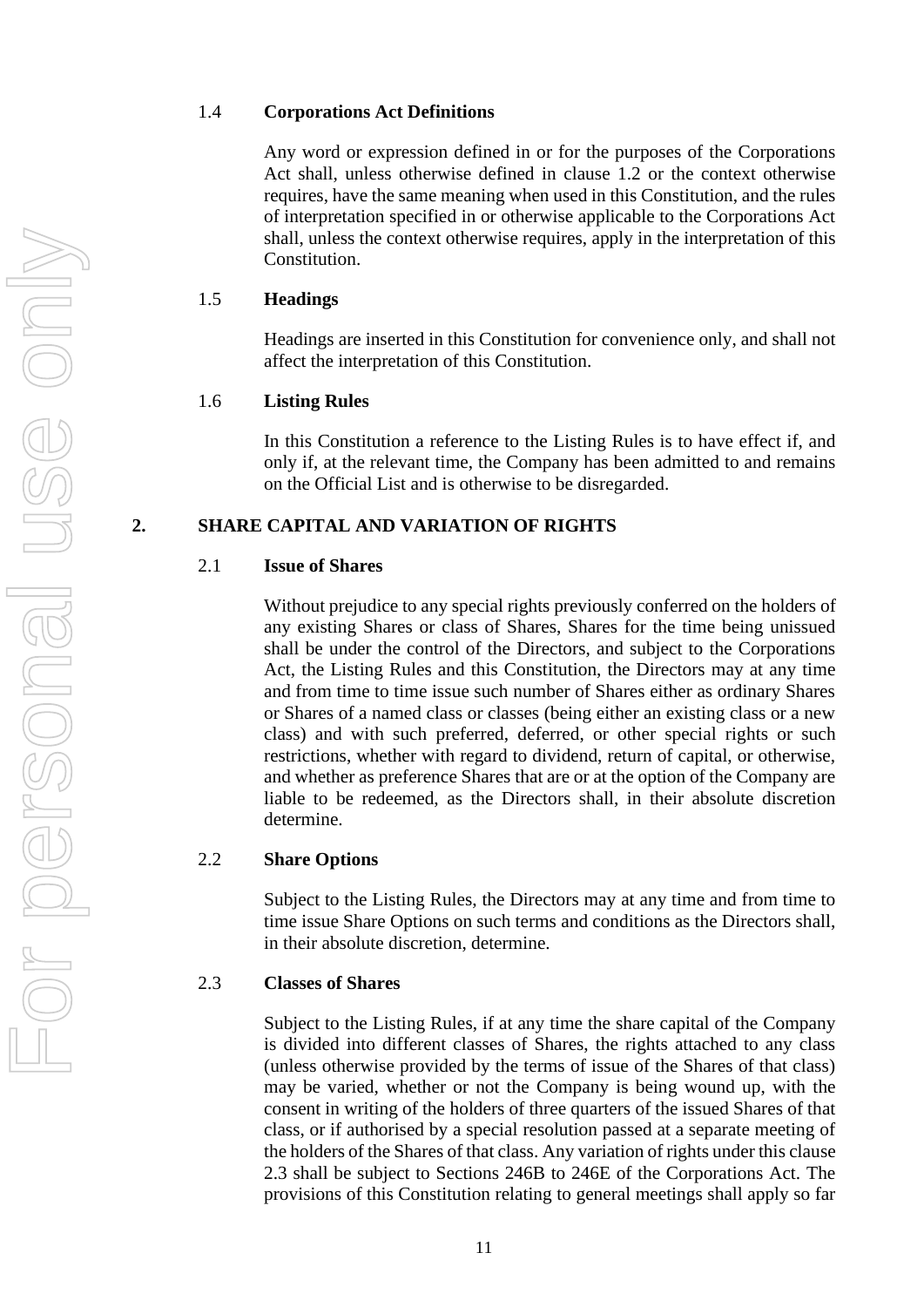### 1.4 Corporations Act Definitions

Any word or expression defined in or for the purposes of the Corporations Act shall, unless otherwise defined in clause 1.2 or the context otherwise requires, have the same meaning when used in this Constitution, and the rules of interpretation specified in or otherwise applicable to the Corporations Act shall, unless the context otherwise requires, apply in the interpretation of this Constitution.

### 1.5 Headings

Headings are inserted in this Constitution for convenience only, and shall not affect the interpretation of this Constitution.

### 1.6 Listing Rules

In this Constitution a reference to the Listing Rules is to have effect if, and only if, at the relevant time, the Company has been admitted to and remains on the Official List and is otherwise to be disregarded.

## 2. SHARE CAPITAL AND VARIATION OF RIGHTS

### 2.1 Issue of Shares

Without prejudice to any special rights previously conferred on the holders of any existing Shares or class of Shares, Shares for the time being unissued shall be under the control of the Directors, and subject to the Corporations Act, the Listing Rules and this Constitution, the Directors may at any time and from time to time issue such number of Shares either as ordinary Shares or Shares of a named class or classes (being either an existing class or a new class) and with such preferred, deferred, or other special rights or such restrictions, whether with regard to dividend, return of capital, or otherwise, and whether as preference Shares that are or at the option of the Company are liable to be redeemed, as the Directors shall, in their absolute discretion determine.

### 2.2 Share Options

Subject to the Listing Rules, the Directors may at any time and from time to time issue Share Options on such terms and conditions as the Directors shall, in their absolute discretion, determine.

### 2.3 Classes of Shares

Subject to the Listing Rules, if at any time the share capital of the Company is divided into different classes of Shares, the rights attached to any class (unless otherwise provided by the terms of issue of the Shares of that class) may be varied, whether or not the Company is being wound up, with the consent in writing of the holders of three quarters of the issued Shares of that class, or if authorised by a special resolution passed at a separate meeting of the holders of the Shares of that class. Any variation of rights under this clause 2.3 shall be subject to Sections 246B to 246E of the Corporations Act. The provisions of this Constitution relating to general meetings shall apply so far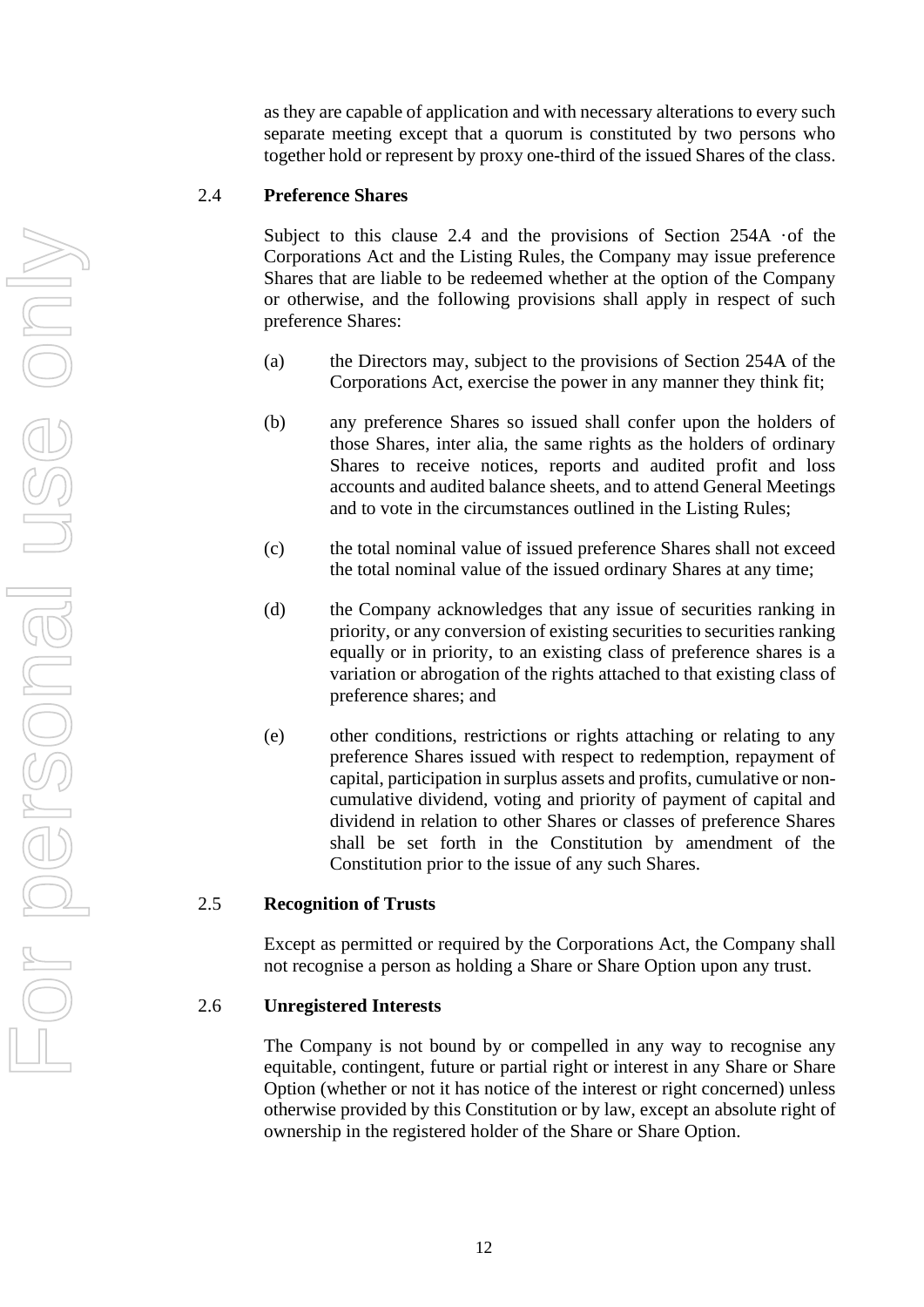as they are capable of application and with necessary alterations to every such separate meeting except that a quorum is constituted by two persons who together hold or represent by proxy one-third of the issued Shares of the class.

### 2.4 Preference Shares

Subject to this clause 2.4 and the provisions of Section 254A ·of the Corporations Act and the Listing Rules, the Company may issue preference Shares that are liable to be redeemed whether at the option of the Company or otherwise, and the following provisions shall apply in respect of such preference Shares:

(a) the Directors may, subject to the provisions of Section 254A of the Corporations Act, exercise the power in any manner they think fit;

(b) any preference Shares so issued shall confer upon the holders of those Shares, inter alia, the same rights as the holders of ordinary Shares to receive notices, reports and audited profit and loss accounts and audited balance sheets, and to attend General Meetings and to vote in the circumstances outlined in the Listing Rules;

(c) the total nominal value of issued preference Shares shall not exceed the total nominal value of the issued ordinary Shares at any time;

(d) the Company acknowledges that any issue of securities ranking in priority, or any conversion of existing securities to securities ranking equally or in priority, to an existing class of preference shares is a variation or abrogation of the rights attached to that existing class of preference shares; and

(e) other conditions, restrictions or rights attaching or relating to any preference Shares issued with respect to redemption, repayment of capital, participation in surplus assets and profits, cumulative or non-cumulative dividend, voting and priority of payment of capital and dividend in relation to other Shares or classes of preference Shares shall be set forth in the Constitution by amendment of the Constitution prior to the issue of any such Shares.

### 2.5 Recognition of Trusts

Except as permitted or required by the Corporations Act, the Company shall not recognise a person as holding a Share or Share Option upon any trust.

### 2.6 Unregistered Interests

The Company is not bound by or compelled in any way to recognise any equitable, contingent, future or partial right or interest in any Share or Share Option (whether or not it has notice of the interest or right concerned) unless otherwise provided by this Constitution or by law, except an absolute right of ownership in the registered holder of the Share or Share Option.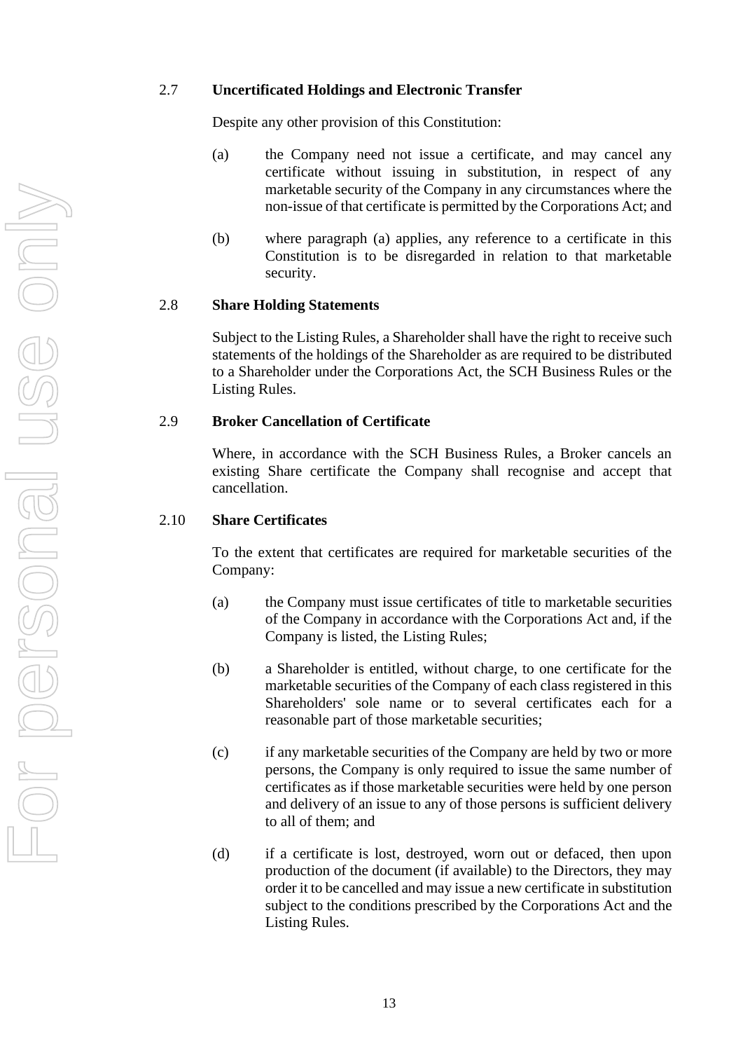### 2.7 Uncertificated Holdings and Electronic Transfer

Despite any other provision of this Constitution:

(a) the Company need not issue a certificate, and may cancel any certificate without issuing in substitution, in respect of any marketable security of the Company in any circumstances where the non-issue of that certificate is permitted by the Corporations Act; and

(b) where paragraph (a) applies, any reference to a certificate in this Constitution is to be disregarded in relation to that marketable security.

### 2.8 Share Holding Statements

Subject to the Listing Rules, a Shareholder shall have the right to receive such statements of the holdings of the Shareholder as are required to be distributed to a Shareholder under the Corporations Act, the SCH Business Rules or the Listing Rules.

### 2.9 Broker Cancellation of Certificate

Where, in accordance with the SCH Business Rules, a Broker cancels an existing Share certificate the Company shall recognise and accept that cancellation.

### 2.10 Share Certificates

To the extent that certificates are required for marketable securities of the Company:

(a) the Company must issue certificates of title to marketable securities of the Company in accordance with the Corporations Act and, if the Company is listed, the Listing Rules;

(b) a Shareholder is entitled, without charge, to one certificate for the marketable securities of the Company of each class registered in this Shareholders' sole name or to several certificates each for a reasonable part of those marketable securities;

(c) if any marketable securities of the Company are held by two or more persons, the Company is only required to issue the same number of certificates as if those marketable securities were held by one person and delivery of an issue to any of those persons is sufficient delivery to all of them; and

(d) if a certificate is lost, destroyed, worn out or defaced, then upon production of the document (if available) to the Directors, they may order it to be cancelled and may issue a new certificate in substitution subject to the conditions prescribed by the Corporations Act and the Listing Rules.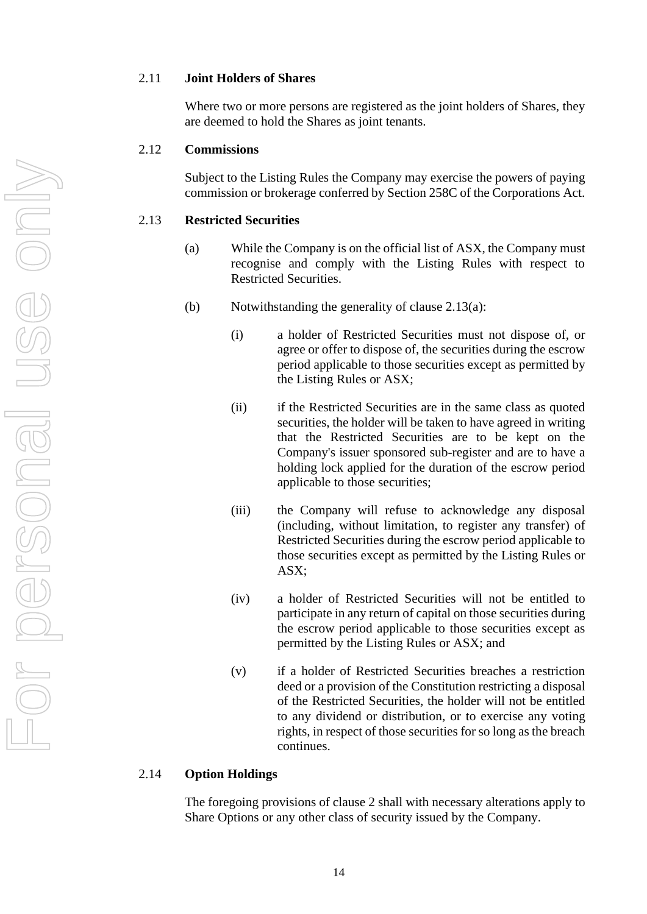### 2.11 Joint Holders of Shares

Where two or more persons are registered as the joint holders of Shares, they are deemed to hold the Shares as joint tenants.

### 2.12 Commissions

Subject to the Listing Rules the Company may exercise the powers of paying commission or brokerage conferred by Section 258C of the Corporations Act.

### 2.13 Restricted Securities

(a) While the Company is on the official list of ASX, the Company must recognise and comply with the Listing Rules with respect to Restricted Securities.

(b) Notwithstanding the generality of clause 2.13(a):

   (i) a holder of Restricted Securities must not dispose of, or agree or offer to dispose of, the securities during the escrow period applicable to those securities except as permitted by the Listing Rules or ASX;

   (ii) if the Restricted Securities are in the same class as quoted securities, the holder will be taken to have agreed in writing that the Restricted Securities are to be kept on the Company's issuer sponsored sub-register and are to have a holding lock applied for the duration of the escrow period applicable to those securities;

   (iii) the Company will refuse to acknowledge any disposal (including, without limitation, to register any transfer) of Restricted Securities during the escrow period applicable to those securities except as permitted by the Listing Rules or ASX;

   (iv) a holder of Restricted Securities will not be entitled to participate in any return of capital on those securities during the escrow period applicable to those securities except as permitted by the Listing Rules or ASX; and

   (v) if a holder of Restricted Securities breaches a restriction deed or a provision of the Constitution restricting a disposal of the Restricted Securities, the holder will not be entitled to any dividend or distribution, or to exercise any voting rights, in respect of those securities for so long as the breach continues.

### 2.14 Option Holdings

The foregoing provisions of clause 2 shall with necessary alterations apply to Share Options or any other class of security issued by the Company.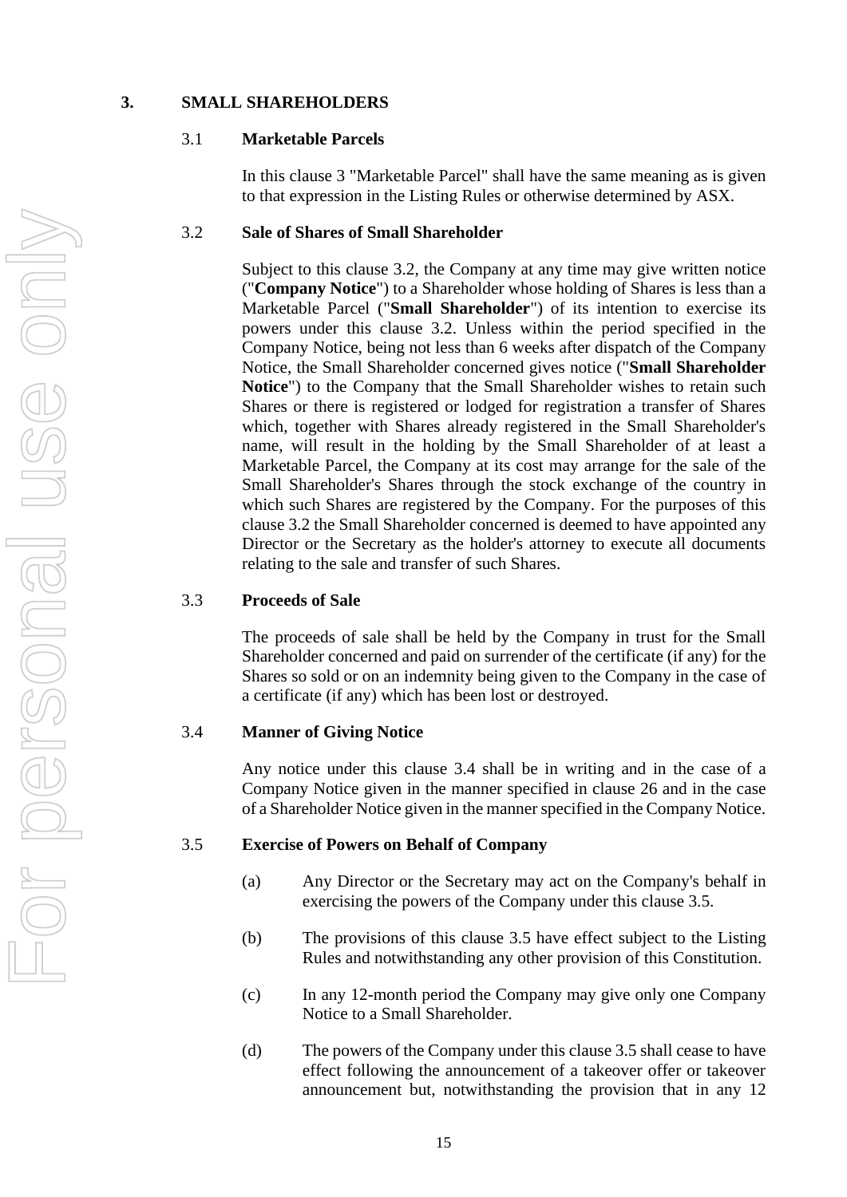## 3. SMALL SHAREHOLDERS

### 3.1 Marketable Parcels

In this clause 3 "Marketable Parcel" shall have the same meaning as is given to that expression in the Listing Rules or otherwise determined by ASX.

### 3.2 Sale of Shares of Small Shareholder

Subject to this clause 3.2, the Company at any time may give written notice ("**Company Notice**") to a Shareholder whose holding of Shares is less than a Marketable Parcel ("**Small Shareholder**") of its intention to exercise its powers under this clause 3.2. Unless within the period specified in the Company Notice, being not less than 6 weeks after dispatch of the Company Notice, the Small Shareholder concerned gives notice ("**Small Shareholder Notice**") to the Company that the Small Shareholder wishes to retain such Shares or there is registered or lodged for registration a transfer of Shares which, together with Shares already registered in the Small Shareholder's name, will result in the holding by the Small Shareholder of at least a Marketable Parcel, the Company at its cost may arrange for the sale of the Small Shareholder's Shares through the stock exchange of the country in which such Shares are registered by the Company. For the purposes of this clause 3.2 the Small Shareholder concerned is deemed to have appointed any Director or the Secretary as the holder's attorney to execute all documents relating to the sale and transfer of such Shares.

### 3.3 Proceeds of Sale

The proceeds of sale shall be held by the Company in trust for the Small Shareholder concerned and paid on surrender of the certificate (if any) for the Shares so sold or on an indemnity being given to the Company in the case of a certificate (if any) which has been lost or destroyed.

### 3.4 Manner of Giving Notice

Any notice under this clause 3.4 shall be in writing and in the case of a Company Notice given in the manner specified in clause 26 and in the case of a Shareholder Notice given in the manner specified in the Company Notice.

### 3.5 Exercise of Powers on Behalf of Company

(a) Any Director or the Secretary may act on the Company's behalf in exercising the powers of the Company under this clause 3.5.

(b) The provisions of this clause 3.5 have effect subject to the Listing Rules and notwithstanding any other provision of this Constitution.

(c) In any 12-month period the Company may give only one Company Notice to a Small Shareholder.

(d) The powers of the Company under this clause 3.5 shall cease to have effect following the announcement of a takeover offer or takeover announcement but, notwithstanding the provision that in any 12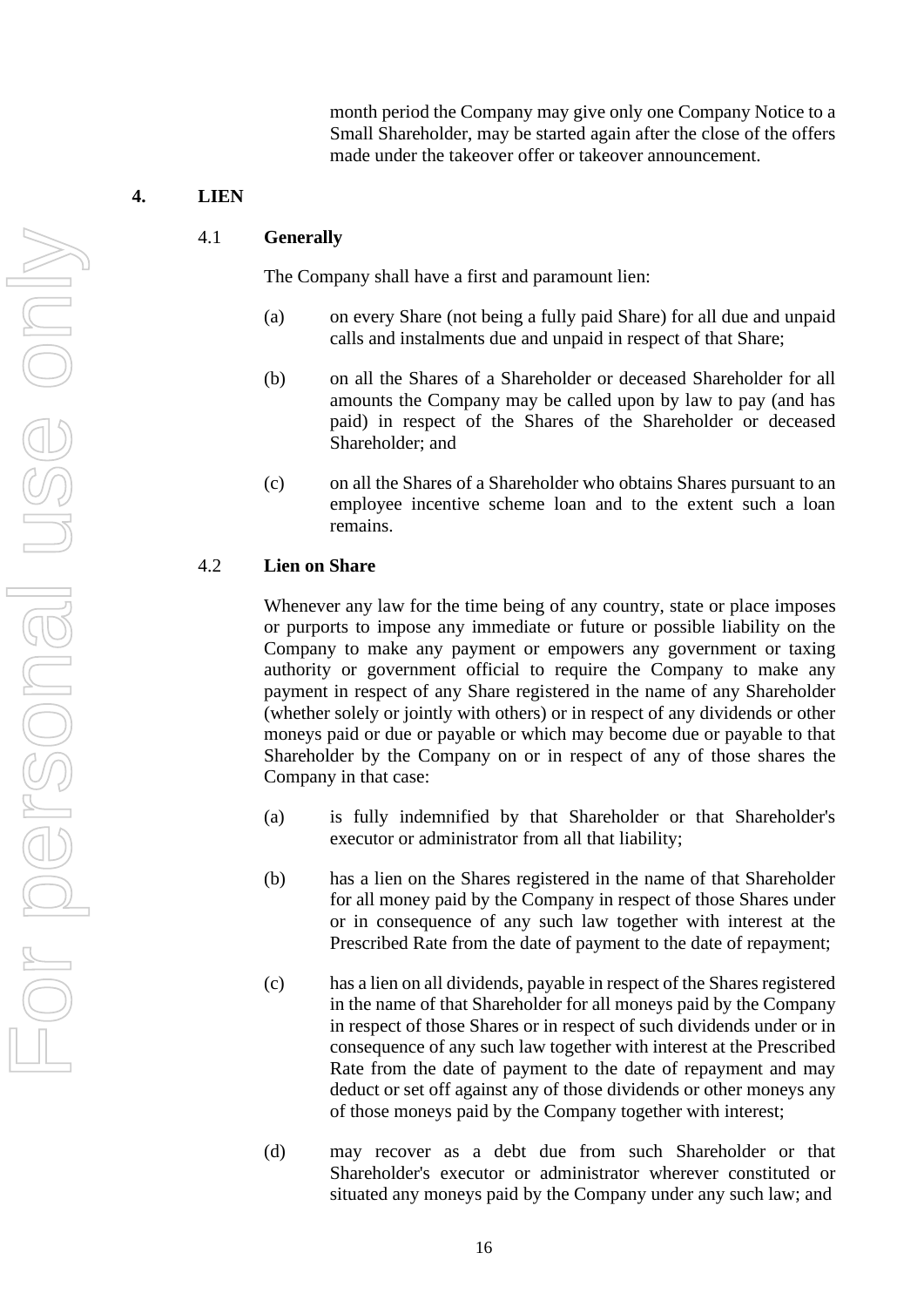month period the Company may give only one Company Notice to a Small Shareholder, may be started again after the close of the offers made under the takeover offer or takeover announcement.

## 4. LIEN

### 4.1 Generally

The Company shall have a first and paramount lien:

(a) on every Share (not being a fully paid Share) for all due and unpaid calls and instalments due and unpaid in respect of that Share;

(b) on all the Shares of a Shareholder or deceased Shareholder for all amounts the Company may be called upon by law to pay (and has paid) in respect of the Shares of the Shareholder or deceased Shareholder; and

(c) on all the Shares of a Shareholder who obtains Shares pursuant to an employee incentive scheme loan and to the extent such a loan remains.

### 4.2 Lien on Share

Whenever any law for the time being of any country, state or place imposes or purports to impose any immediate or future or possible liability on the Company to make any payment or empowers any government or taxing authority or government official to require the Company to make any payment in respect of any Share registered in the name of any Shareholder (whether solely or jointly with others) or in respect of any dividends or other moneys paid or due or payable or which may become due or payable to that Shareholder by the Company on or in respect of any of those shares the Company in that case:

(a) is fully indemnified by that Shareholder or that Shareholder's executor or administrator from all that liability;

(b) has a lien on the Shares registered in the name of that Shareholder for all money paid by the Company in respect of those Shares under or in consequence of any such law together with interest at the Prescribed Rate from the date of payment to the date of repayment;

(c) has a lien on all dividends, payable in respect of the Shares registered in the name of that Shareholder for all moneys paid by the Company in respect of those Shares or in respect of such dividends under or in consequence of any such law together with interest at the Prescribed Rate from the date of payment to the date of repayment and may deduct or set off against any of those dividends or other moneys any of those moneys paid by the Company together with interest;

(d) may recover as a debt due from such Shareholder or that Shareholder's executor or administrator wherever constituted or situated any moneys paid by the Company under any such law; and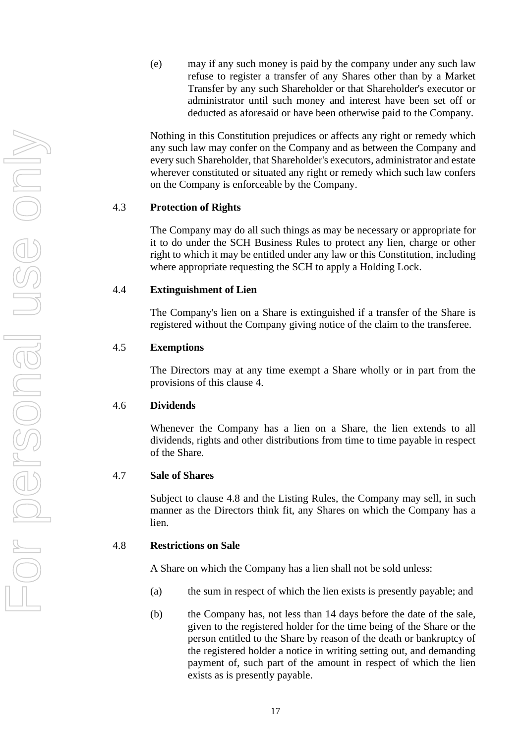(e) may if any such money is paid by the company under any such law refuse to register a transfer of any Shares other than by a Market Transfer by any such Shareholder or that Shareholder's executor or administrator until such money and interest have been set off or deducted as aforesaid or have been otherwise paid to the Company.

Nothing in this Constitution prejudices or affects any right or remedy which any such law may confer on the Company and as between the Company and every such Shareholder, that Shareholder's executors, administrator and estate wherever constituted or situated any right or remedy which such law confers on the Company is enforceable by the Company.

## 4.3 Protection of Rights

The Company may do all such things as may be necessary or appropriate for it to do under the SCH Business Rules to protect any lien, charge or other right to which it may be entitled under any law or this Constitution, including where appropriate requesting the SCH to apply a Holding Lock.

## 4.4 Extinguishment of Lien

The Company's lien on a Share is extinguished if a transfer of the Share is registered without the Company giving notice of the claim to the transferee.

## 4.5 Exemptions

The Directors may at any time exempt a Share wholly or in part from the provisions of this clause 4.

## 4.6 Dividends

Whenever the Company has a lien on a Share, the lien extends to all dividends, rights and other distributions from time to time payable in respect of the Share.

## 4.7 Sale of Shares

Subject to clause 4.8 and the Listing Rules, the Company may sell, in such manner as the Directors think fit, any Shares on which the Company has a lien.

## 4.8 Restrictions on Sale

A Share on which the Company has a lien shall not be sold unless:

(a) the sum in respect of which the lien exists is presently payable; and

(b) the Company has, not less than 14 days before the date of the sale, given to the registered holder for the time being of the Share or the person entitled to the Share by reason of the death or bankruptcy of the registered holder a notice in writing setting out, and demanding payment of, such part of the amount in respect of which the lien exists as is presently payable.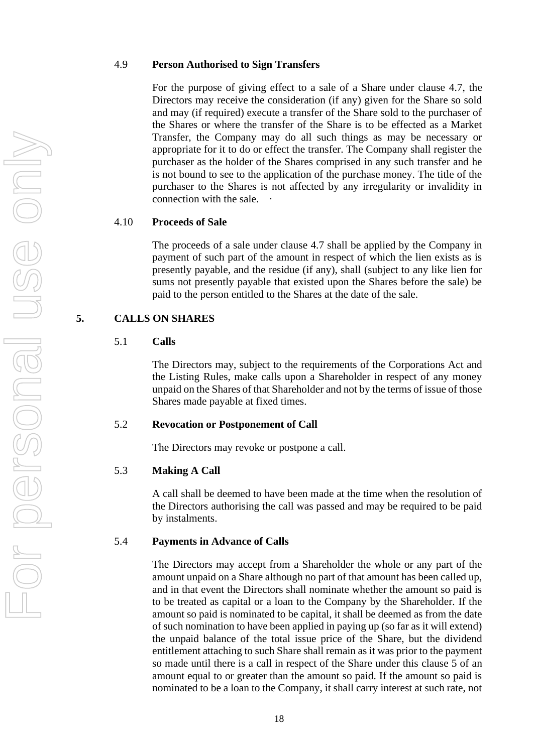### 4.9 Person Authorised to Sign Transfers

For the purpose of giving effect to a sale of a Share under clause 4.7, the Directors may receive the consideration (if any) given for the Share so sold and may (if required) execute a transfer of the Share sold to the purchaser of the Shares or where the transfer of the Share is to be effected as a Market Transfer, the Company may do all such things as may be necessary or appropriate for it to do or effect the transfer. The Company shall register the purchaser as the holder of the Shares comprised in any such transfer and he is not bound to see to the application of the purchase money. The title of the purchaser to the Shares is not affected by any irregularity or invalidity in connection with the sale.

### 4.10 Proceeds of Sale

The proceeds of a sale under clause 4.7 shall be applied by the Company in payment of such part of the amount in respect of which the lien exists as is presently payable, and the residue (if any), shall (subject to any like lien for sums not presently payable that existed upon the Shares before the sale) be paid to the person entitled to the Shares at the date of the sale.

## 5. CALLS ON SHARES

### 5.1 Calls

The Directors may, subject to the requirements of the Corporations Act and the Listing Rules, make calls upon a Shareholder in respect of any money unpaid on the Shares of that Shareholder and not by the terms of issue of those Shares made payable at fixed times.

### 5.2 Revocation or Postponement of Call

The Directors may revoke or postpone a call.

### 5.3 Making A Call

A call shall be deemed to have been made at the time when the resolution of the Directors authorising the call was passed and may be required to be paid by instalments.

### 5.4 Payments in Advance of Calls

The Directors may accept from a Shareholder the whole or any part of the amount unpaid on a Share although no part of that amount has been called up, and in that event the Directors shall nominate whether the amount so paid is to be treated as capital or a loan to the Company by the Shareholder. If the amount so paid is nominated to be capital, it shall be deemed as from the date of such nomination to have been applied in paying up (so far as it will extend) the unpaid balance of the total issue price of the Share, but the dividend entitlement attaching to such Share shall remain as it was prior to the payment so made until there is a call in respect of the Share under this clause 5 of an amount equal to or greater than the amount so paid. If the amount so paid is nominated to be a loan to the Company, it shall carry interest at such rate, not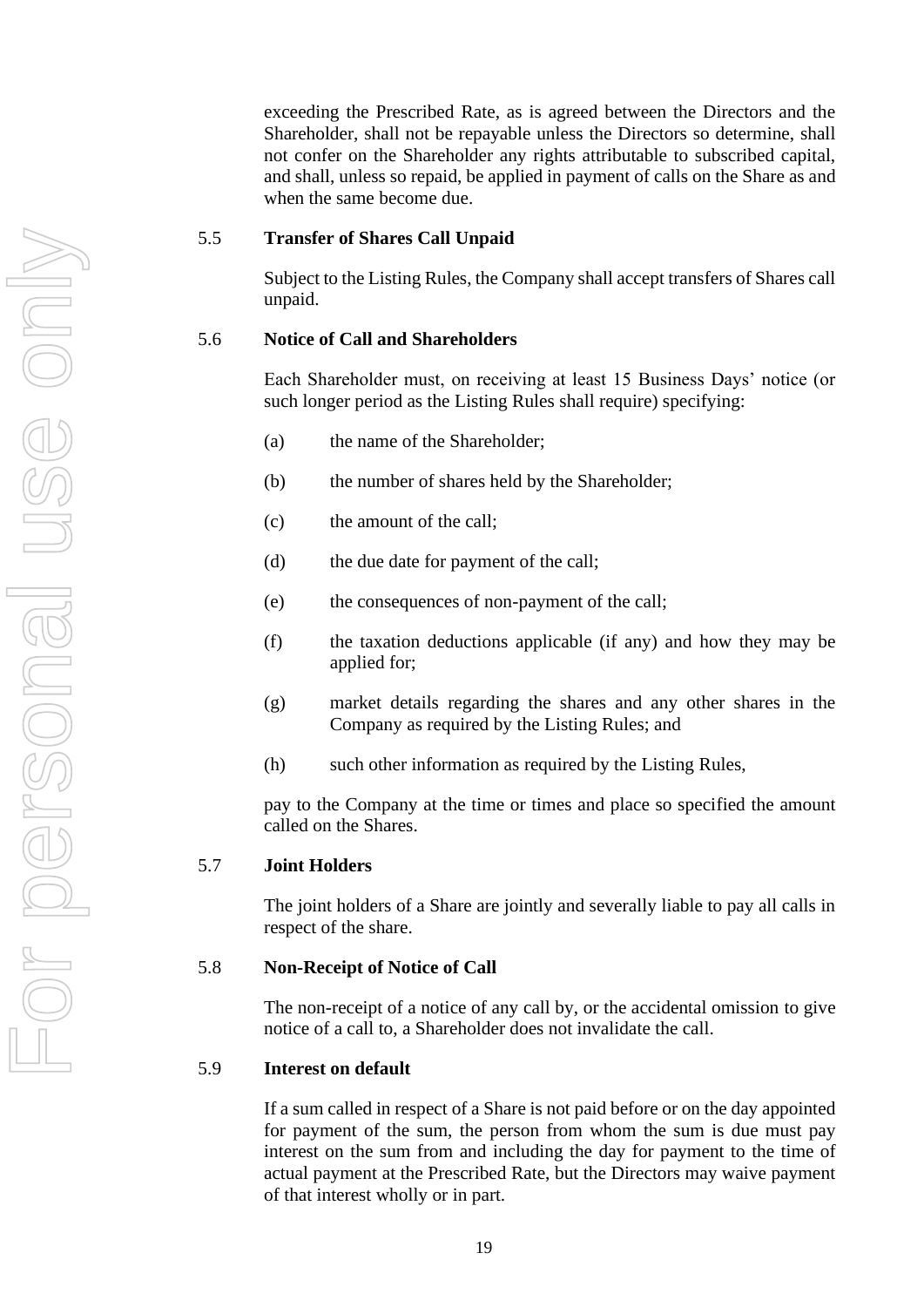exceeding the Prescribed Rate, as is agreed between the Directors and the Shareholder, shall not be repayable unless the Directors so determine, shall not confer on the Shareholder any rights attributable to subscribed capital, and shall, unless so repaid, be applied in payment of calls on the Share as and when the same become due.

### 5.5 Transfer of Shares Call Unpaid

Subject to the Listing Rules, the Company shall accept transfers of Shares call unpaid.

### 5.6 Notice of Call and Shareholders

Each Shareholder must, on receiving at least 15 Business Days' notice (or such longer period as the Listing Rules shall require) specifying:

(a) the name of the Shareholder;

(b) the number of shares held by the Shareholder;

(c) the amount of the call;

(d) the due date for payment of the call;

(e) the consequences of non-payment of the call;

(f) the taxation deductions applicable (if any) and how they may be applied for;

(g) market details regarding the shares and any other shares in the Company as required by the Listing Rules; and

(h) such other information as required by the Listing Rules,

pay to the Company at the time or times and place so specified the amount called on the Shares.

### 5.7 Joint Holders

The joint holders of a Share are jointly and severally liable to pay all calls in respect of the share.

### 5.8 Non-Receipt of Notice of Call

The non-receipt of a notice of any call by, or the accidental omission to give notice of a call to, a Shareholder does not invalidate the call.

### 5.9 Interest on default

If a sum called in respect of a Share is not paid before or on the day appointed for payment of the sum, the person from whom the sum is due must pay interest on the sum from and including the day for payment to the time of actual payment at the Prescribed Rate, but the Directors may waive payment of that interest wholly or in part.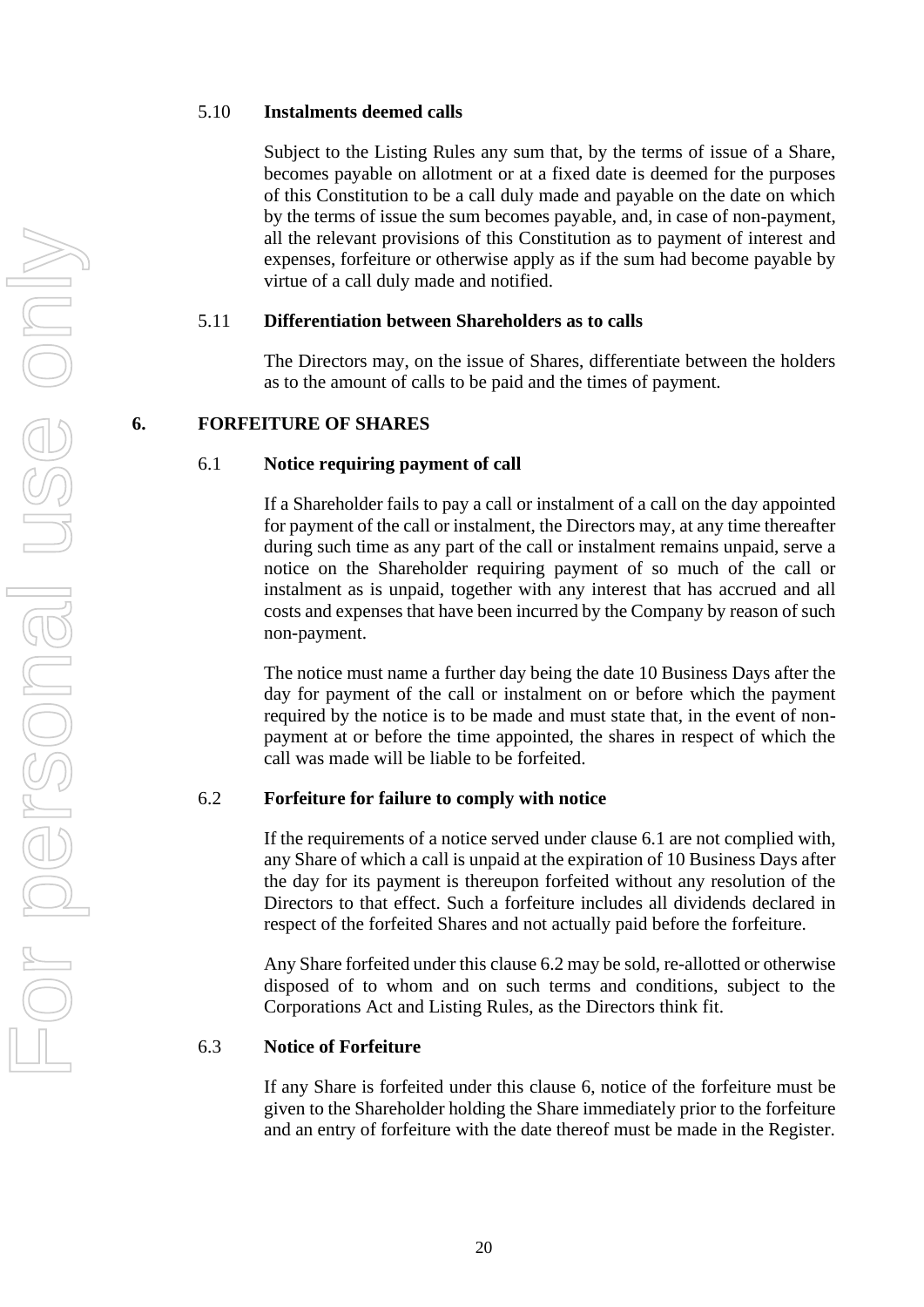### 5.10 Instalments deemed calls

Subject to the Listing Rules any sum that, by the terms of issue of a Share, becomes payable on allotment or at a fixed date is deemed for the purposes of this Constitution to be a call duly made and payable on the date on which by the terms of issue the sum becomes payable, and, in case of non-payment, all the relevant provisions of this Constitution as to payment of interest and expenses, forfeiture or otherwise apply as if the sum had become payable by virtue of a call duly made and notified.

### 5.11 Differentiation between Shareholders as to calls

The Directors may, on the issue of Shares, differentiate between the holders as to the amount of calls to be paid and the times of payment.

## 6. FORFEITURE OF SHARES

### 6.1 Notice requiring payment of call

If a Shareholder fails to pay a call or instalment of a call on the day appointed for payment of the call or instalment, the Directors may, at any time thereafter during such time as any part of the call or instalment remains unpaid, serve a notice on the Shareholder requiring payment of so much of the call or instalment as is unpaid, together with any interest that has accrued and all costs and expenses that have been incurred by the Company by reason of such non-payment.

The notice must name a further day being the date 10 Business Days after the day for payment of the call or instalment on or before which the payment required by the notice is to be made and must state that, in the event of non-payment at or before the time appointed, the shares in respect of which the call was made will be liable to be forfeited.

### 6.2 Forfeiture for failure to comply with notice

If the requirements of a notice served under clause 6.1 are not complied with, any Share of which a call is unpaid at the expiration of 10 Business Days after the day for its payment is thereupon forfeited without any resolution of the Directors to that effect. Such a forfeiture includes all dividends declared in respect of the forfeited Shares and not actually paid before the forfeiture.

Any Share forfeited under this clause 6.2 may be sold, re-allotted or otherwise disposed of to whom and on such terms and conditions, subject to the Corporations Act and Listing Rules, as the Directors think fit.

### 6.3 Notice of Forfeiture

If any Share is forfeited under this clause 6, notice of the forfeiture must be given to the Shareholder holding the Share immediately prior to the forfeiture and an entry of forfeiture with the date thereof must be made in the Register.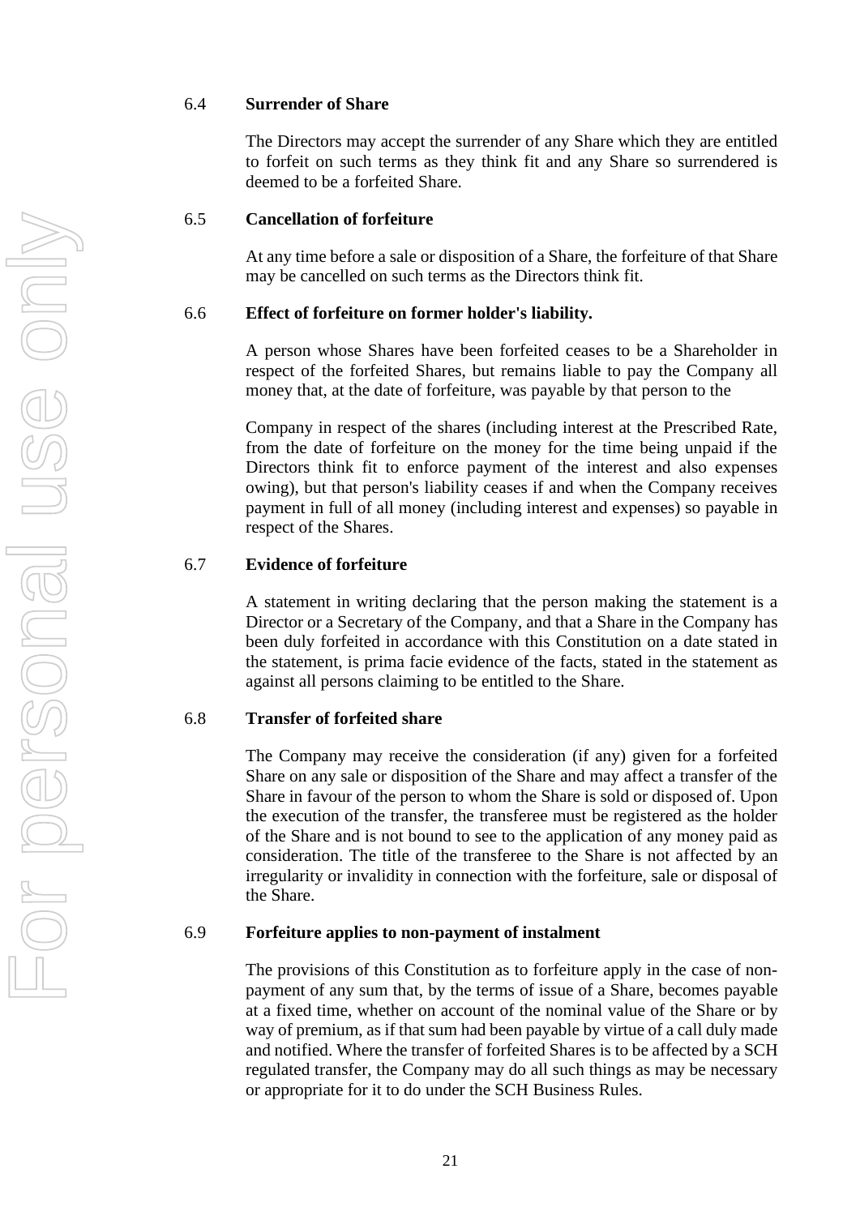### 6.4 Surrender of Share

The Directors may accept the surrender of any Share which they are entitled to forfeit on such terms as they think fit and any Share so surrendered is deemed to be a forfeited Share.

### 6.5 Cancellation of forfeiture

At any time before a sale or disposition of a Share, the forfeiture of that Share may be cancelled on such terms as the Directors think fit.

### 6.6 Effect of forfeiture on former holder's liability.

A person whose Shares have been forfeited ceases to be a Shareholder in respect of the forfeited Shares, but remains liable to pay the Company all money that, at the date of forfeiture, was payable by that person to the

Company in respect of the shares (including interest at the Prescribed Rate, from the date of forfeiture on the money for the time being unpaid if the Directors think fit to enforce payment of the interest and also expenses owing), but that person's liability ceases if and when the Company receives payment in full of all money (including interest and expenses) so payable in respect of the Shares.

### 6.7 Evidence of forfeiture

A statement in writing declaring that the person making the statement is a Director or a Secretary of the Company, and that a Share in the Company has been duly forfeited in accordance with this Constitution on a date stated in the statement, is prima facie evidence of the facts, stated in the statement as against all persons claiming to be entitled to the Share.

### 6.8 Transfer of forfeited share

The Company may receive the consideration (if any) given for a forfeited Share on any sale or disposition of the Share and may affect a transfer of the Share in favour of the person to whom the Share is sold or disposed of. Upon the execution of the transfer, the transferee must be registered as the holder of the Share and is not bound to see to the application of any money paid as consideration. The title of the transferee to the Share is not affected by an irregularity or invalidity in connection with the forfeiture, sale or disposal of the Share.

### 6.9 Forfeiture applies to non-payment of instalment

The provisions of this Constitution as to forfeiture apply in the case of non-payment of any sum that, by the terms of issue of a Share, becomes payable at a fixed time, whether on account of the nominal value of the Share or by way of premium, as if that sum had been payable by virtue of a call duly made and notified. Where the transfer of forfeited Shares is to be affected by a SCH regulated transfer, the Company may do all such things as may be necessary or appropriate for it to do under the SCH Business Rules.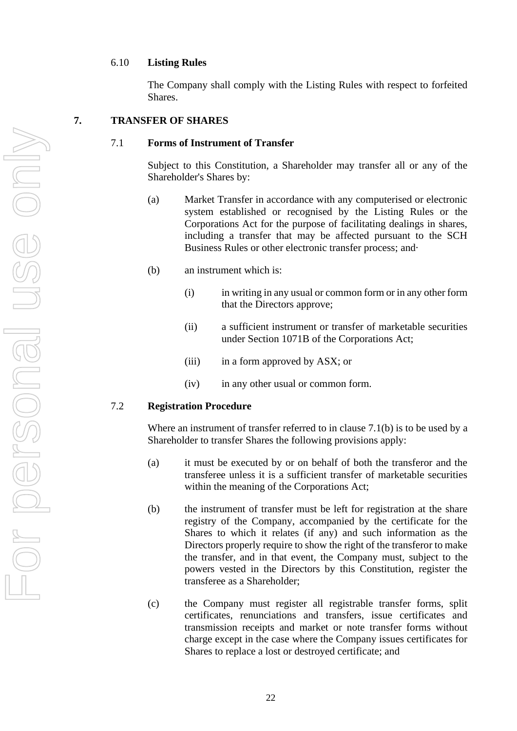6.10 **Listing Rules**

The Company shall comply with the Listing Rules with respect to forfeited Shares.

## 7. TRANSFER OF SHARES

7.1 **Forms of Instrument of Transfer**

Subject to this Constitution, a Shareholder may transfer all or any of the Shareholder's Shares by:

(a) Market Transfer in accordance with any computerised or electronic system established or recognised by the Listing Rules or the Corporations Act for the purpose of facilitating dealings in shares, including a transfer that may be affected pursuant to the SCH Business Rules or other electronic transfer process; and·

(b) an instrument which is:

(i) in writing in any usual or common form or in any other form that the Directors approve;

(ii) a sufficient instrument or transfer of marketable securities under Section 1071B of the Corporations Act;

(iii) in a form approved by ASX; or

(iv) in any other usual or common form.

7.2 **Registration Procedure**

Where an instrument of transfer referred to in clause 7.1(b) is to be used by a Shareholder to transfer Shares the following provisions apply:

(a) it must be executed by or on behalf of both the transferor and the transferee unless it is a sufficient transfer of marketable securities within the meaning of the Corporations Act;

(b) the instrument of transfer must be left for registration at the share registry of the Company, accompanied by the certificate for the Shares to which it relates (if any) and such information as the Directors properly require to show the right of the transferor to make the transfer, and in that event, the Company must, subject to the powers vested in the Directors by this Constitution, register the transferee as a Shareholder;

(c) the Company must register all registrable transfer forms, split certificates, renunciations and transfers, issue certificates and transmission receipts and market or note transfer forms without charge except in the case where the Company issues certificates for Shares to replace a lost or destroyed certificate; and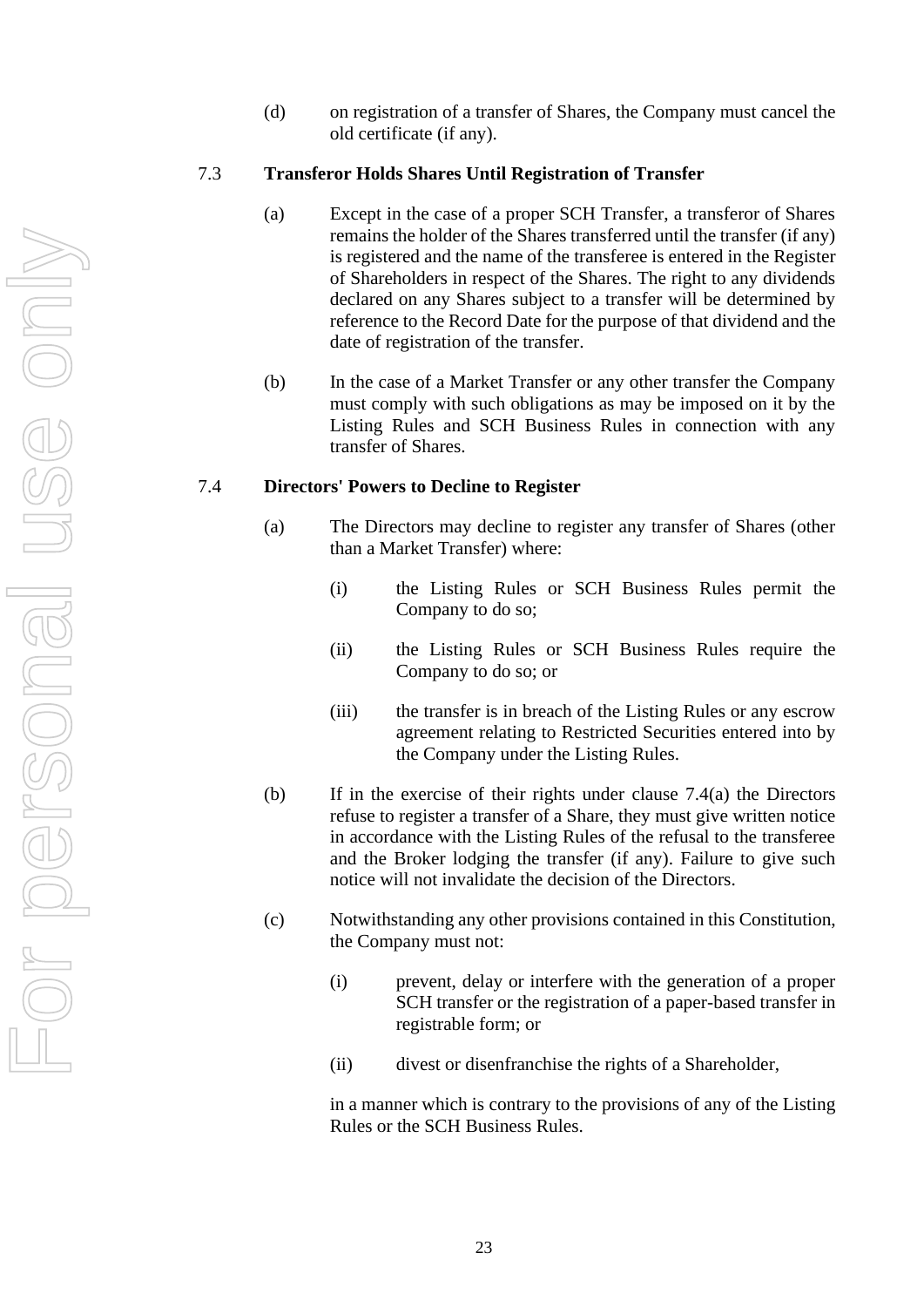(d) on registration of a transfer of Shares, the Company must cancel the old certificate (if any).

### 7.3 Transferor Holds Shares Until Registration of Transfer

(a) Except in the case of a proper SCH Transfer, a transferor of Shares remains the holder of the Shares transferred until the transfer (if any) is registered and the name of the transferee is entered in the Register of Shareholders in respect of the Shares. The right to any dividends declared on any Shares subject to a transfer will be determined by reference to the Record Date for the purpose of that dividend and the date of registration of the transfer.

(b) In the case of a Market Transfer or any other transfer the Company must comply with such obligations as may be imposed on it by the Listing Rules and SCH Business Rules in connection with any transfer of Shares.

### 7.4 Directors' Powers to Decline to Register

(a) The Directors may decline to register any transfer of Shares (other than a Market Transfer) where:

(i) the Listing Rules or SCH Business Rules permit the Company to do so;

(ii) the Listing Rules or SCH Business Rules require the Company to do so; or

(iii) the transfer is in breach of the Listing Rules or any escrow agreement relating to Restricted Securities entered into by the Company under the Listing Rules.

(b) If in the exercise of their rights under clause 7.4(a) the Directors refuse to register a transfer of a Share, they must give written notice in accordance with the Listing Rules of the refusal to the transferee and the Broker lodging the transfer (if any). Failure to give such notice will not invalidate the decision of the Directors.

(c) Notwithstanding any other provisions contained in this Constitution, the Company must not:

(i) prevent, delay or interfere with the generation of a proper SCH transfer or the registration of a paper-based transfer in registrable form; or

(ii) divest or disenfranchise the rights of a Shareholder,

in a manner which is contrary to the provisions of any of the Listing Rules or the SCH Business Rules.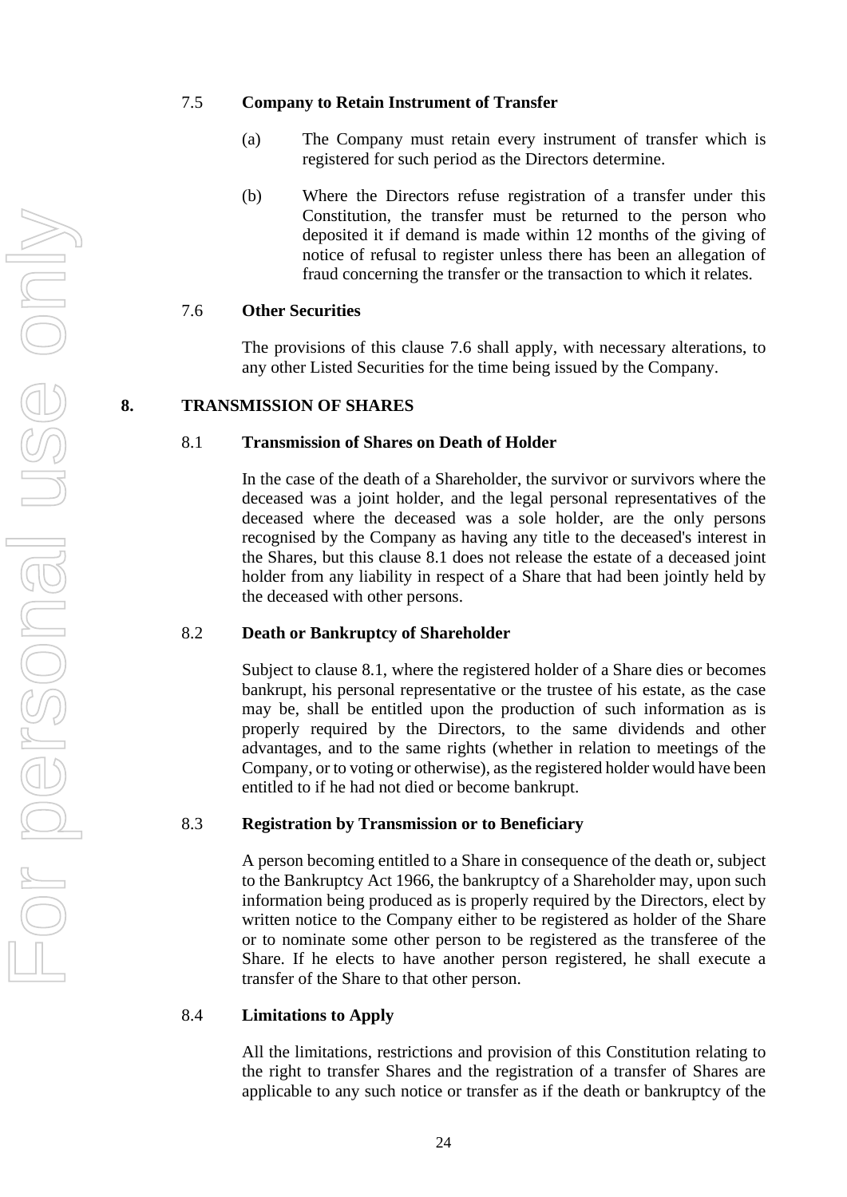### 7.5 Company to Retain Instrument of Transfer

(a) The Company must retain every instrument of transfer which is registered for such period as the Directors determine.

(b) Where the Directors refuse registration of a transfer under this Constitution, the transfer must be returned to the person who deposited it if demand is made within 12 months of the giving of notice of refusal to register unless there has been an allegation of fraud concerning the transfer or the transaction to which it relates.

### 7.6 Other Securities

The provisions of this clause 7.6 shall apply, with necessary alterations, to any other Listed Securities for the time being issued by the Company.

## 8. TRANSMISSION OF SHARES

### 8.1 Transmission of Shares on Death of Holder

In the case of the death of a Shareholder, the survivor or survivors where the deceased was a joint holder, and the legal personal representatives of the deceased where the deceased was a sole holder, are the only persons recognised by the Company as having any title to the deceased's interest in the Shares, but this clause 8.1 does not release the estate of a deceased joint holder from any liability in respect of a Share that had been jointly held by the deceased with other persons.

### 8.2 Death or Bankruptcy of Shareholder

Subject to clause 8.1, where the registered holder of a Share dies or becomes bankrupt, his personal representative or the trustee of his estate, as the case may be, shall be entitled upon the production of such information as is properly required by the Directors, to the same dividends and other advantages, and to the same rights (whether in relation to meetings of the Company, or to voting or otherwise), as the registered holder would have been entitled to if he had not died or become bankrupt.

### 8.3 Registration by Transmission or to Beneficiary

A person becoming entitled to a Share in consequence of the death or, subject to the Bankruptcy Act 1966, the bankruptcy of a Shareholder may, upon such information being produced as is properly required by the Directors, elect by written notice to the Company either to be registered as holder of the Share or to nominate some other person to be registered as the transferee of the Share. If he elects to have another person registered, he shall execute a transfer of the Share to that other person.

### 8.4 Limitations to Apply

All the limitations, restrictions and provision of this Constitution relating to the right to transfer Shares and the registration of a transfer of Shares are applicable to any such notice or transfer as if the death or bankruptcy of the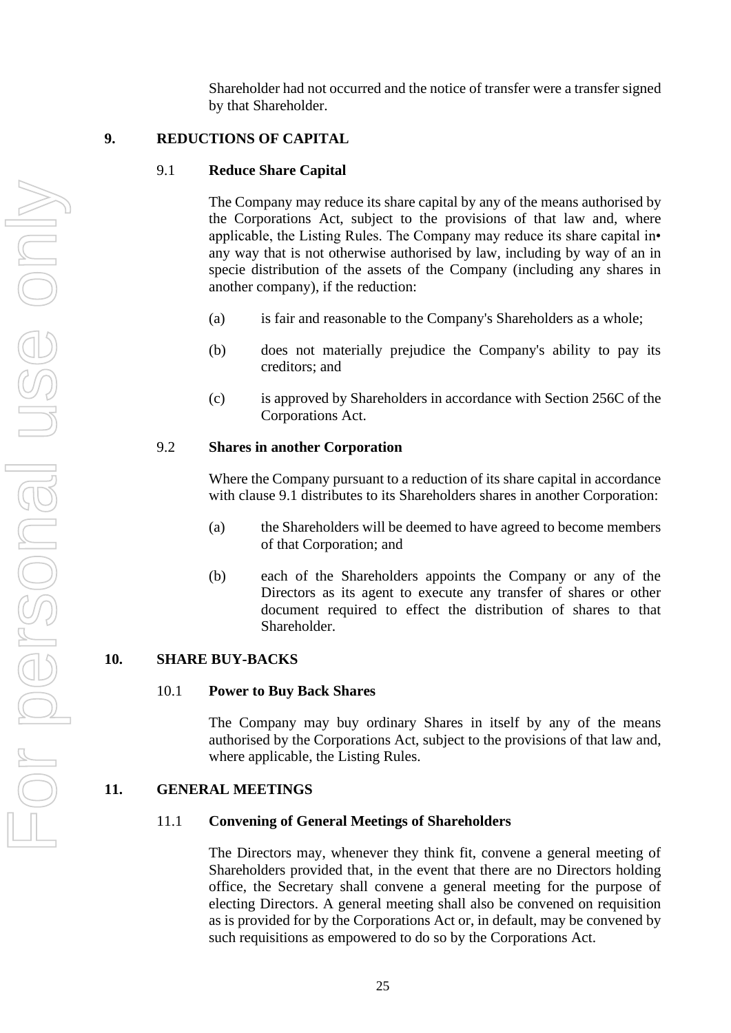Shareholder had not occurred and the notice of transfer were a transfer signed by that Shareholder.

## 9. REDUCTIONS OF CAPITAL

### 9.1 Reduce Share Capital

The Company may reduce its share capital by any of the means authorised by the Corporations Act, subject to the provisions of that law and, where applicable, the Listing Rules. The Company may reduce its share capital in• any way that is not otherwise authorised by law, including by way of an in specie distribution of the assets of the Company (including any shares in another company), if the reduction:

(a) is fair and reasonable to the Company's Shareholders as a whole;

(b) does not materially prejudice the Company's ability to pay its creditors; and

(c) is approved by Shareholders in accordance with Section 256C of the Corporations Act.

### 9.2 Shares in another Corporation

Where the Company pursuant to a reduction of its share capital in accordance with clause 9.1 distributes to its Shareholders shares in another Corporation:

(a) the Shareholders will be deemed to have agreed to become members of that Corporation; and

(b) each of the Shareholders appoints the Company or any of the Directors as its agent to execute any transfer of shares or other document required to effect the distribution of shares to that Shareholder.

## 10. SHARE BUY-BACKS

### 10.1 Power to Buy Back Shares

The Company may buy ordinary Shares in itself by any of the means authorised by the Corporations Act, subject to the provisions of that law and, where applicable, the Listing Rules.

## 11. GENERAL MEETINGS

### 11.1 Convening of General Meetings of Shareholders

The Directors may, whenever they think fit, convene a general meeting of Shareholders provided that, in the event that there are no Directors holding office, the Secretary shall convene a general meeting for the purpose of electing Directors. A general meeting shall also be convened on requisition as is provided for by the Corporations Act or, in default, may be convened by such requisitions as empowered to do so by the Corporations Act.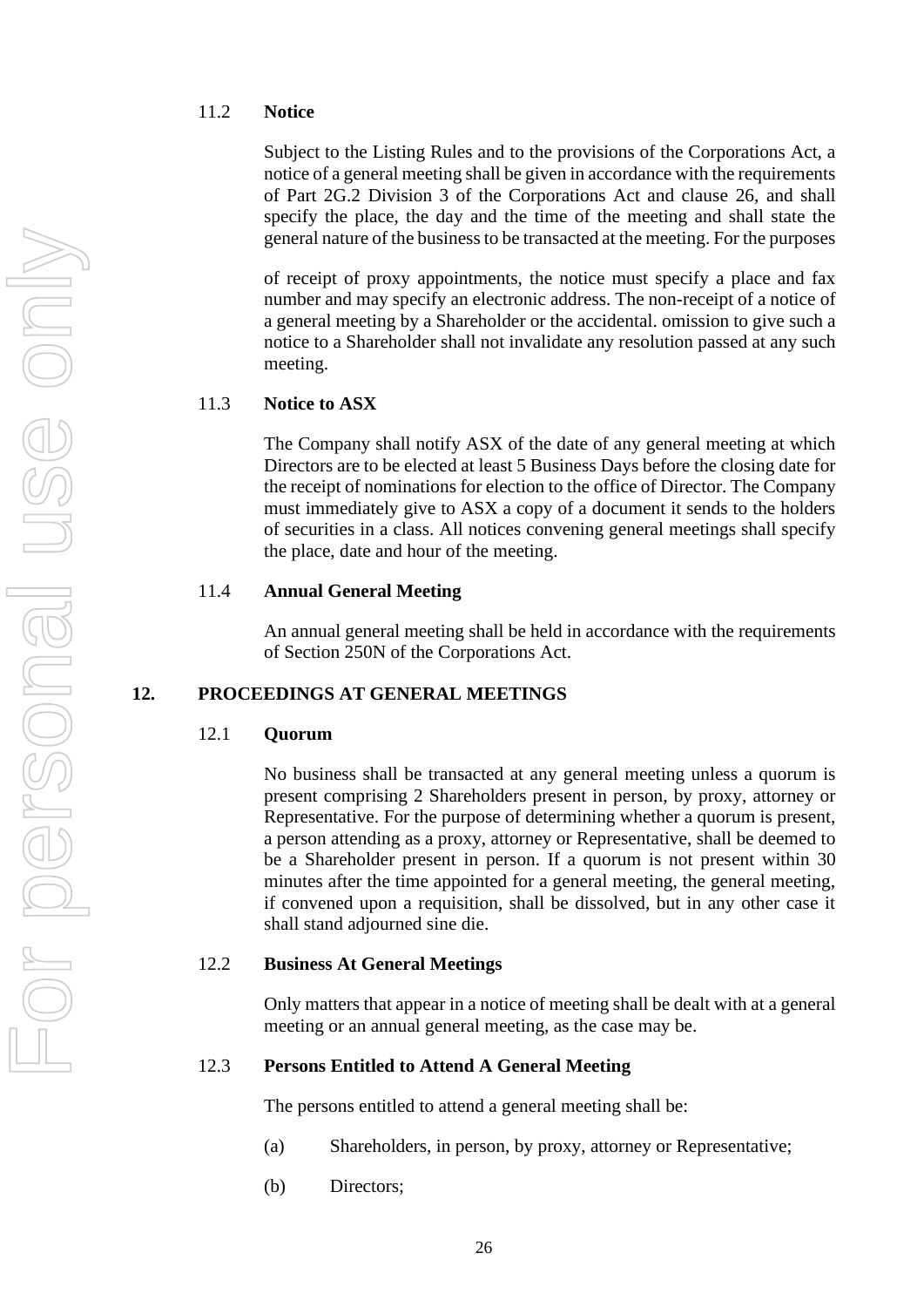11.2 **Notice**

Subject to the Listing Rules and to the provisions of the Corporations Act, a notice of a general meeting shall be given in accordance with the requirements of Part 2G.2 Division 3 of the Corporations Act and clause 26, and shall specify the place, the day and the time of the meeting and shall state the general nature of the business to be transacted at the meeting. For the purposes of receipt of proxy appointments, the notice must specify a place and fax number and may specify an electronic address. The non-receipt of a notice of a general meeting by a Shareholder or the accidental. omission to give such a notice to a Shareholder shall not invalidate any resolution passed at any such meeting.

11.3 **Notice to ASX**

The Company shall notify ASX of the date of any general meeting at which Directors are to be elected at least 5 Business Days before the closing date for the receipt of nominations for election to the office of Director. The Company must immediately give to ASX a copy of a document it sends to the holders of securities in a class. All notices convening general meetings shall specify the place, date and hour of the meeting.

11.4 **Annual General Meeting**

An annual general meeting shall be held in accordance with the requirements of Section 250N of the Corporations Act.

## 12. PROCEEDINGS AT GENERAL MEETINGS

12.1 **Quorum**

No business shall be transacted at any general meeting unless a quorum is present comprising 2 Shareholders present in person, by proxy, attorney or Representative. For the purpose of determining whether a quorum is present, a person attending as a proxy, attorney or Representative, shall be deemed to be a Shareholder present in person. If a quorum is not present within 30 minutes after the time appointed for a general meeting, the general meeting, if convened upon a requisition, shall be dissolved, but in any other case it shall stand adjourned sine die.

12.2 **Business At General Meetings**

Only matters that appear in a notice of meeting shall be dealt with at a general meeting or an annual general meeting, as the case may be.

12.3 **Persons Entitled to Attend A General Meeting**

The persons entitled to attend a general meeting shall be:

(a) Shareholders, in person, by proxy, attorney or Representative;

(b) Directors;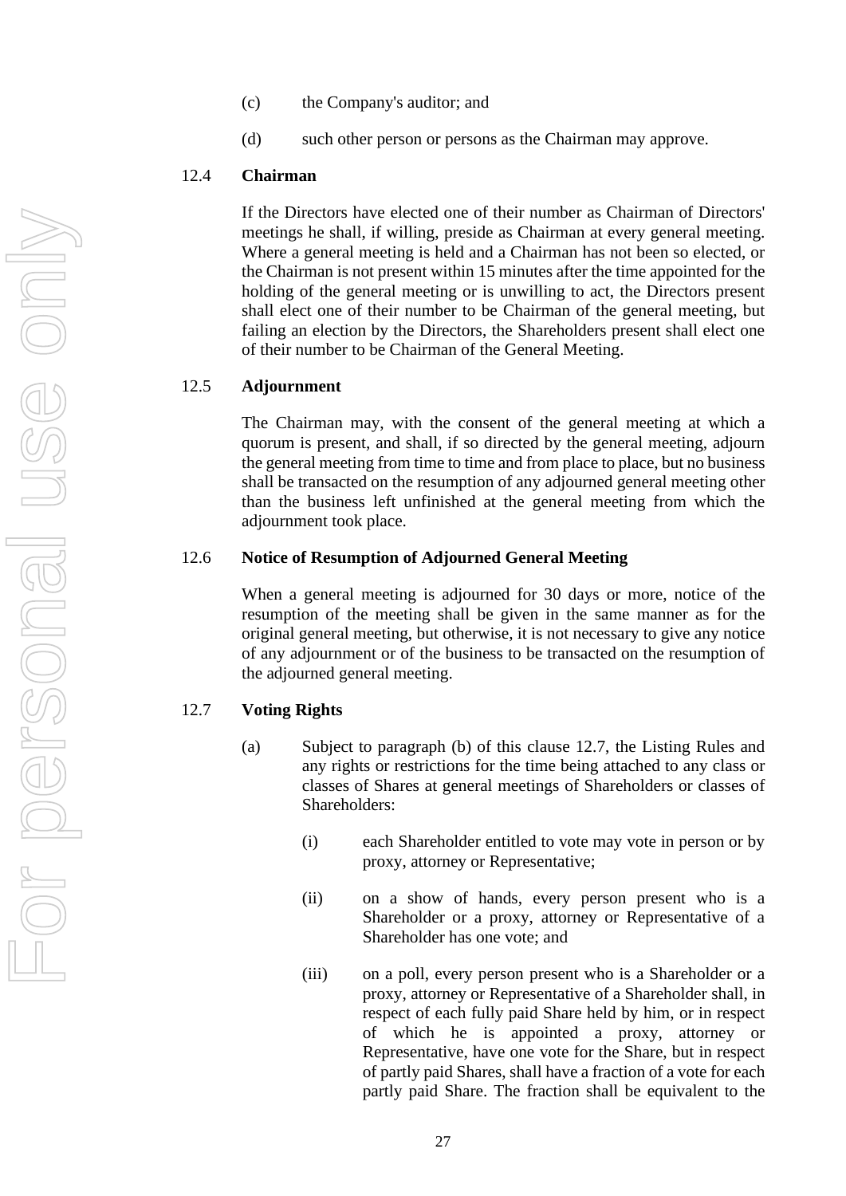(c) the Company's auditor; and

(d) such other person or persons as the Chairman may approve.

**12.4 Chairman**

If the Directors have elected one of their number as Chairman of Directors' meetings he shall, if willing, preside as Chairman at every general meeting. Where a general meeting is held and a Chairman has not been so elected, or the Chairman is not present within 15 minutes after the time appointed for the holding of the general meeting or is unwilling to act, the Directors present shall elect one of their number to be Chairman of the general meeting, but failing an election by the Directors, the Shareholders present shall elect one of their number to be Chairman of the General Meeting.

**12.5 Adjournment**

The Chairman may, with the consent of the general meeting at which a quorum is present, and shall, if so directed by the general meeting, adjourn the general meeting from time to time and from place to place, but no business shall be transacted on the resumption of any adjourned general meeting other than the business left unfinished at the general meeting from which the adjournment took place.

**12.6 Notice of Resumption of Adjourned General Meeting**

When a general meeting is adjourned for 30 days or more, notice of the resumption of the meeting shall be given in the same manner as for the original general meeting, but otherwise, it is not necessary to give any notice of any adjournment or of the business to be transacted on the resumption of the adjourned general meeting.

**12.7 Voting Rights**

(a) Subject to paragraph (b) of this clause 12.7, the Listing Rules and any rights or restrictions for the time being attached to any class or classes of Shares at general meetings of Shareholders or classes of Shareholders:

(i) each Shareholder entitled to vote may vote in person or by proxy, attorney or Representative;

(ii) on a show of hands, every person present who is a Shareholder or a proxy, attorney or Representative of a Shareholder has one vote; and

(iii) on a poll, every person present who is a Shareholder or a proxy, attorney or Representative of a Shareholder shall, in respect of each fully paid Share held by him, or in respect of which he is appointed a proxy, attorney or Representative, have one vote for the Share, but in respect of partly paid Shares, shall have a fraction of a vote for each partly paid Share. The fraction shall be equivalent to the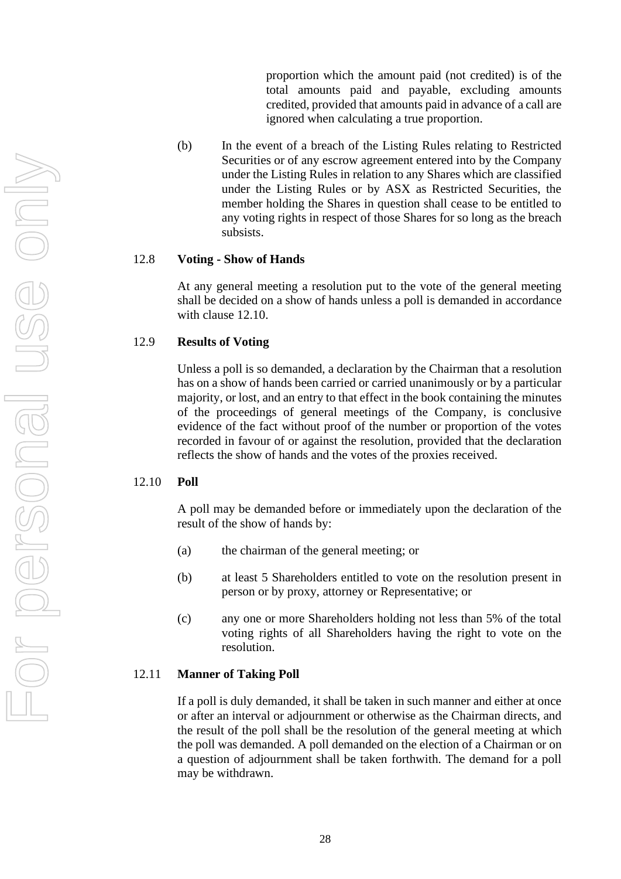proportion which the amount paid (not credited) is of the total amounts paid and payable, excluding amounts credited, provided that amounts paid in advance of a call are ignored when calculating a true proportion.

(b) In the event of a breach of the Listing Rules relating to Restricted Securities or of any escrow agreement entered into by the Company under the Listing Rules in relation to any Shares which are classified under the Listing Rules or by ASX as Restricted Securities, the member holding the Shares in question shall cease to be entitled to any voting rights in respect of those Shares for so long as the breach subsists.

### 12.8 Voting - Show of Hands

At any general meeting a resolution put to the vote of the general meeting shall be decided on a show of hands unless a poll is demanded in accordance with clause 12.10.

### 12.9 Results of Voting

Unless a poll is so demanded, a declaration by the Chairman that a resolution has on a show of hands been carried or carried unanimously or by a particular majority, or lost, and an entry to that effect in the book containing the minutes of the proceedings of general meetings of the Company, is conclusive evidence of the fact without proof of the number or proportion of the votes recorded in favour of or against the resolution, provided that the declaration reflects the show of hands and the votes of the proxies received.

### 12.10 Poll

A poll may be demanded before or immediately upon the declaration of the result of the show of hands by:

(a) the chairman of the general meeting; or

(b) at least 5 Shareholders entitled to vote on the resolution present in person or by proxy, attorney or Representative; or

(c) any one or more Shareholders holding not less than 5% of the total voting rights of all Shareholders having the right to vote on the resolution.

### 12.11 Manner of Taking Poll

If a poll is duly demanded, it shall be taken in such manner and either at once or after an interval or adjournment or otherwise as the Chairman directs, and the result of the poll shall be the resolution of the general meeting at which the poll was demanded. A poll demanded on the election of a Chairman or on a question of adjournment shall be taken forthwith. The demand for a poll may be withdrawn.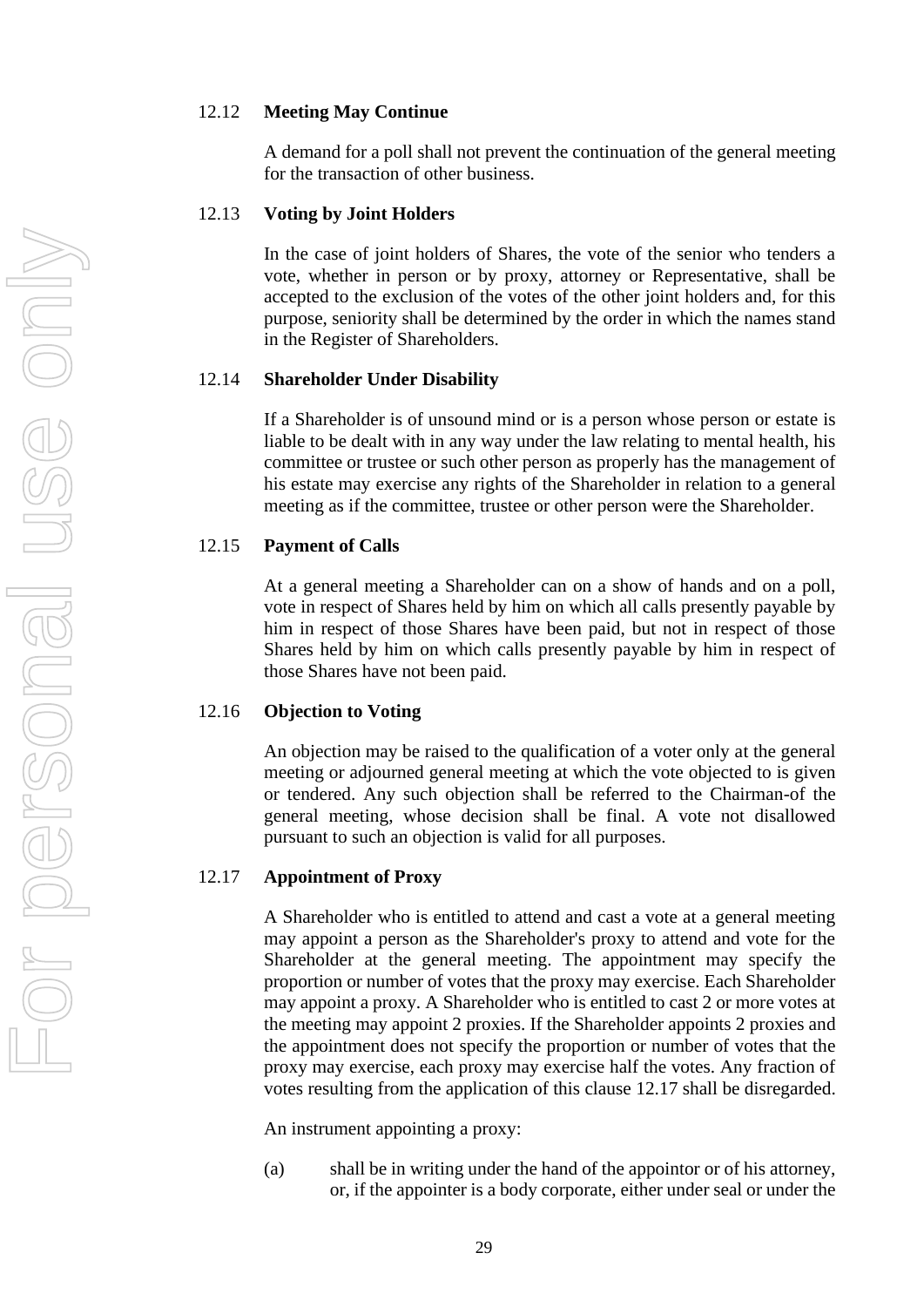### 12.12 Meeting May Continue

A demand for a poll shall not prevent the continuation of the general meeting for the transaction of other business.

### 12.13 Voting by Joint Holders

In the case of joint holders of Shares, the vote of the senior who tenders a vote, whether in person or by proxy, attorney or Representative, shall be accepted to the exclusion of the votes of the other joint holders and, for this purpose, seniority shall be determined by the order in which the names stand in the Register of Shareholders.

### 12.14 Shareholder Under Disability

If a Shareholder is of unsound mind or is a person whose person or estate is liable to be dealt with in any way under the law relating to mental health, his committee or trustee or such other person as properly has the management of his estate may exercise any rights of the Shareholder in relation to a general meeting as if the committee, trustee or other person were the Shareholder.

### 12.15 Payment of Calls

At a general meeting a Shareholder can on a show of hands and on a poll, vote in respect of Shares held by him on which all calls presently payable by him in respect of those Shares have been paid, but not in respect of those Shares held by him on which calls presently payable by him in respect of those Shares have not been paid.

### 12.16 Objection to Voting

An objection may be raised to the qualification of a voter only at the general meeting or adjourned general meeting at which the vote objected to is given or tendered. Any such objection shall be referred to the Chairman-of the general meeting, whose decision shall be final. A vote not disallowed pursuant to such an objection is valid for all purposes.

### 12.17 Appointment of Proxy

A Shareholder who is entitled to attend and cast a vote at a general meeting may appoint a person as the Shareholder's proxy to attend and vote for the Shareholder at the general meeting. The appointment may specify the proportion or number of votes that the proxy may exercise. Each Shareholder may appoint a proxy. A Shareholder who is entitled to cast 2 or more votes at the meeting may appoint 2 proxies. If the Shareholder appoints 2 proxies and the appointment does not specify the proportion or number of votes that the proxy may exercise, each proxy may exercise half the votes. Any fraction of votes resulting from the application of this clause 12.17 shall be disregarded.

An instrument appointing a proxy:

(a) shall be in writing under the hand of the appointor or of his attorney, or, if the appointer is a body corporate, either under seal or under the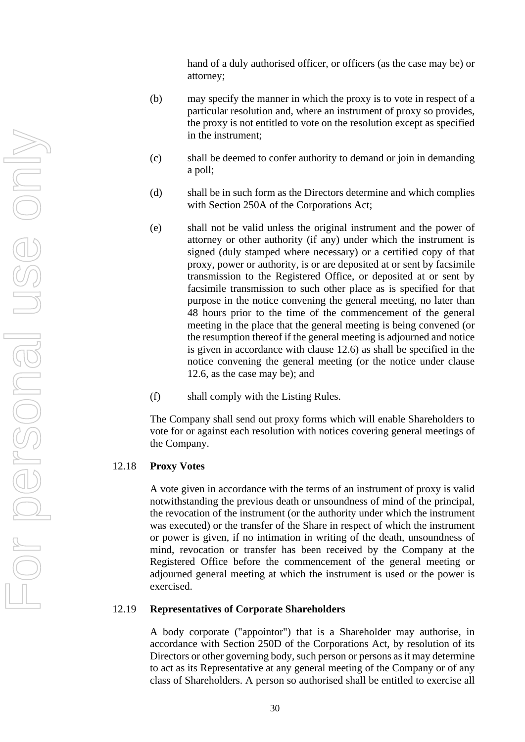hand of a duly authorised officer, or officers (as the case may be) or attorney;

(b) may specify the manner in which the proxy is to vote in respect of a particular resolution and, where an instrument of proxy so provides, the proxy is not entitled to vote on the resolution except as specified in the instrument;

(c) shall be deemed to confer authority to demand or join in demanding a poll;

(d) shall be in such form as the Directors determine and which complies with Section 250A of the Corporations Act;

(e) shall not be valid unless the original instrument and the power of attorney or other authority (if any) under which the instrument is signed (duly stamped where necessary) or a certified copy of that proxy, power or authority, is or are deposited at or sent by facsimile transmission to the Registered Office, or deposited at or sent by facsimile transmission to such other place as is specified for that purpose in the notice convening the general meeting, no later than 48 hours prior to the time of the commencement of the general meeting in the place that the general meeting is being convened (or the resumption thereof if the general meeting is adjourned and notice is given in accordance with clause 12.6) as shall be specified in the notice convening the general meeting (or the notice under clause 12.6, as the case may be); and

(f) shall comply with the Listing Rules.

The Company shall send out proxy forms which will enable Shareholders to vote for or against each resolution with notices covering general meetings of the Company.

12.18 **Proxy Votes**

A vote given in accordance with the terms of an instrument of proxy is valid notwithstanding the previous death or unsoundness of mind of the principal, the revocation of the instrument (or the authority under which the instrument was executed) or the transfer of the Share in respect of which the instrument or power is given, if no intimation in writing of the death, unsoundness of mind, revocation or transfer has been received by the Company at the Registered Office before the commencement of the general meeting or adjourned general meeting at which the instrument is used or the power is exercised.

12.19 **Representatives of Corporate Shareholders**

A body corporate ("appointor") that is a Shareholder may authorise, in accordance with Section 250D of the Corporations Act, by resolution of its Directors or other governing body, such person or persons as it may determine to act as its Representative at any general meeting of the Company or of any class of Shareholders. A person so authorised shall be entitled to exercise all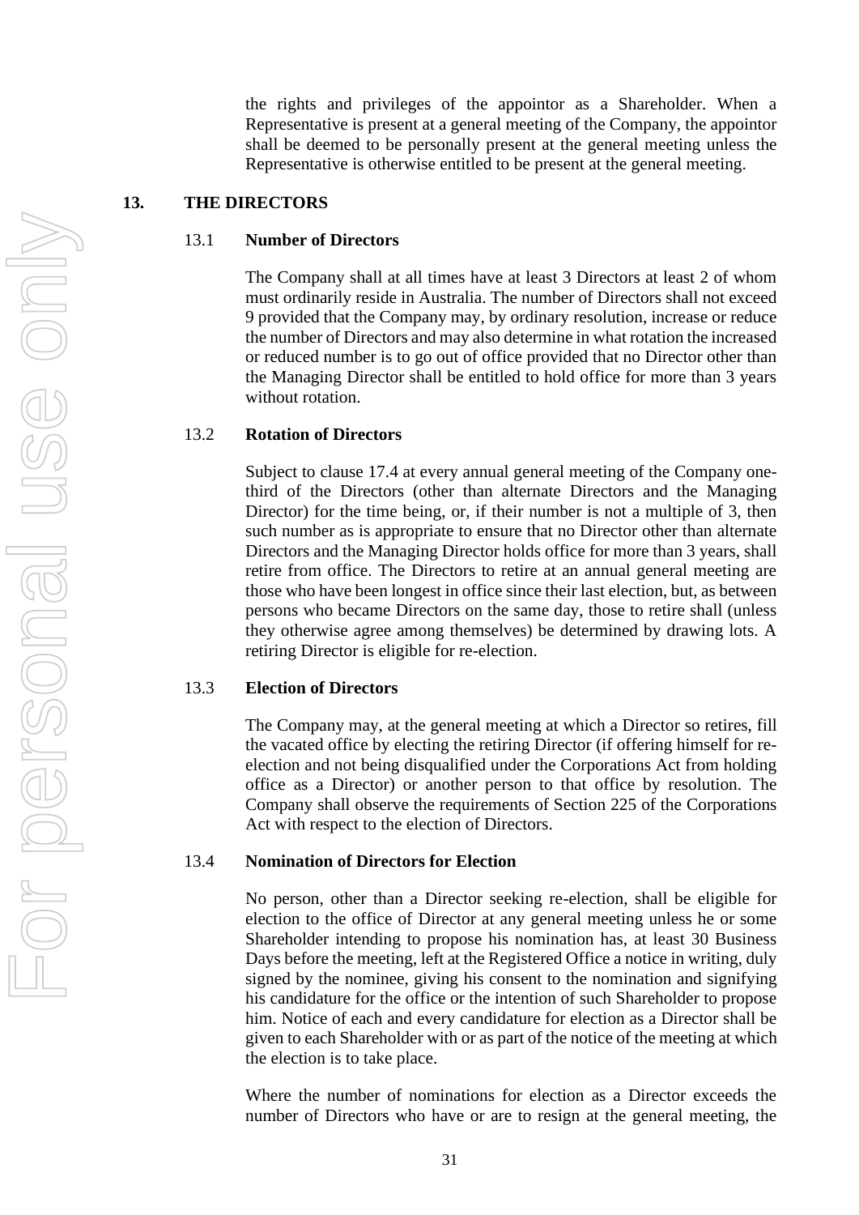the rights and privileges of the appointor as a Shareholder. When a Representative is present at a general meeting of the Company, the appointor shall be deemed to be personally present at the general meeting unless the Representative is otherwise entitled to be present at the general meeting.

## 13. THE DIRECTORS

### 13.1 Number of Directors

The Company shall at all times have at least 3 Directors at least 2 of whom must ordinarily reside in Australia. The number of Directors shall not exceed 9 provided that the Company may, by ordinary resolution, increase or reduce the number of Directors and may also determine in what rotation the increased or reduced number is to go out of office provided that no Director other than the Managing Director shall be entitled to hold office for more than 3 years without rotation.

### 13.2 Rotation of Directors

Subject to clause 17.4 at every annual general meeting of the Company one-third of the Directors (other than alternate Directors and the Managing Director) for the time being, or, if their number is not a multiple of 3, then such number as is appropriate to ensure that no Director other than alternate Directors and the Managing Director holds office for more than 3 years, shall retire from office. The Directors to retire at an annual general meeting are those who have been longest in office since their last election, but, as between persons who became Directors on the same day, those to retire shall (unless they otherwise agree among themselves) be determined by drawing lots. A retiring Director is eligible for re-election.

### 13.3 Election of Directors

The Company may, at the general meeting at which a Director so retires, fill the vacated office by electing the retiring Director (if offering himself for re-election and not being disqualified under the Corporations Act from holding office as a Director) or another person to that office by resolution. The Company shall observe the requirements of Section 225 of the Corporations Act with respect to the election of Directors.

### 13.4 Nomination of Directors for Election

No person, other than a Director seeking re-election, shall be eligible for election to the office of Director at any general meeting unless he or some Shareholder intending to propose his nomination has, at least 30 Business Days before the meeting, left at the Registered Office a notice in writing, duly signed by the nominee, giving his consent to the nomination and signifying his candidature for the office or the intention of such Shareholder to propose him. Notice of each and every candidature for election as a Director shall be given to each Shareholder with or as part of the notice of the meeting at which the election is to take place.

Where the number of nominations for election as a Director exceeds the number of Directors who have or are to resign at the general meeting, the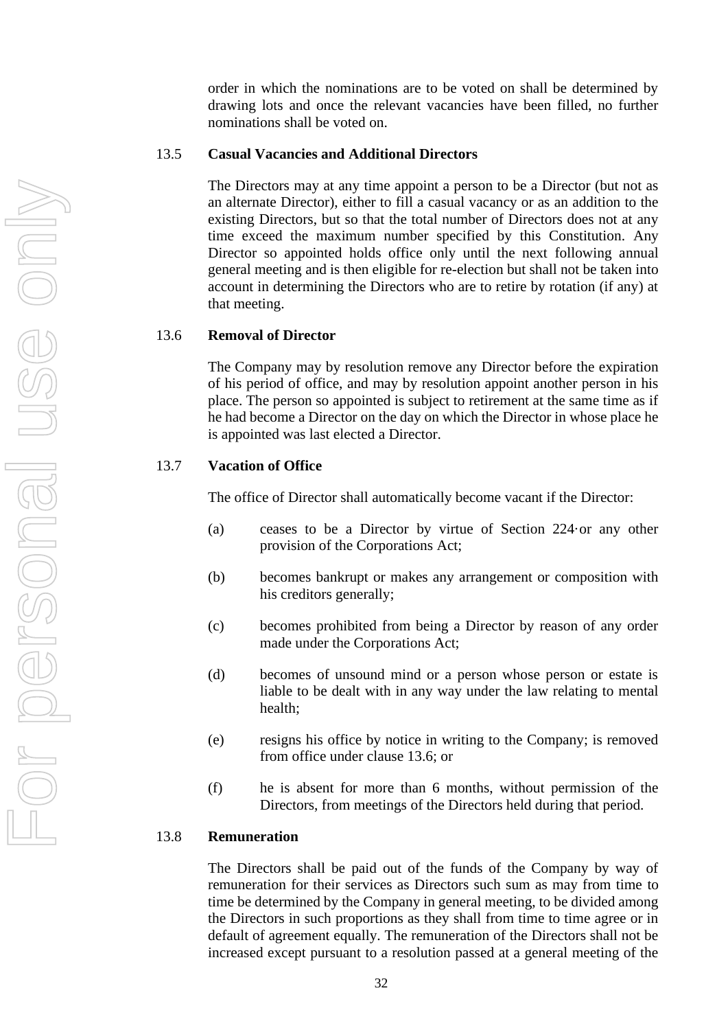order in which the nominations are to be voted on shall be determined by drawing lots and once the relevant vacancies have been filled, no further nominations shall be voted on.

### 13.5 Casual Vacancies and Additional Directors

The Directors may at any time appoint a person to be a Director (but not as an alternate Director), either to fill a casual vacancy or as an addition to the existing Directors, but so that the total number of Directors does not at any time exceed the maximum number specified by this Constitution. Any Director so appointed holds office only until the next following annual general meeting and is then eligible for re-election but shall not be taken into account in determining the Directors who are to retire by rotation (if any) at that meeting.

### 13.6 Removal of Director

The Company may by resolution remove any Director before the expiration of his period of office, and may by resolution appoint another person in his place. The person so appointed is subject to retirement at the same time as if he had become a Director on the day on which the Director in whose place he is appointed was last elected a Director.

### 13.7 Vacation of Office

The office of Director shall automatically become vacant if the Director:

(a) ceases to be a Director by virtue of Section 224·or any other provision of the Corporations Act;

(b) becomes bankrupt or makes any arrangement or composition with his creditors generally;

(c) becomes prohibited from being a Director by reason of any order made under the Corporations Act;

(d) becomes of unsound mind or a person whose person or estate is liable to be dealt with in any way under the law relating to mental health;

(e) resigns his office by notice in writing to the Company; is removed from office under clause 13.6; or

(f) he is absent for more than 6 months, without permission of the Directors, from meetings of the Directors held during that period.

### 13.8 Remuneration

The Directors shall be paid out of the funds of the Company by way of remuneration for their services as Directors such sum as may from time to time be determined by the Company in general meeting, to be divided among the Directors in such proportions as they shall from time to time agree or in default of agreement equally. The remuneration of the Directors shall not be increased except pursuant to a resolution passed at a general meeting of the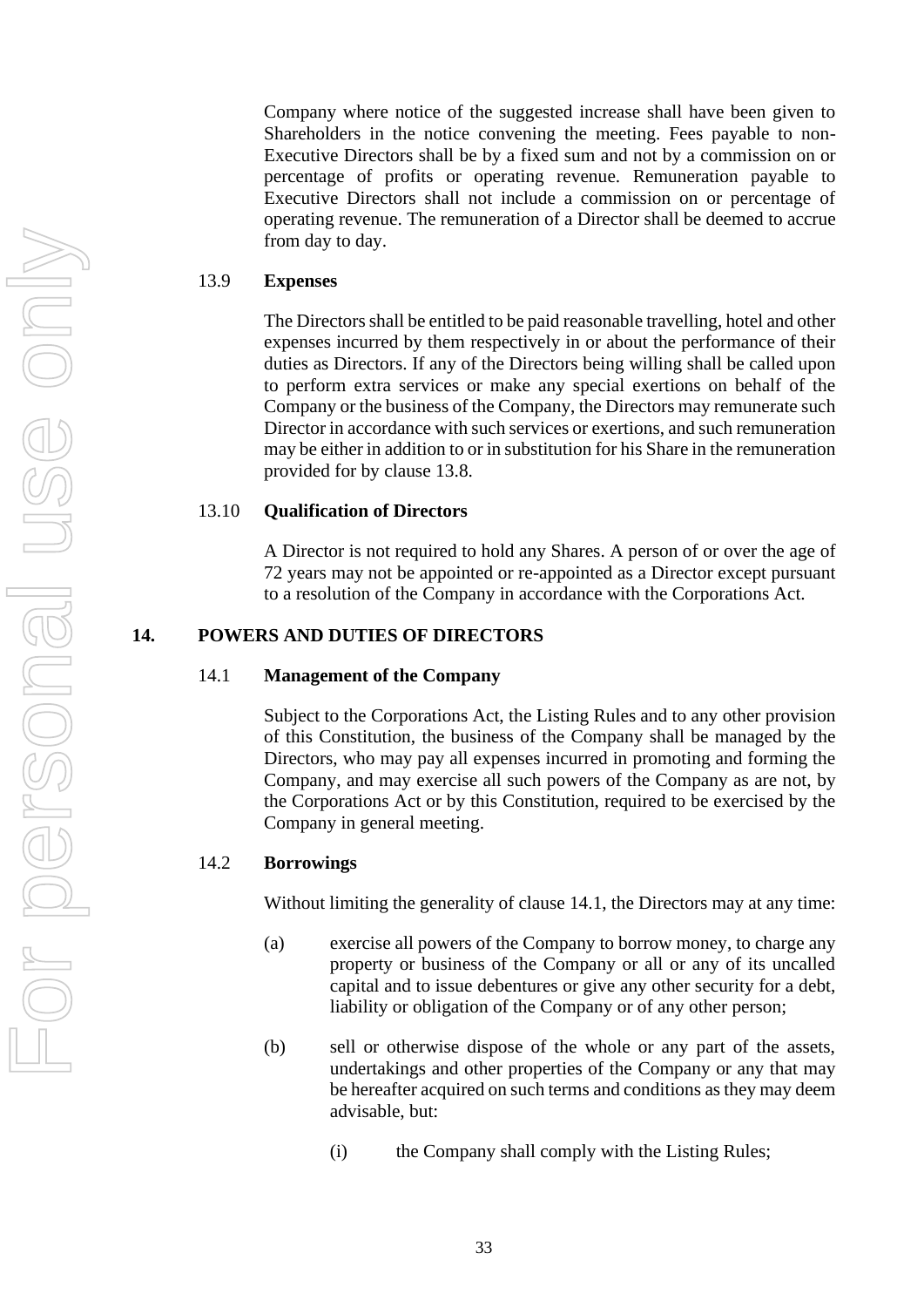Company where notice of the suggested increase shall have been given to Shareholders in the notice convening the meeting. Fees payable to non-Executive Directors shall be by a fixed sum and not by a commission on or percentage of profits or operating revenue. Remuneration payable to Executive Directors shall not include a commission on or percentage of operating revenue. The remuneration of a Director shall be deemed to accrue from day to day.

### 13.9 Expenses

The Directors shall be entitled to be paid reasonable travelling, hotel and other expenses incurred by them respectively in or about the performance of their duties as Directors. If any of the Directors being willing shall be called upon to perform extra services or make any special exertions on behalf of the Company or the business of the Company, the Directors may remunerate such Director in accordance with such services or exertions, and such remuneration may be either in addition to or in substitution for his Share in the remuneration provided for by clause 13.8.

### 13.10 Qualification of Directors

A Director is not required to hold any Shares. A person of or over the age of 72 years may not be appointed or re-appointed as a Director except pursuant to a resolution of the Company in accordance with the Corporations Act.

## 14. POWERS AND DUTIES OF DIRECTORS

### 14.1 Management of the Company

Subject to the Corporations Act, the Listing Rules and to any other provision of this Constitution, the business of the Company shall be managed by the Directors, who may pay all expenses incurred in promoting and forming the Company, and may exercise all such powers of the Company as are not, by the Corporations Act or by this Constitution, required to be exercised by the Company in general meeting.

### 14.2 Borrowings

Without limiting the generality of clause 14.1, the Directors may at any time:

(a) exercise all powers of the Company to borrow money, to charge any property or business of the Company or all or any of its uncalled capital and to issue debentures or give any other security for a debt, liability or obligation of the Company or of any other person;

(b) sell or otherwise dispose of the whole or any part of the assets, undertakings and other properties of the Company or any that may be hereafter acquired on such terms and conditions as they may deem advisable, but:

 (i) the Company shall comply with the Listing Rules;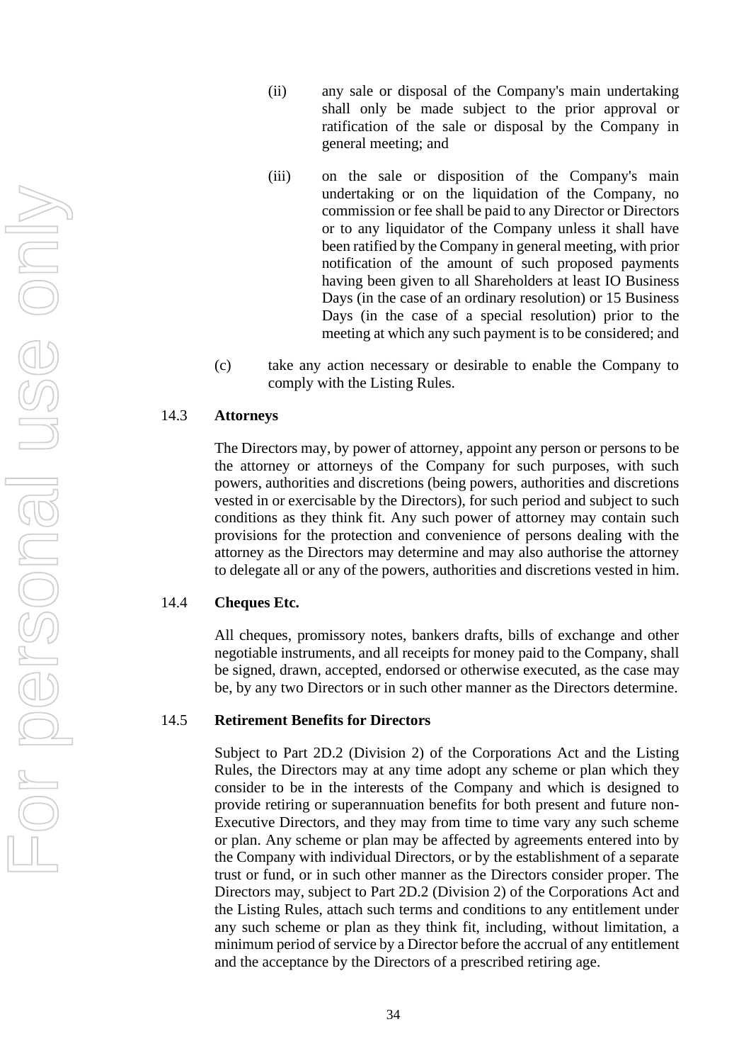(ii) any sale or disposal of the Company's main undertaking shall only be made subject to the prior approval or ratification of the sale or disposal by the Company in general meeting; and

(iii) on the sale or disposition of the Company's main undertaking or on the liquidation of the Company, no commission or fee shall be paid to any Director or Directors or to any liquidator of the Company unless it shall have been ratified by the Company in general meeting, with prior notification of the amount of such proposed payments having been given to all Shareholders at least IO Business Days (in the case of an ordinary resolution) or 15 Business Days (in the case of a special resolution) prior to the meeting at which any such payment is to be considered; and

(c) take any action necessary or desirable to enable the Company to comply with the Listing Rules.

### 14.3 Attorneys

The Directors may, by power of attorney, appoint any person or persons to be the attorney or attorneys of the Company for such purposes, with such powers, authorities and discretions (being powers, authorities and discretions vested in or exercisable by the Directors), for such period and subject to such conditions as they think fit. Any such power of attorney may contain such provisions for the protection and convenience of persons dealing with the attorney as the Directors may determine and may also authorise the attorney to delegate all or any of the powers, authorities and discretions vested in him.

### 14.4 Cheques Etc.

All cheques, promissory notes, bankers drafts, bills of exchange and other negotiable instruments, and all receipts for money paid to the Company, shall be signed, drawn, accepted, endorsed or otherwise executed, as the case may be, by any two Directors or in such other manner as the Directors determine.

### 14.5 Retirement Benefits for Directors

Subject to Part 2D.2 (Division 2) of the Corporations Act and the Listing Rules, the Directors may at any time adopt any scheme or plan which they consider to be in the interests of the Company and which is designed to provide retiring or superannuation benefits for both present and future non-Executive Directors, and they may from time to time vary any such scheme or plan. Any scheme or plan may be affected by agreements entered into by the Company with individual Directors, or by the establishment of a separate trust or fund, or in such other manner as the Directors consider proper. The Directors may, subject to Part 2D.2 (Division 2) of the Corporations Act and the Listing Rules, attach such terms and conditions to any entitlement under any such scheme or plan as they think fit, including, without limitation, a minimum period of service by a Director before the accrual of any entitlement and the acceptance by the Directors of a prescribed retiring age.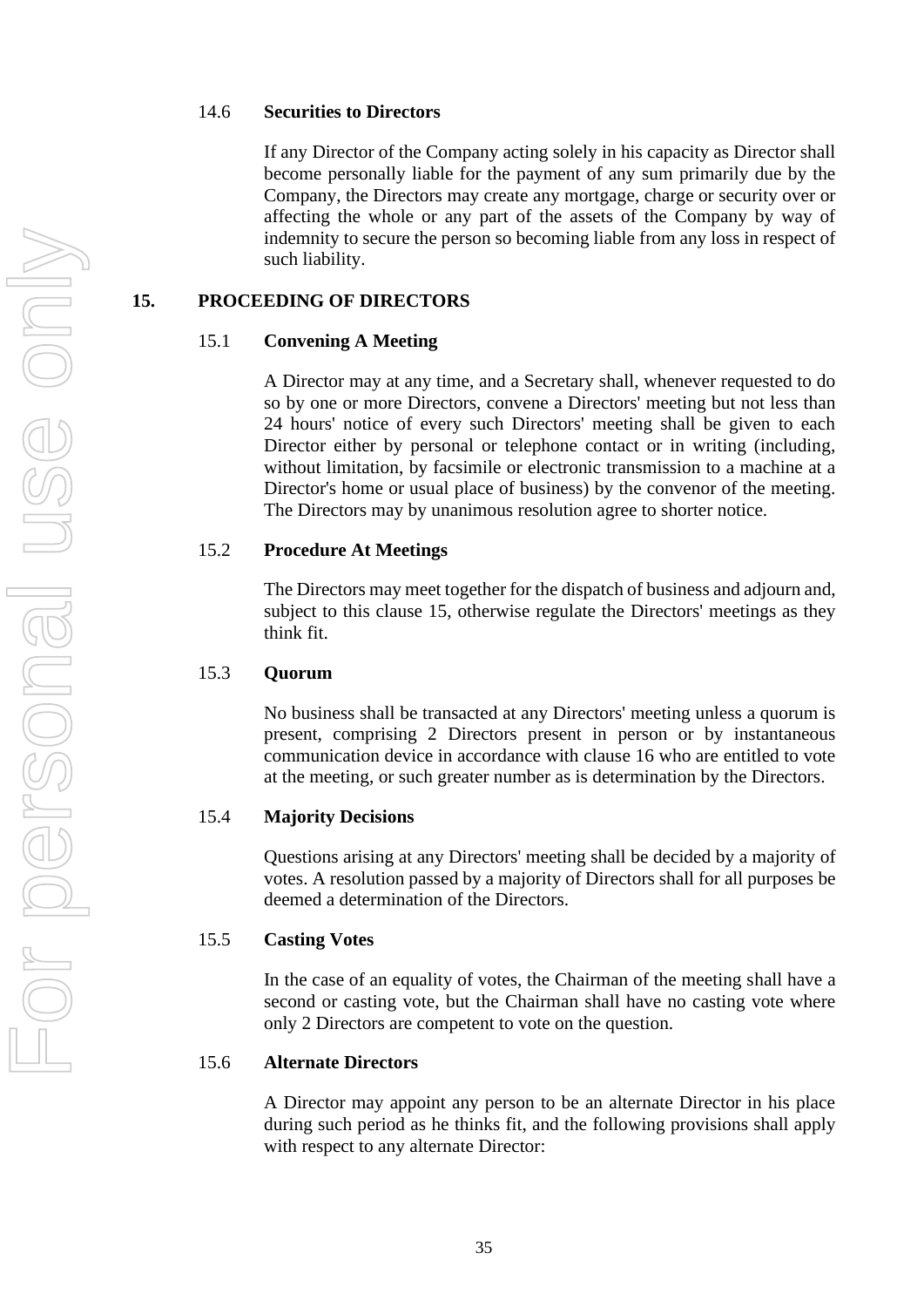14.6 **Securities to Directors**

If any Director of the Company acting solely in his capacity as Director shall become personally liable for the payment of any sum primarily due by the Company, the Directors may create any mortgage, charge or security over or affecting the whole or any part of the assets of the Company by way of indemnity to secure the person so becoming liable from any loss in respect of such liability.

## 15. PROCEEDING OF DIRECTORS

15.1 **Convening A Meeting**

A Director may at any time, and a Secretary shall, whenever requested to do so by one or more Directors, convene a Directors' meeting but not less than 24 hours' notice of every such Directors' meeting shall be given to each Director either by personal or telephone contact or in writing (including, without limitation, by facsimile or electronic transmission to a machine at a Director's home or usual place of business) by the convenor of the meeting. The Directors may by unanimous resolution agree to shorter notice.

15.2 **Procedure At Meetings**

The Directors may meet together for the dispatch of business and adjourn and, subject to this clause 15, otherwise regulate the Directors' meetings as they think fit.

15.3 **Quorum**

No business shall be transacted at any Directors' meeting unless a quorum is present, comprising 2 Directors present in person or by instantaneous communication device in accordance with clause 16 who are entitled to vote at the meeting, or such greater number as is determination by the Directors.

15.4 **Majority Decisions**

Questions arising at any Directors' meeting shall be decided by a majority of votes. A resolution passed by a majority of Directors shall for all purposes be deemed a determination of the Directors.

15.5 **Casting Votes**

In the case of an equality of votes, the Chairman of the meeting shall have a second or casting vote, but the Chairman shall have no casting vote where only 2 Directors are competent to vote on the question.

15.6 **Alternate Directors**

A Director may appoint any person to be an alternate Director in his place during such period as he thinks fit, and the following provisions shall apply with respect to any alternate Director: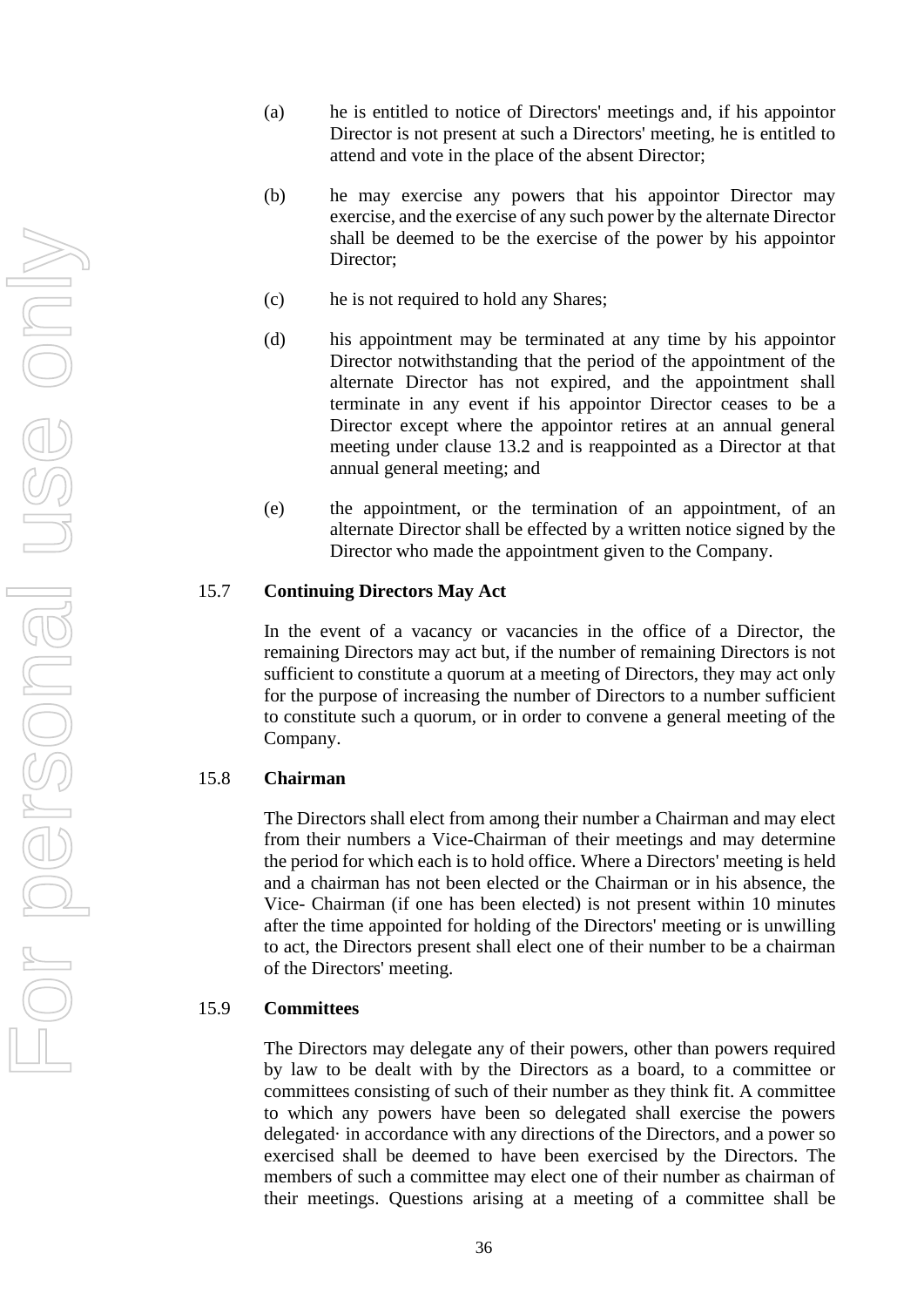(a) he is entitled to notice of Directors' meetings and, if his appointor Director is not present at such a Directors' meeting, he is entitled to attend and vote in the place of the absent Director;

(b) he may exercise any powers that his appointor Director may exercise, and the exercise of any such power by the alternate Director shall be deemed to be the exercise of the power by his appointor Director;

(c) he is not required to hold any Shares;

(d) his appointment may be terminated at any time by his appointor Director notwithstanding that the period of the appointment of the alternate Director has not expired, and the appointment shall terminate in any event if his appointor Director ceases to be a Director except where the appointor retires at an annual general meeting under clause 13.2 and is reappointed as a Director at that annual general meeting; and

(e) the appointment, or the termination of an appointment, of an alternate Director shall be effected by a written notice signed by the Director who made the appointment given to the Company.

### 15.7 **Continuing Directors May Act**

In the event of a vacancy or vacancies in the office of a Director, the remaining Directors may act but, if the number of remaining Directors is not sufficient to constitute a quorum at a meeting of Directors, they may act only for the purpose of increasing the number of Directors to a number sufficient to constitute such a quorum, or in order to convene a general meeting of the Company.

### 15.8 **Chairman**

The Directors shall elect from among their number a Chairman and may elect from their numbers a Vice-Chairman of their meetings and may determine the period for which each is to hold office. Where a Directors' meeting is held and a chairman has not been elected or the Chairman or in his absence, the Vice- Chairman (if one has been elected) is not present within 10 minutes after the time appointed for holding of the Directors' meeting or is unwilling to act, the Directors present shall elect one of their number to be a chairman of the Directors' meeting.

### 15.9 **Committees**

The Directors may delegate any of their powers, other than powers required by law to be dealt with by the Directors as a board, to a committee or committees consisting of such of their number as they think fit. A committee to which any powers have been so delegated shall exercise the powers delegated· in accordance with any directions of the Directors, and a power so exercised shall be deemed to have been exercised by the Directors. The members of such a committee may elect one of their number as chairman of their meetings. Questions arising at a meeting of a committee shall be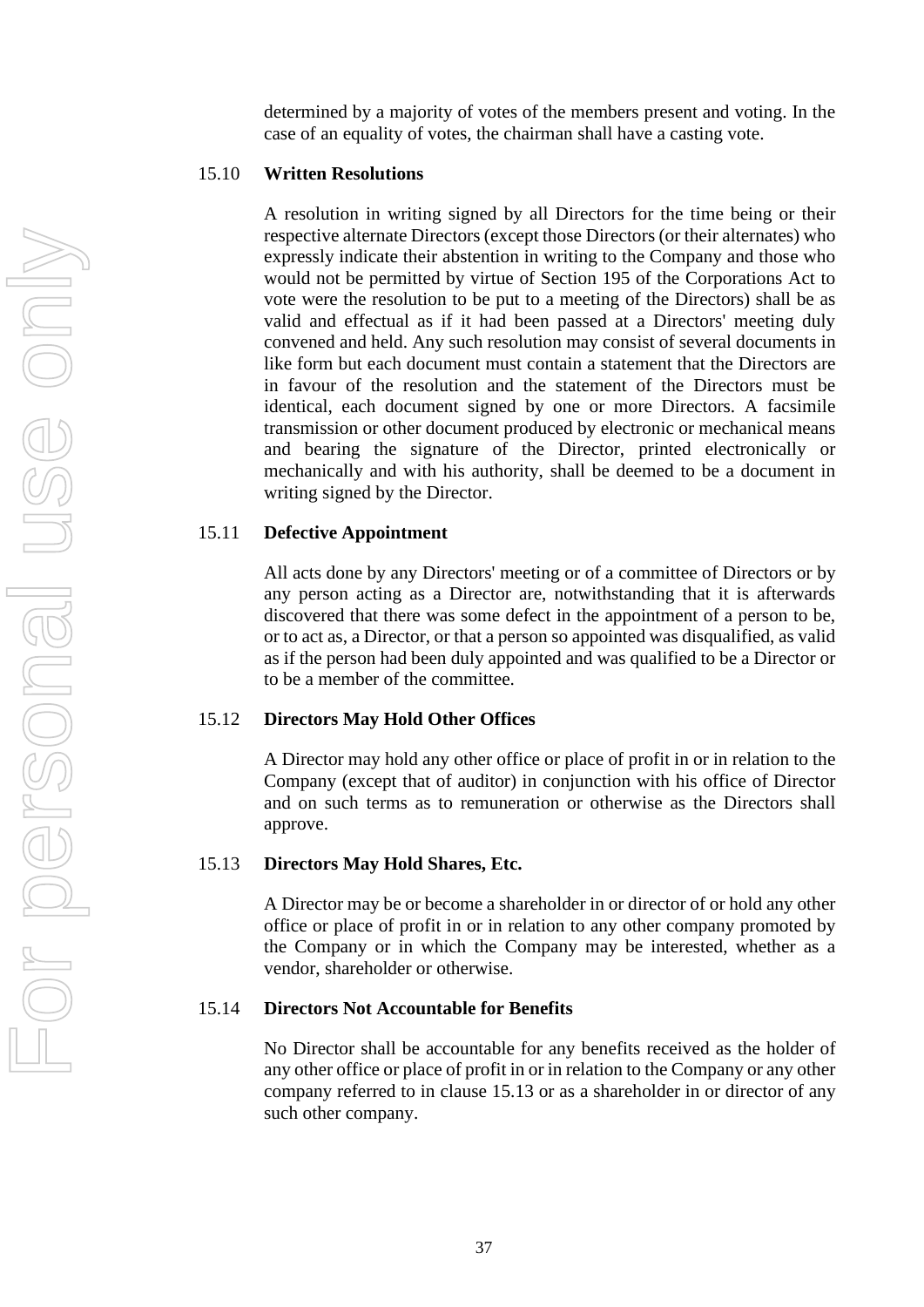determined by a majority of votes of the members present and voting. In the case of an equality of votes, the chairman shall have a casting vote.

### 15.10 Written Resolutions

A resolution in writing signed by all Directors for the time being or their respective alternate Directors (except those Directors (or their alternates) who expressly indicate their abstention in writing to the Company and those who would not be permitted by virtue of Section 195 of the Corporations Act to vote were the resolution to be put to a meeting of the Directors) shall be as valid and effectual as if it had been passed at a Directors' meeting duly convened and held. Any such resolution may consist of several documents in like form but each document must contain a statement that the Directors are in favour of the resolution and the statement of the Directors must be identical, each document signed by one or more Directors. A facsimile transmission or other document produced by electronic or mechanical means and bearing the signature of the Director, printed electronically or mechanically and with his authority, shall be deemed to be a document in writing signed by the Director.

### 15.11 Defective Appointment

All acts done by any Directors' meeting or of a committee of Directors or by any person acting as a Director are, notwithstanding that it is afterwards discovered that there was some defect in the appointment of a person to be, or to act as, a Director, or that a person so appointed was disqualified, as valid as if the person had been duly appointed and was qualified to be a Director or to be a member of the committee.

### 15.12 Directors May Hold Other Offices

A Director may hold any other office or place of profit in or in relation to the Company (except that of auditor) in conjunction with his office of Director and on such terms as to remuneration or otherwise as the Directors shall approve.

### 15.13 Directors May Hold Shares, Etc.

A Director may be or become a shareholder in or director of or hold any other office or place of profit in or in relation to any other company promoted by the Company or in which the Company may be interested, whether as a vendor, shareholder or otherwise.

### 15.14 Directors Not Accountable for Benefits

No Director shall be accountable for any benefits received as the holder of any other office or place of profit in or in relation to the Company or any other company referred to in clause 15.13 or as a shareholder in or director of any such other company.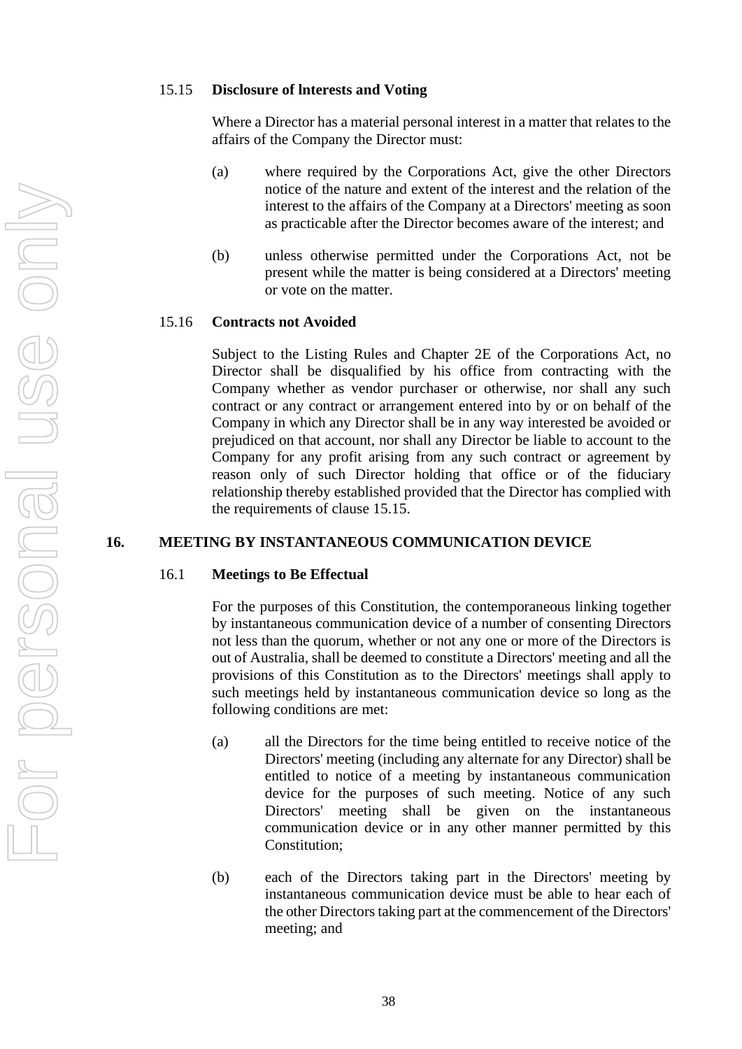15.15 **Disclosure of lnterests and Voting**

Where a Director has a material personal interest in a matter that relates to the affairs of the Company the Director must:

(a) where required by the Corporations Act, give the other Directors notice of the nature and extent of the interest and the relation of the interest to the affairs of the Company at a Directors' meeting as soon as practicable after the Director becomes aware of the interest; and

(b) unless otherwise permitted under the Corporations Act, not be present while the matter is being considered at a Directors' meeting or vote on the matter.

15.16 **Contracts not Avoided**

Subject to the Listing Rules and Chapter 2E of the Corporations Act, no Director shall be disqualified by his office from contracting with the Company whether as vendor purchaser or otherwise, nor shall any such contract or any contract or arrangement entered into by or on behalf of the Company in which any Director shall be in any way interested be avoided or prejudiced on that account, nor shall any Director be liable to account to the Company for any profit arising from any such contract or agreement by reason only of such Director holding that office or of the fiduciary relationship thereby established provided that the Director has complied with the requirements of clause 15.15.

## 16. MEETING BY INSTANTANEOUS COMMUNICATION DEVICE

16.1 **Meetings to Be Effectual**

For the purposes of this Constitution, the contemporaneous linking together by instantaneous communication device of a number of consenting Directors not less than the quorum, whether or not any one or more of the Directors is out of Australia, shall be deemed to constitute a Directors' meeting and all the provisions of this Constitution as to the Directors' meetings shall apply to such meetings held by instantaneous communication device so long as the following conditions are met:

(a) all the Directors for the time being entitled to receive notice of the Directors' meeting (including any alternate for any Director) shall be entitled to notice of a meeting by instantaneous communication device for the purposes of such meeting. Notice of any such Directors' meeting shall be given on the instantaneous communication device or in any other manner permitted by this Constitution;

(b) each of the Directors taking part in the Directors' meeting by instantaneous communication device must be able to hear each of the other Directors taking part at the commencement of the Directors' meeting; and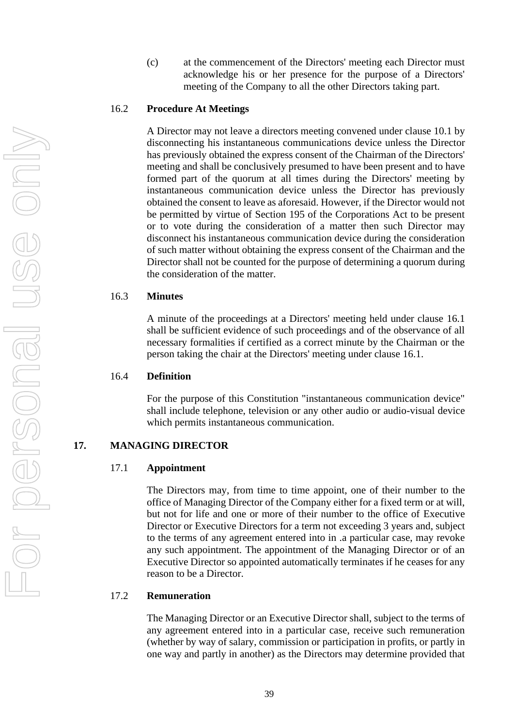(c) at the commencement of the Directors' meeting each Director must acknowledge his or her presence for the purpose of a Directors' meeting of the Company to all the other Directors taking part.

### 16.2 Procedure At Meetings

A Director may not leave a directors meeting convened under clause 10.1 by disconnecting his instantaneous communications device unless the Director has previously obtained the express consent of the Chairman of the Directors' meeting and shall be conclusively presumed to have been present and to have formed part of the quorum at all times during the Directors' meeting by instantaneous communication device unless the Director has previously obtained the consent to leave as aforesaid. However, if the Director would not be permitted by virtue of Section 195 of the Corporations Act to be present or to vote during the consideration of a matter then such Director may disconnect his instantaneous communication device during the consideration of such matter without obtaining the express consent of the Chairman and the Director shall not be counted for the purpose of determining a quorum during the consideration of the matter.

### 16.3 Minutes

A minute of the proceedings at a Directors' meeting held under clause 16.1 shall be sufficient evidence of such proceedings and of the observance of all necessary formalities if certified as a correct minute by the Chairman or the person taking the chair at the Directors' meeting under clause 16.1.

### 16.4 Definition

For the purpose of this Constitution "instantaneous communication device" shall include telephone, television or any other audio or audio-visual device which permits instantaneous communication.

## 17. MANAGING DIRECTOR

### 17.1 Appointment

The Directors may, from time to time appoint, one of their number to the office of Managing Director of the Company either for a fixed term or at will, but not for life and one or more of their number to the office of Executive Director or Executive Directors for a term not exceeding 3 years and, subject to the terms of any agreement entered into in .a particular case, may revoke any such appointment. The appointment of the Managing Director or of an Executive Director so appointed automatically terminates if he ceases for any reason to be a Director.

### 17.2 Remuneration

The Managing Director or an Executive Director shall, subject to the terms of any agreement entered into in a particular case, receive such remuneration (whether by way of salary, commission or participation in profits, or partly in one way and partly in another) as the Directors may determine provided that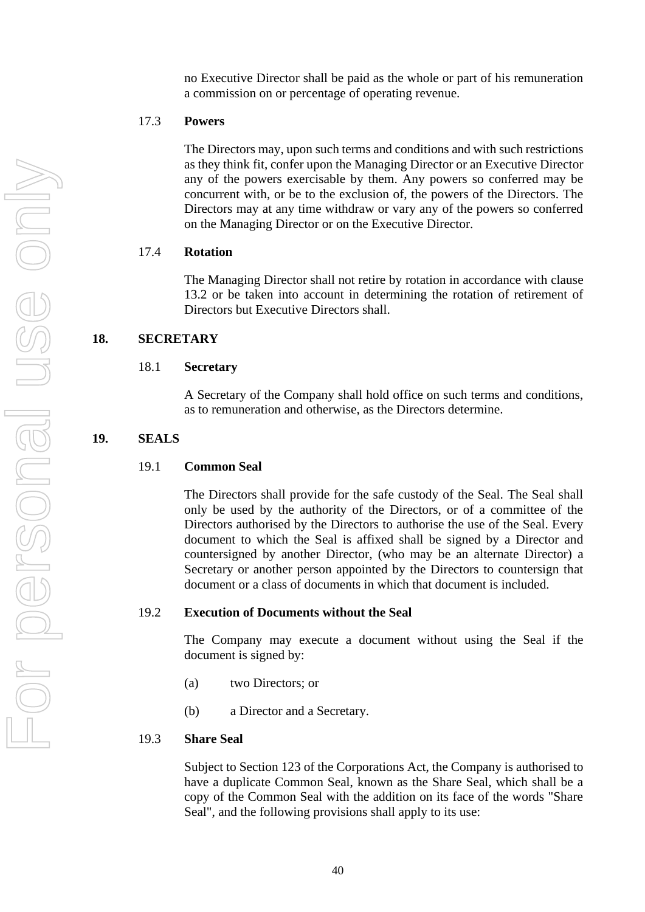no Executive Director shall be paid as the whole or part of his remuneration a commission on or percentage of operating revenue.

### 17.3 Powers

The Directors may, upon such terms and conditions and with such restrictions as they think fit, confer upon the Managing Director or an Executive Director any of the powers exercisable by them. Any powers so conferred may be concurrent with, or be to the exclusion of, the powers of the Directors. The Directors may at any time withdraw or vary any of the powers so conferred on the Managing Director or on the Executive Director.

### 17.4 Rotation

The Managing Director shall not retire by rotation in accordance with clause 13.2 or be taken into account in determining the rotation of retirement of Directors but Executive Directors shall.

## 18. SECRETARY

### 18.1 Secretary

A Secretary of the Company shall hold office on such terms and conditions, as to remuneration and otherwise, as the Directors determine.

## 19. SEALS

### 19.1 Common Seal

The Directors shall provide for the safe custody of the Seal. The Seal shall only be used by the authority of the Directors, or of a committee of the Directors authorised by the Directors to authorise the use of the Seal. Every document to which the Seal is affixed shall be signed by a Director and countersigned by another Director, (who may be an alternate Director) a Secretary or another person appointed by the Directors to countersign that document or a class of documents in which that document is included.

### 19.2 Execution of Documents without the Seal

The Company may execute a document without using the Seal if the document is signed by:

(a) two Directors; or

(b) a Director and a Secretary.

### 19.3 Share Seal

Subject to Section 123 of the Corporations Act, the Company is authorised to have a duplicate Common Seal, known as the Share Seal, which shall be a copy of the Common Seal with the addition on its face of the words "Share Seal", and the following provisions shall apply to its use: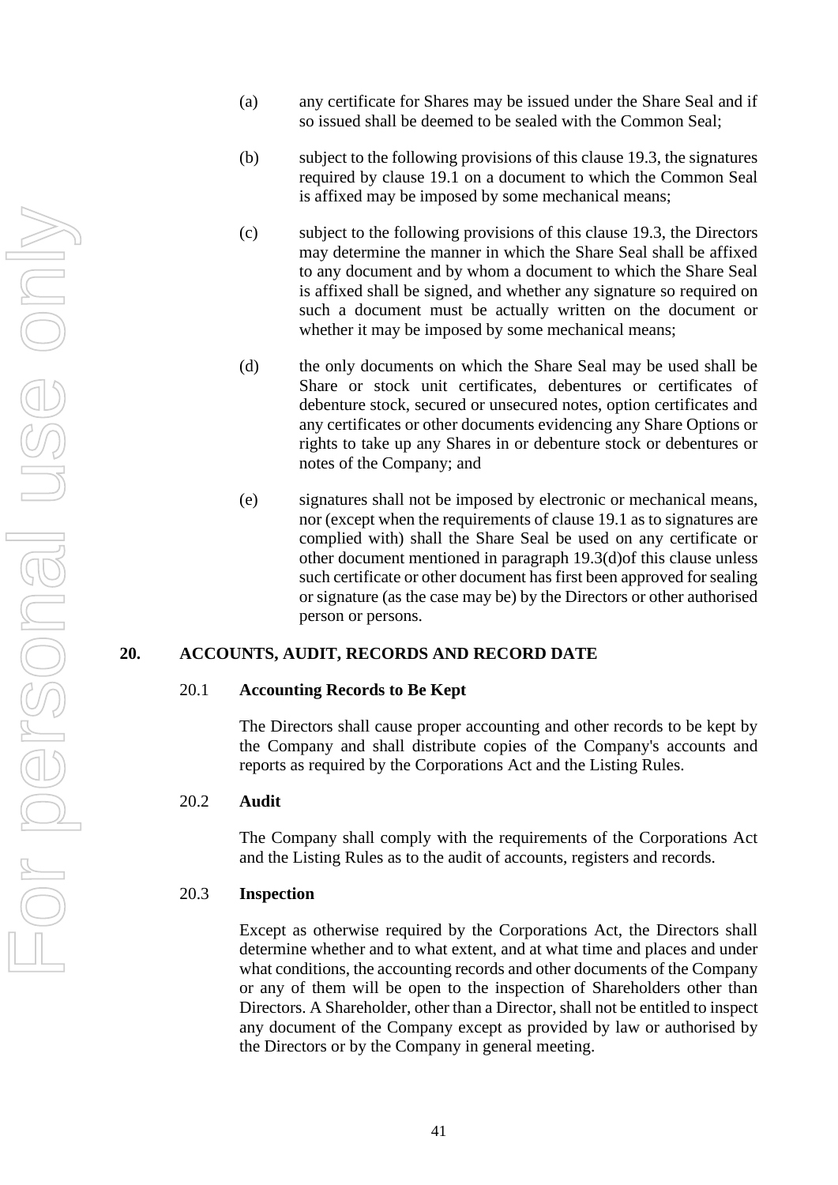(a) any certificate for Shares may be issued under the Share Seal and if so issued shall be deemed to be sealed with the Common Seal;

(b) subject to the following provisions of this clause 19.3, the signatures required by clause 19.1 on a document to which the Common Seal is affixed may be imposed by some mechanical means;

(c) subject to the following provisions of this clause 19.3, the Directors may determine the manner in which the Share Seal shall be affixed to any document and by whom a document to which the Share Seal is affixed shall be signed, and whether any signature so required on such a document must be actually written on the document or whether it may be imposed by some mechanical means;

(d) the only documents on which the Share Seal may be used shall be Share or stock unit certificates, debentures or certificates of debenture stock, secured or unsecured notes, option certificates and any certificates or other documents evidencing any Share Options or rights to take up any Shares in or debenture stock or debentures or notes of the Company; and

(e) signatures shall not be imposed by electronic or mechanical means, nor (except when the requirements of clause 19.1 as to signatures are complied with) shall the Share Seal be used on any certificate or other document mentioned in paragraph 19.3(d)of this clause unless such certificate or other document has first been approved for sealing or signature (as the case may be) by the Directors or other authorised person or persons.

## 20. ACCOUNTS, AUDIT, RECORDS AND RECORD DATE

### 20.1 Accounting Records to Be Kept

The Directors shall cause proper accounting and other records to be kept by the Company and shall distribute copies of the Company's accounts and reports as required by the Corporations Act and the Listing Rules.

### 20.2 Audit

The Company shall comply with the requirements of the Corporations Act and the Listing Rules as to the audit of accounts, registers and records.

### 20.3 Inspection

Except as otherwise required by the Corporations Act, the Directors shall determine whether and to what extent, and at what time and places and under what conditions, the accounting records and other documents of the Company or any of them will be open to the inspection of Shareholders other than Directors. A Shareholder, other than a Director, shall not be entitled to inspect any document of the Company except as provided by law or authorised by the Directors or by the Company in general meeting.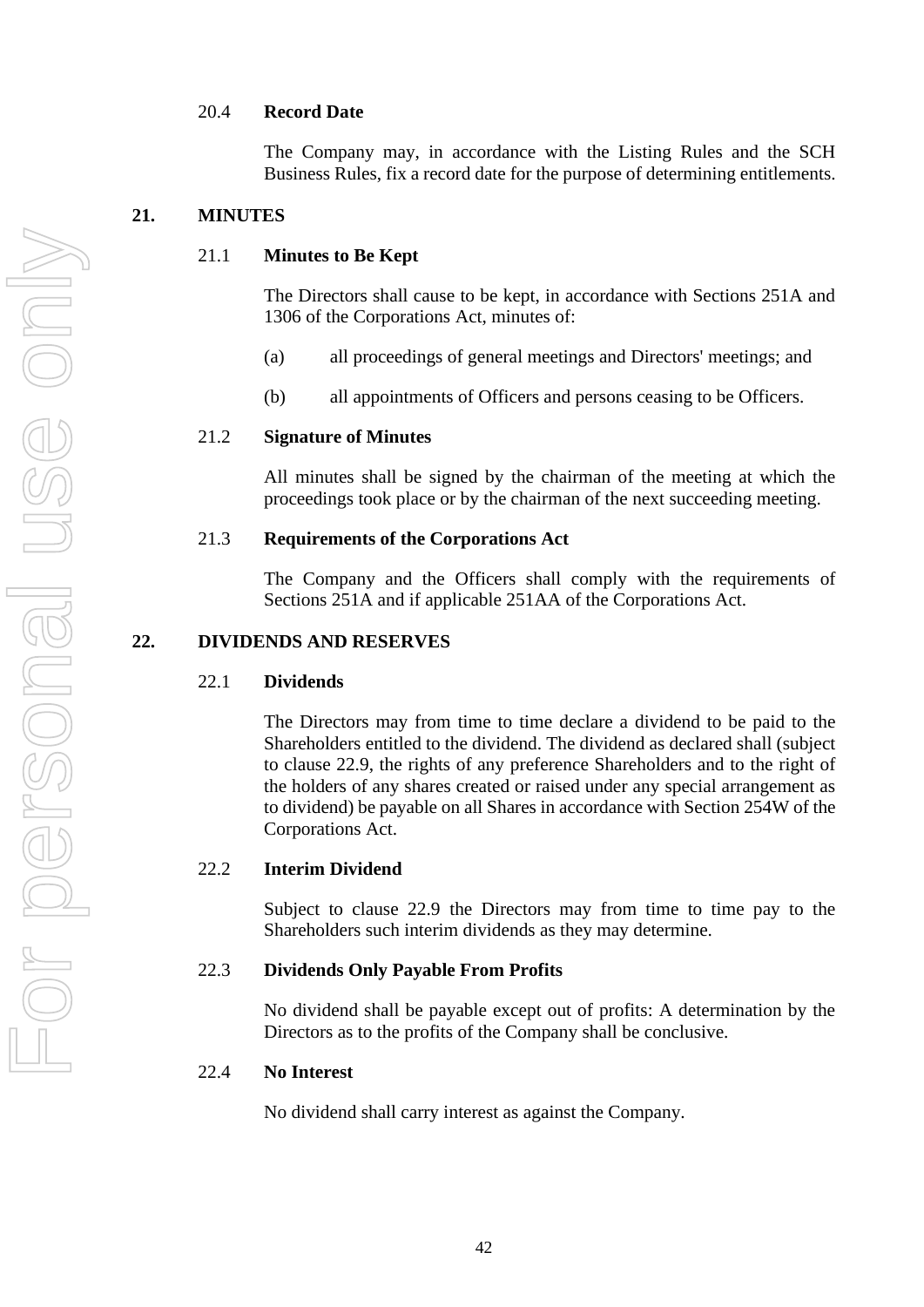### 20.4 **Record Date**

The Company may, in accordance with the Listing Rules and the SCH Business Rules, fix a record date for the purpose of determining entitlements.

## 21. MINUTES

### 21.1 **Minutes to Be Kept**

The Directors shall cause to be kept, in accordance with Sections 251A and 1306 of the Corporations Act, minutes of:

(a) all proceedings of general meetings and Directors' meetings; and

(b) all appointments of Officers and persons ceasing to be Officers.

### 21.2 **Signature of Minutes**

All minutes shall be signed by the chairman of the meeting at which the proceedings took place or by the chairman of the next succeeding meeting.

### 21.3 **Requirements of the Corporations Act**

The Company and the Officers shall comply with the requirements of Sections 251A and if applicable 251AA of the Corporations Act.

## 22. DIVIDENDS AND RESERVES

### 22.1 **Dividends**

The Directors may from time to time declare a dividend to be paid to the Shareholders entitled to the dividend. The dividend as declared shall (subject to clause 22.9, the rights of any preference Shareholders and to the right of the holders of any shares created or raised under any special arrangement as to dividend) be payable on all Shares in accordance with Section 254W of the Corporations Act.

### 22.2 **Interim Dividend**

Subject to clause 22.9 the Directors may from time to time pay to the Shareholders such interim dividends as they may determine.

### 22.3 **Dividends Only Payable From Profits**

No dividend shall be payable except out of profits: A determination by the Directors as to the profits of the Company shall be conclusive.

### 22.4 **No Interest**

No dividend shall carry interest as against the Company.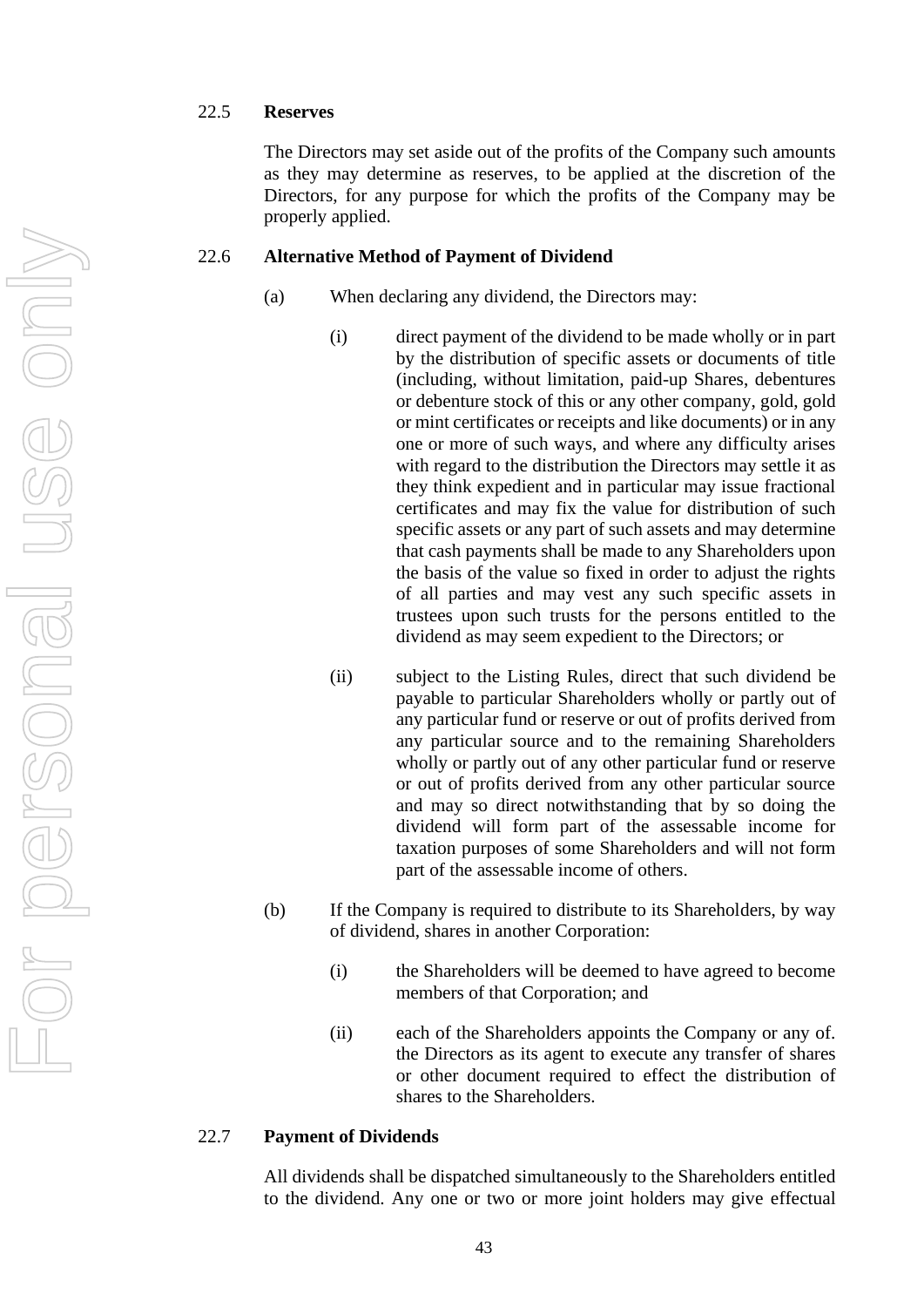### 22.5 Reserves

The Directors may set aside out of the profits of the Company such amounts as they may determine as reserves, to be applied at the discretion of the Directors, for any purpose for which the profits of the Company may be properly applied.

### 22.6 Alternative Method of Payment of Dividend

(a) When declaring any dividend, the Directors may:

(i) direct payment of the dividend to be made wholly or in part by the distribution of specific assets or documents of title (including, without limitation, paid-up Shares, debentures or debenture stock of this or any other company, gold, gold or mint certificates or receipts and like documents) or in any one or more of such ways, and where any difficulty arises with regard to the distribution the Directors may settle it as they think expedient and in particular may issue fractional certificates and may fix the value for distribution of such specific assets or any part of such assets and may determine that cash payments shall be made to any Shareholders upon the basis of the value so fixed in order to adjust the rights of all parties and may vest any such specific assets in trustees upon such trusts for the persons entitled to the dividend as may seem expedient to the Directors; or

(ii) subject to the Listing Rules, direct that such dividend be payable to particular Shareholders wholly or partly out of any particular fund or reserve or out of profits derived from any particular source and to the remaining Shareholders wholly or partly out of any other particular fund or reserve or out of profits derived from any other particular source and may so direct notwithstanding that by so doing the dividend will form part of the assessable income for taxation purposes of some Shareholders and will not form part of the assessable income of others.

(b) If the Company is required to distribute to its Shareholders, by way of dividend, shares in another Corporation:

(i) the Shareholders will be deemed to have agreed to become members of that Corporation; and

(ii) each of the Shareholders appoints the Company or any of. the Directors as its agent to execute any transfer of shares or other document required to effect the distribution of shares to the Shareholders.

### 22.7 Payment of Dividends

All dividends shall be dispatched simultaneously to the Shareholders entitled to the dividend. Any one or two or more joint holders may give effectual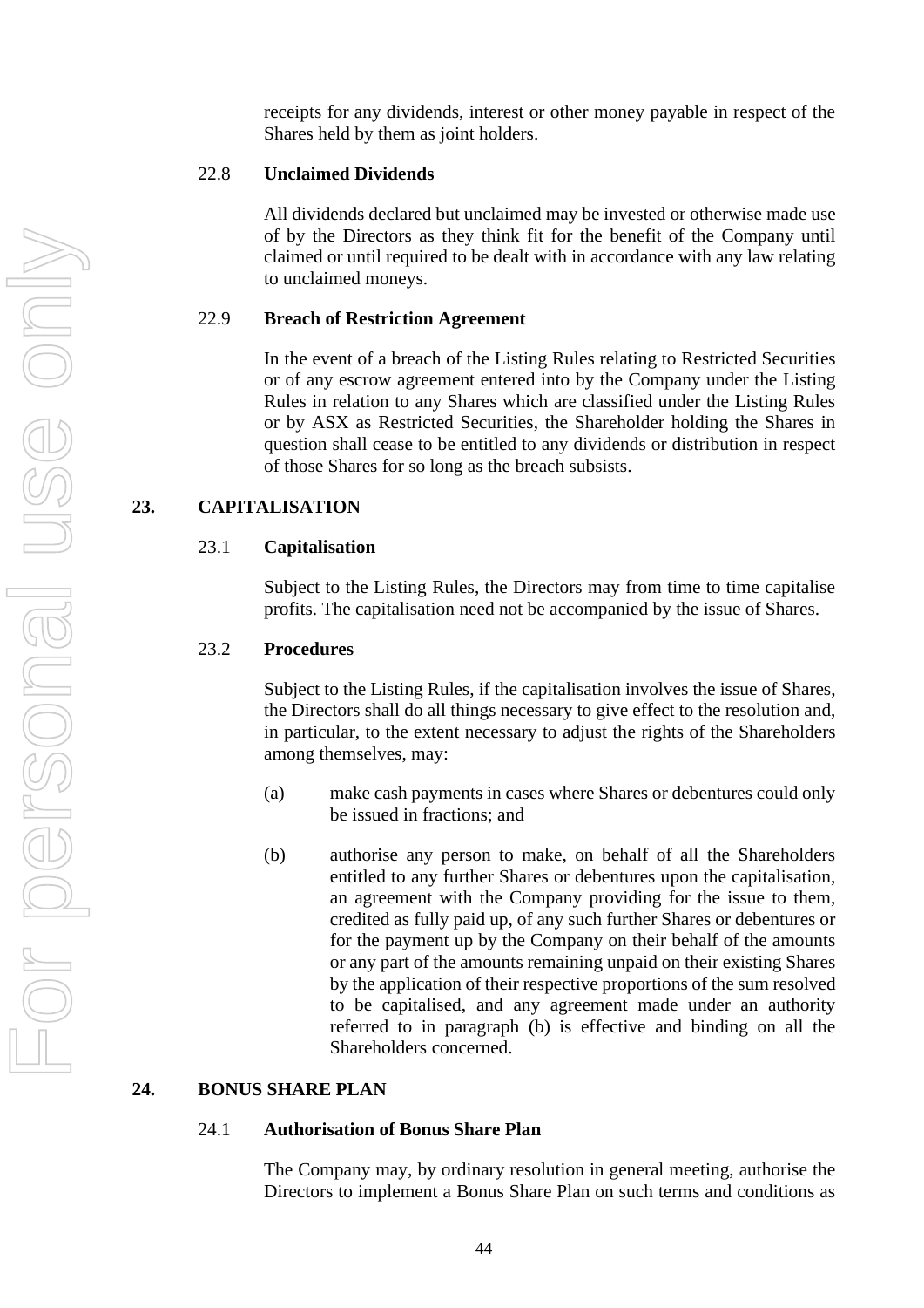receipts for any dividends, interest or other money payable in respect of the Shares held by them as joint holders.

### 22.8 Unclaimed Dividends

All dividends declared but unclaimed may be invested or otherwise made use of by the Directors as they think fit for the benefit of the Company until claimed or until required to be dealt with in accordance with any law relating to unclaimed moneys.

### 22.9 Breach of Restriction Agreement

In the event of a breach of the Listing Rules relating to Restricted Securities or of any escrow agreement entered into by the Company under the Listing Rules in relation to any Shares which are classified under the Listing Rules or by ASX as Restricted Securities, the Shareholder holding the Shares in question shall cease to be entitled to any dividends or distribution in respect of those Shares for so long as the breach subsists.

## 23. CAPITALISATION

### 23.1 Capitalisation

Subject to the Listing Rules, the Directors may from time to time capitalise profits. The capitalisation need not be accompanied by the issue of Shares.

### 23.2 Procedures

Subject to the Listing Rules, if the capitalisation involves the issue of Shares, the Directors shall do all things necessary to give effect to the resolution and, in particular, to the extent necessary to adjust the rights of the Shareholders among themselves, may:

(a) make cash payments in cases where Shares or debentures could only be issued in fractions; and

(b) authorise any person to make, on behalf of all the Shareholders entitled to any further Shares or debentures upon the capitalisation, an agreement with the Company providing for the issue to them, credited as fully paid up, of any such further Shares or debentures or for the payment up by the Company on their behalf of the amounts or any part of the amounts remaining unpaid on their existing Shares by the application of their respective proportions of the sum resolved to be capitalised, and any agreement made under an authority referred to in paragraph (b) is effective and binding on all the Shareholders concerned.

## 24. BONUS SHARE PLAN

### 24.1 Authorisation of Bonus Share Plan

The Company may, by ordinary resolution in general meeting, authorise the Directors to implement a Bonus Share Plan on such terms and conditions as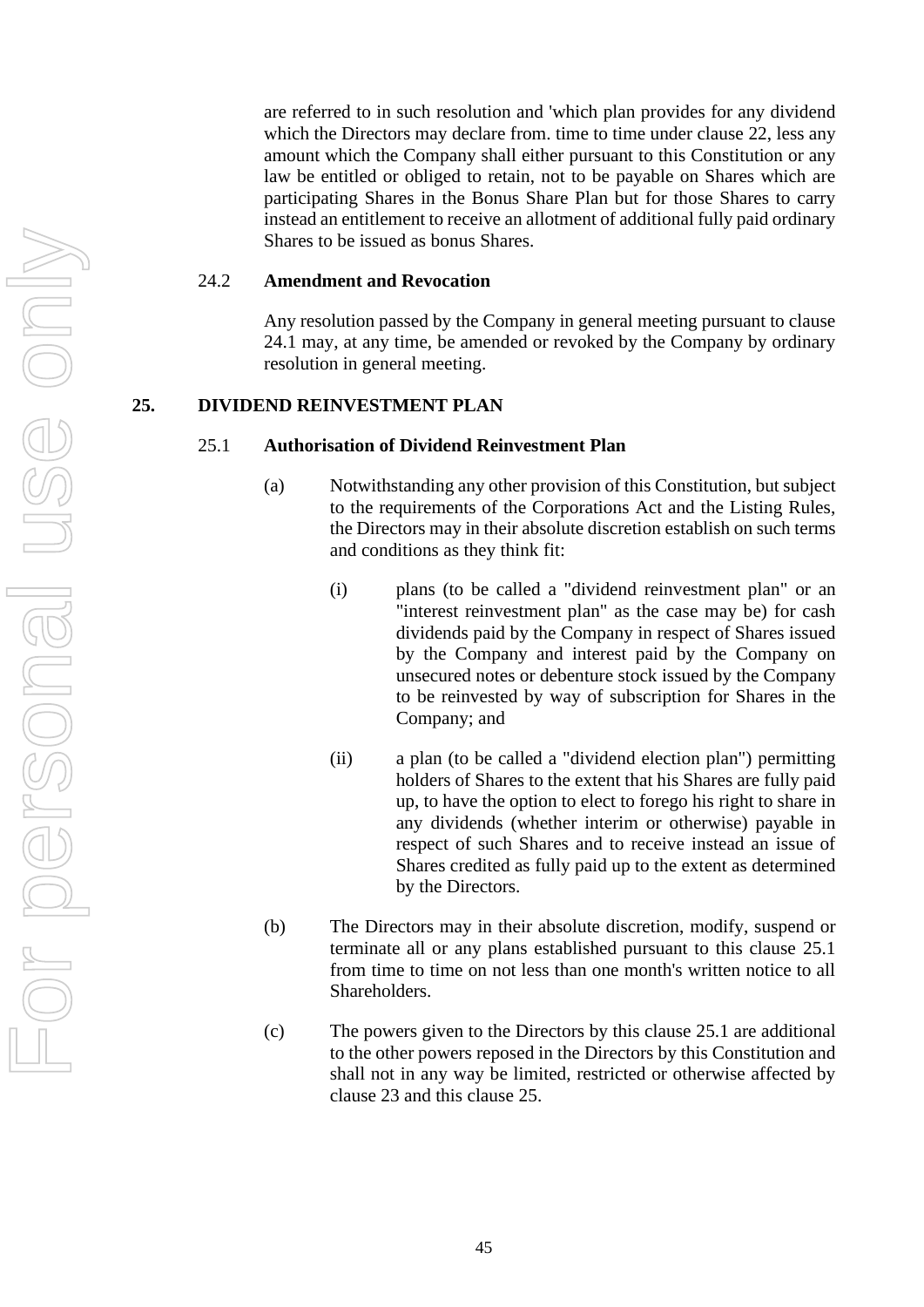are referred to in such resolution and 'which plan provides for any dividend which the Directors may declare from. time to time under clause 22, less any amount which the Company shall either pursuant to this Constitution or any law be entitled or obliged to retain, not to be payable on Shares which are participating Shares in the Bonus Share Plan but for those Shares to carry instead an entitlement to receive an allotment of additional fully paid ordinary Shares to be issued as bonus Shares.

24.2 **Amendment and Revocation**

Any resolution passed by the Company in general meeting pursuant to clause 24.1 may, at any time, be amended or revoked by the Company by ordinary resolution in general meeting.

## 25. DIVIDEND REINVESTMENT PLAN

25.1 **Authorisation of Dividend Reinvestment Plan**

(a) Notwithstanding any other provision of this Constitution, but subject to the requirements of the Corporations Act and the Listing Rules, the Directors may in their absolute discretion establish on such terms and conditions as they think fit:

(i) plans (to be called a "dividend reinvestment plan" or an "interest reinvestment plan" as the case may be) for cash dividends paid by the Company in respect of Shares issued by the Company and interest paid by the Company on unsecured notes or debenture stock issued by the Company to be reinvested by way of subscription for Shares in the Company; and

(ii) a plan (to be called a "dividend election plan") permitting holders of Shares to the extent that his Shares are fully paid up, to have the option to elect to forego his right to share in any dividends (whether interim or otherwise) payable in respect of such Shares and to receive instead an issue of Shares credited as fully paid up to the extent as determined by the Directors.

(b) The Directors may in their absolute discretion, modify, suspend or terminate all or any plans established pursuant to this clause 25.1 from time to time on not less than one month's written notice to all Shareholders.

(c) The powers given to the Directors by this clause 25.1 are additional to the other powers reposed in the Directors by this Constitution and shall not in any way be limited, restricted or otherwise affected by clause 23 and this clause 25.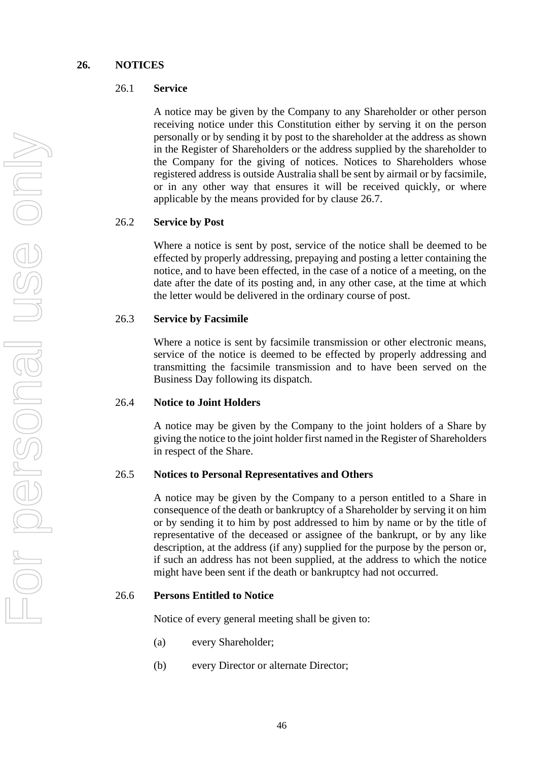## 26. NOTICES

### 26.1 Service

A notice may be given by the Company to any Shareholder or other person receiving notice under this Constitution either by serving it on the person personally or by sending it by post to the shareholder at the address as shown in the Register of Shareholders or the address supplied by the shareholder to the Company for the giving of notices. Notices to Shareholders whose registered address is outside Australia shall be sent by airmail or by facsimile, or in any other way that ensures it will be received quickly, or where applicable by the means provided for by clause 26.7.

### 26.2 Service by Post

Where a notice is sent by post, service of the notice shall be deemed to be effected by properly addressing, prepaying and posting a letter containing the notice, and to have been effected, in the case of a notice of a meeting, on the date after the date of its posting and, in any other case, at the time at which the letter would be delivered in the ordinary course of post.

### 26.3 Service by Facsimile

Where a notice is sent by facsimile transmission or other electronic means, service of the notice is deemed to be effected by properly addressing and transmitting the facsimile transmission and to have been served on the Business Day following its dispatch.

### 26.4 Notice to Joint Holders

A notice may be given by the Company to the joint holders of a Share by giving the notice to the joint holder first named in the Register of Shareholders in respect of the Share.

### 26.5 Notices to Personal Representatives and Others

A notice may be given by the Company to a person entitled to a Share in consequence of the death or bankruptcy of a Shareholder by serving it on him or by sending it to him by post addressed to him by name or by the title of representative of the deceased or assignee of the bankrupt, or by any like description, at the address (if any) supplied for the purpose by the person or, if such an address has not been supplied, at the address to which the notice might have been sent if the death or bankruptcy had not occurred.

### 26.6 Persons Entitled to Notice

Notice of every general meeting shall be given to:

(a) every Shareholder;

(b) every Director or alternate Director;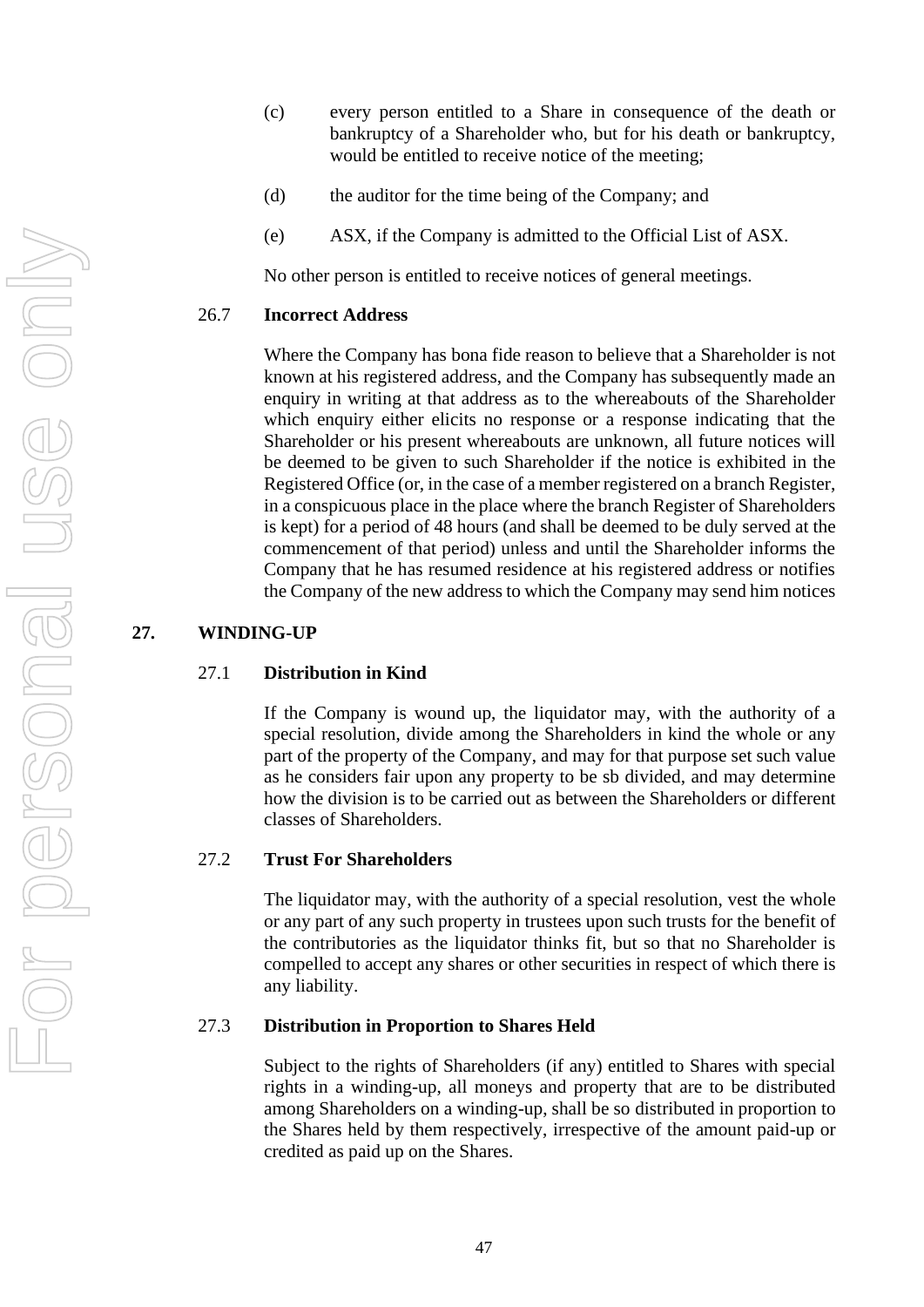(c) every person entitled to a Share in consequence of the death or bankruptcy of a Shareholder who, but for his death or bankruptcy, would be entitled to receive notice of the meeting;

(d) the auditor for the time being of the Company; and

(e) ASX, if the Company is admitted to the Official List of ASX.

No other person is entitled to receive notices of general meetings.

26.7 **Incorrect Address**

Where the Company has bona fide reason to believe that a Shareholder is not known at his registered address, and the Company has subsequently made an enquiry in writing at that address as to the whereabouts of the Shareholder which enquiry either elicits no response or a response indicating that the Shareholder or his present whereabouts are unknown, all future notices will be deemed to be given to such Shareholder if the notice is exhibited in the Registered Office (or, in the case of a member registered on a branch Register, in a conspicuous place in the place where the branch Register of Shareholders is kept) for a period of 48 hours (and shall be deemed to be duly served at the commencement of that period) unless and until the Shareholder informs the Company that he has resumed residence at his registered address or notifies the Company of the new address to which the Company may send him notices

## 27. WINDING-UP

27.1 **Distribution in Kind**

If the Company is wound up, the liquidator may, with the authority of a special resolution, divide among the Shareholders in kind the whole or any part of the property of the Company, and may for that purpose set such value as he considers fair upon any property to be sb divided, and may determine how the division is to be carried out as between the Shareholders or different classes of Shareholders.

27.2 **Trust For Shareholders**

The liquidator may, with the authority of a special resolution, vest the whole or any part of any such property in trustees upon such trusts for the benefit of the contributories as the liquidator thinks fit, but so that no Shareholder is compelled to accept any shares or other securities in respect of which there is any liability.

27.3 **Distribution in Proportion to Shares Held**

Subject to the rights of Shareholders (if any) entitled to Shares with special rights in a winding-up, all moneys and property that are to be distributed among Shareholders on a winding-up, shall be so distributed in proportion to the Shares held by them respectively, irrespective of the amount paid-up or credited as paid up on the Shares.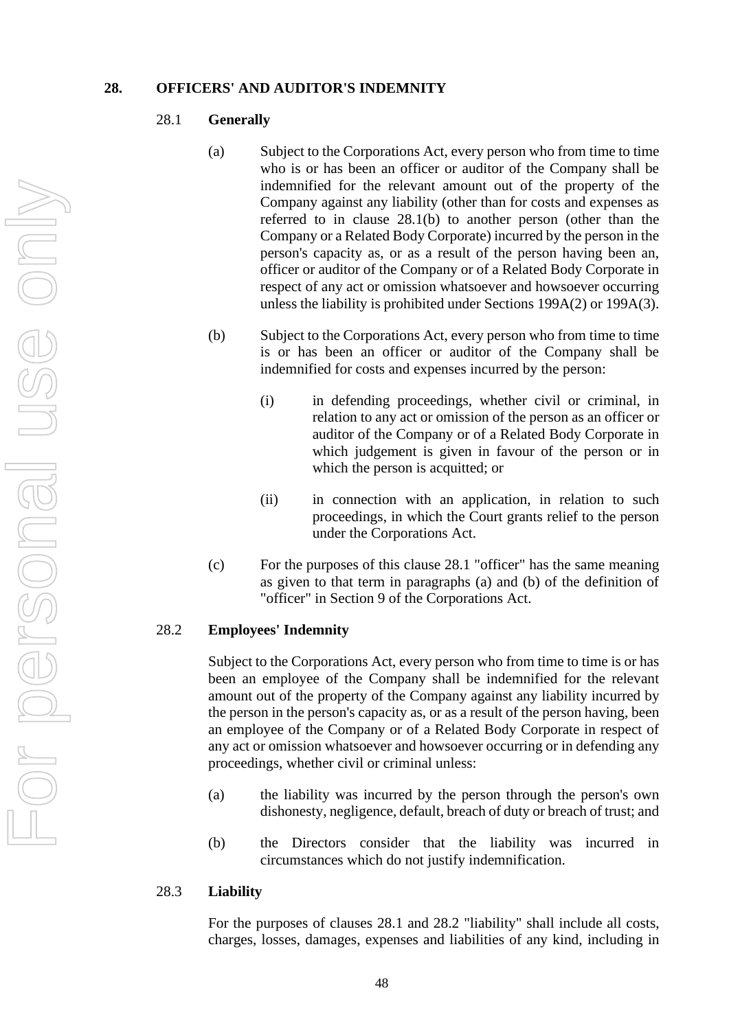## 28. OFFICERS' AND AUDITOR'S INDEMNITY

### 28.1 Generally

(a) Subject to the Corporations Act, every person who from time to time who is or has been an officer or auditor of the Company shall be indemnified for the relevant amount out of the property of the Company against any liability (other than for costs and expenses as referred to in clause 28.1(b) to another person (other than the Company or a Related Body Corporate) incurred by the person in the person's capacity as, or as a result of the person having been an, officer or auditor of the Company or of a Related Body Corporate in respect of any act or omission whatsoever and howsoever occurring unless the liability is prohibited under Sections 199A(2) or 199A(3).

(b) Subject to the Corporations Act, every person who from time to time is or has been an officer or auditor of the Company shall be indemnified for costs and expenses incurred by the person:

(i) in defending proceedings, whether civil or criminal, in relation to any act or omission of the person as an officer or auditor of the Company or of a Related Body Corporate in which judgement is given in favour of the person or in which the person is acquitted; or

(ii) in connection with an application, in relation to such proceedings, in which the Court grants relief to the person under the Corporations Act.

(c) For the purposes of this clause 28.1 "officer" has the same meaning as given to that term in paragraphs (a) and (b) of the definition of "officer" in Section 9 of the Corporations Act.

### 28.2 Employees' Indemnity

Subject to the Corporations Act, every person who from time to time is or has been an employee of the Company shall be indemnified for the relevant amount out of the property of the Company against any liability incurred by the person in the person's capacity as, or as a result of the person having, been an employee of the Company or of a Related Body Corporate in respect of any act or omission whatsoever and howsoever occurring or in defending any proceedings, whether civil or criminal unless:

(a) the liability was incurred by the person through the person's own dishonesty, negligence, default, breach of duty or breach of trust; and

(b) the Directors consider that the liability was incurred in circumstances which do not justify indemnification.

### 28.3 Liability

For the purposes of clauses 28.1 and 28.2 "liability" shall include all costs, charges, losses, damages, expenses and liabilities of any kind, including in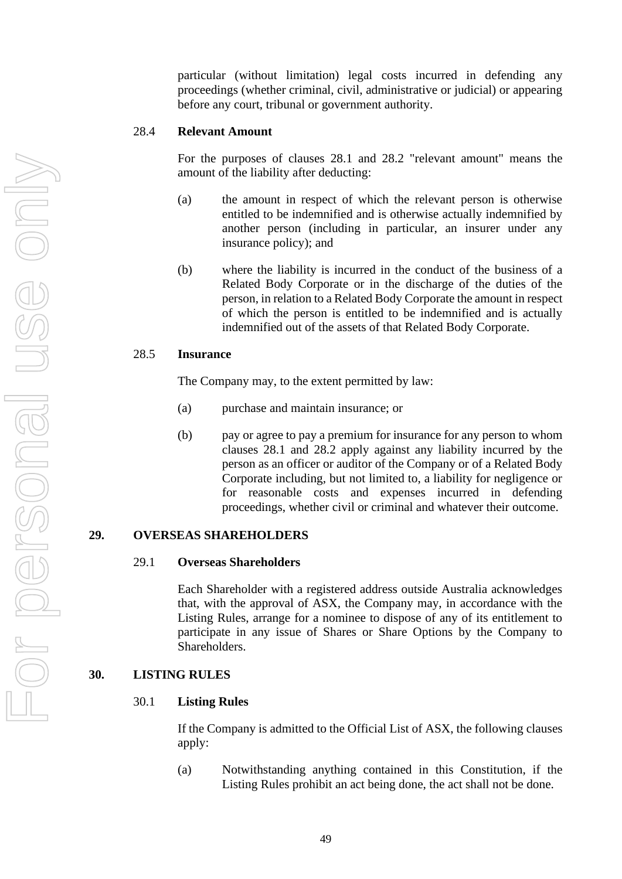particular (without limitation) legal costs incurred in defending any proceedings (whether criminal, civil, administrative or judicial) or appearing before any court, tribunal or government authority.

28.4 **Relevant Amount**

For the purposes of clauses 28.1 and 28.2 "relevant amount" means the amount of the liability after deducting:

(a) the amount in respect of which the relevant person is otherwise entitled to be indemnified and is otherwise actually indemnified by another person (including in particular, an insurer under any insurance policy); and

(b) where the liability is incurred in the conduct of the business of a Related Body Corporate or in the discharge of the duties of the person, in relation to a Related Body Corporate the amount in respect of which the person is entitled to be indemnified and is actually indemnified out of the assets of that Related Body Corporate.

28.5 **Insurance**

The Company may, to the extent permitted by law:

(a) purchase and maintain insurance; or

(b) pay or agree to pay a premium for insurance for any person to whom clauses 28.1 and 28.2 apply against any liability incurred by the person as an officer or auditor of the Company or of a Related Body Corporate including, but not limited to, a liability for negligence or for reasonable costs and expenses incurred in defending proceedings, whether civil or criminal and whatever their outcome.

## 29. OVERSEAS SHAREHOLDERS

29.1 **Overseas Shareholders**

Each Shareholder with a registered address outside Australia acknowledges that, with the approval of ASX, the Company may, in accordance with the Listing Rules, arrange for a nominee to dispose of any of its entitlement to participate in any issue of Shares or Share Options by the Company to Shareholders.

## 30. LISTING RULES

30.1 **Listing Rules**

If the Company is admitted to the Official List of ASX, the following clauses apply:

(a) Notwithstanding anything contained in this Constitution, if the Listing Rules prohibit an act being done, the act shall not be done.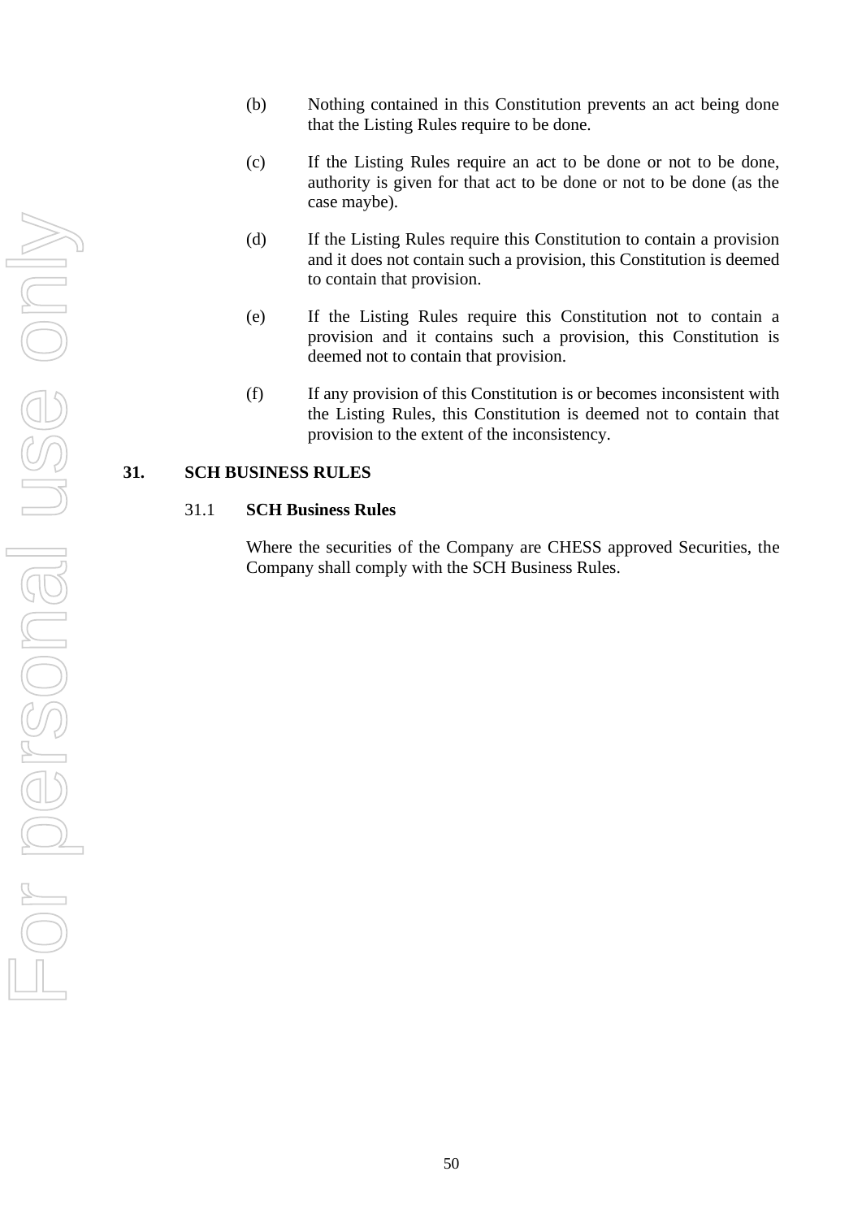(b) Nothing contained in this Constitution prevents an act being done that the Listing Rules require to be done.

(c) If the Listing Rules require an act to be done or not to be done, authority is given for that act to be done or not to be done (as the case maybe).

(d) If the Listing Rules require this Constitution to contain a provision and it does not contain such a provision, this Constitution is deemed to contain that provision.

(e) If the Listing Rules require this Constitution not to contain a provision and it contains such a provision, this Constitution is deemed not to contain that provision.

(f) If any provision of this Constitution is or becomes inconsistent with the Listing Rules, this Constitution is deemed not to contain that provision to the extent of the inconsistency.

## 31. SCH BUSINESS RULES

### 31.1 SCH Business Rules

Where the securities of the Company are CHESS approved Securities, the Company shall comply with the SCH Business Rules.